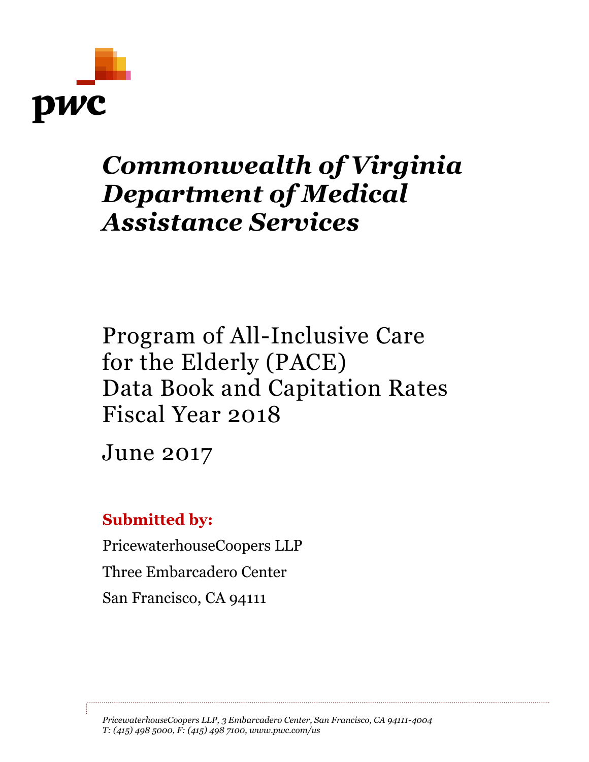pwc

# *Commonwealth of Virginia Department of Medical Assistance Services*

## Program of All-Inclusive Care for the Elderly (PACE) Data Book and Capitation Rates Fiscal Year 2018

June 2017

**Submitted by:**

PricewaterhouseCoopers LLP

Three Embarcadero Center

San Francisco, CA 94111

*PricewaterhouseCoopers LLP, 3 Embarcadero Center, San Francisco, CA 94111-4004*
*T: (415) 498 5000, F: (415) 498 7100, www.pwc.com/us*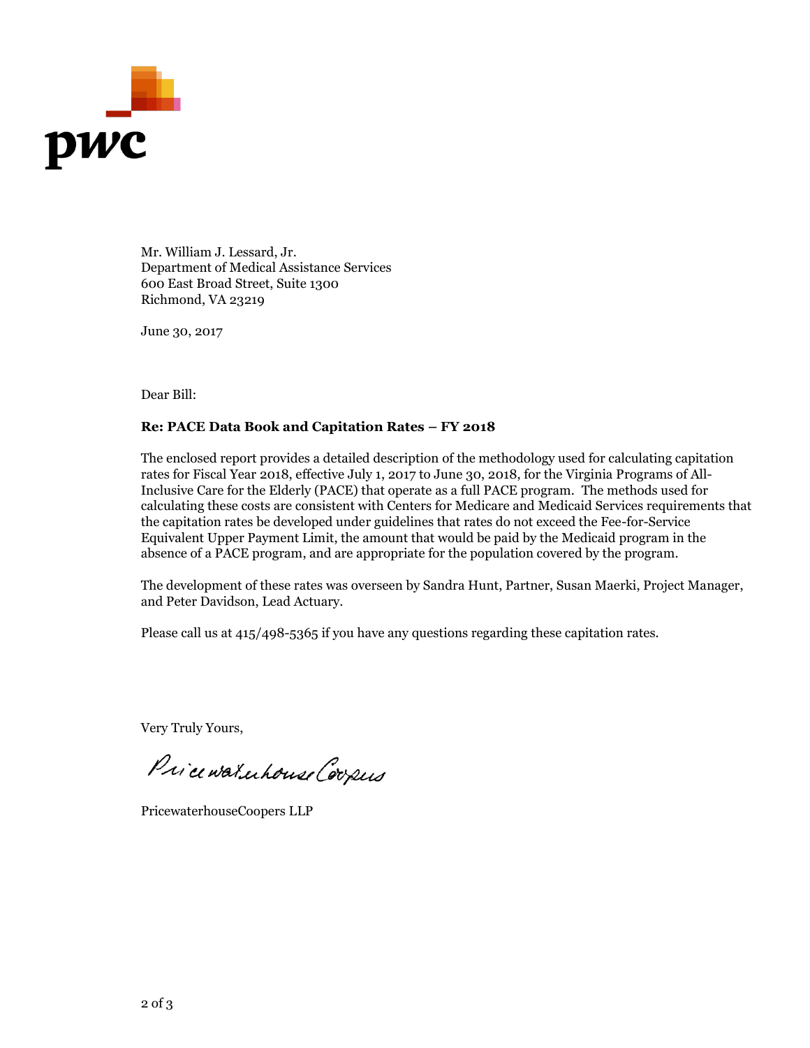Mr. William J. Lessard, Jr.
Department of Medical Assistance Services
600 East Broad Street, Suite 1300
Richmond, VA 23219

June 30, 2017

Dear Bill:

**Re: PACE Data Book and Capitation Rates – FY 2018**

The enclosed report provides a detailed description of the methodology used for calculating capitation rates for Fiscal Year 2018, effective July 1, 2017 to June 30, 2018, for the Virginia Programs of All-Inclusive Care for the Elderly (PACE) that operate as a full PACE program. The methods used for calculating these costs are consistent with Centers for Medicare and Medicaid Services requirements that the capitation rates be developed under guidelines that rates do not exceed the Fee-for-Service Equivalent Upper Payment Limit, the amount that would be paid by the Medicaid program in the absence of a PACE program, and are appropriate for the population covered by the program.

The development of these rates was overseen by Sandra Hunt, Partner, Susan Maerki, Project Manager, and Peter Davidson, Lead Actuary.

Please call us at 415/498-5365 if you have any questions regarding these capitation rates.

Very Truly Yours,

PricewaterhouseCoopers

PricewaterhouseCoopers LLP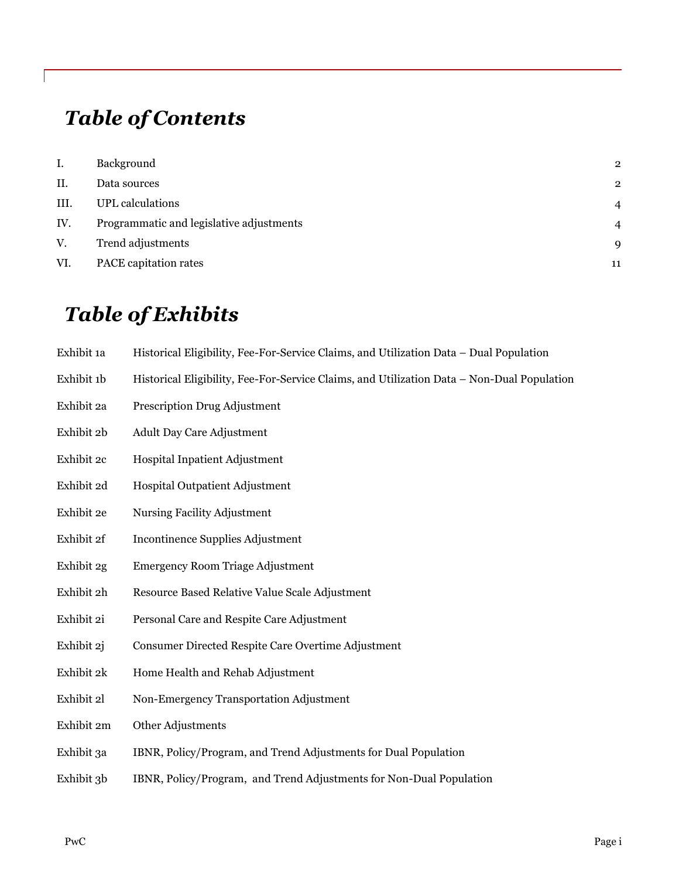# *Table of Contents*

| | | |
|---|---|---|
| I. | Background | 2 |
| II. | Data sources | 2 |
| III. | UPL calculations | 4 |
| IV. | Programmatic and legislative adjustments | 4 |
| V. | Trend adjustments | 9 |
| VI. | PACE capitation rates | 11 |

# *Table of Exhibits*

| | |
|---|---|
| Exhibit 1a | Historical Eligibility, Fee-For-Service Claims, and Utilization Data – Dual Population |
| Exhibit 1b | Historical Eligibility, Fee-For-Service Claims, and Utilization Data – Non-Dual Population |
| Exhibit 2a | Prescription Drug Adjustment |
| Exhibit 2b | Adult Day Care Adjustment |
| Exhibit 2c | Hospital Inpatient Adjustment |
| Exhibit 2d | Hospital Outpatient Adjustment |
| Exhibit 2e | Nursing Facility Adjustment |
| Exhibit 2f | Incontinence Supplies Adjustment |
| Exhibit 2g | Emergency Room Triage Adjustment |
| Exhibit 2h | Resource Based Relative Value Scale Adjustment |
| Exhibit 2i | Personal Care and Respite Care Adjustment |
| Exhibit 2j | Consumer Directed Respite Care Overtime Adjustment |
| Exhibit 2k | Home Health and Rehab Adjustment |
| Exhibit 2l | Non-Emergency Transportation Adjustment |
| Exhibit 2m | Other Adjustments |
| Exhibit 3a | IBNR, Policy/Program, and Trend Adjustments for Dual Population |
| Exhibit 3b | IBNR, Policy/Program, and Trend Adjustments for Non-Dual Population |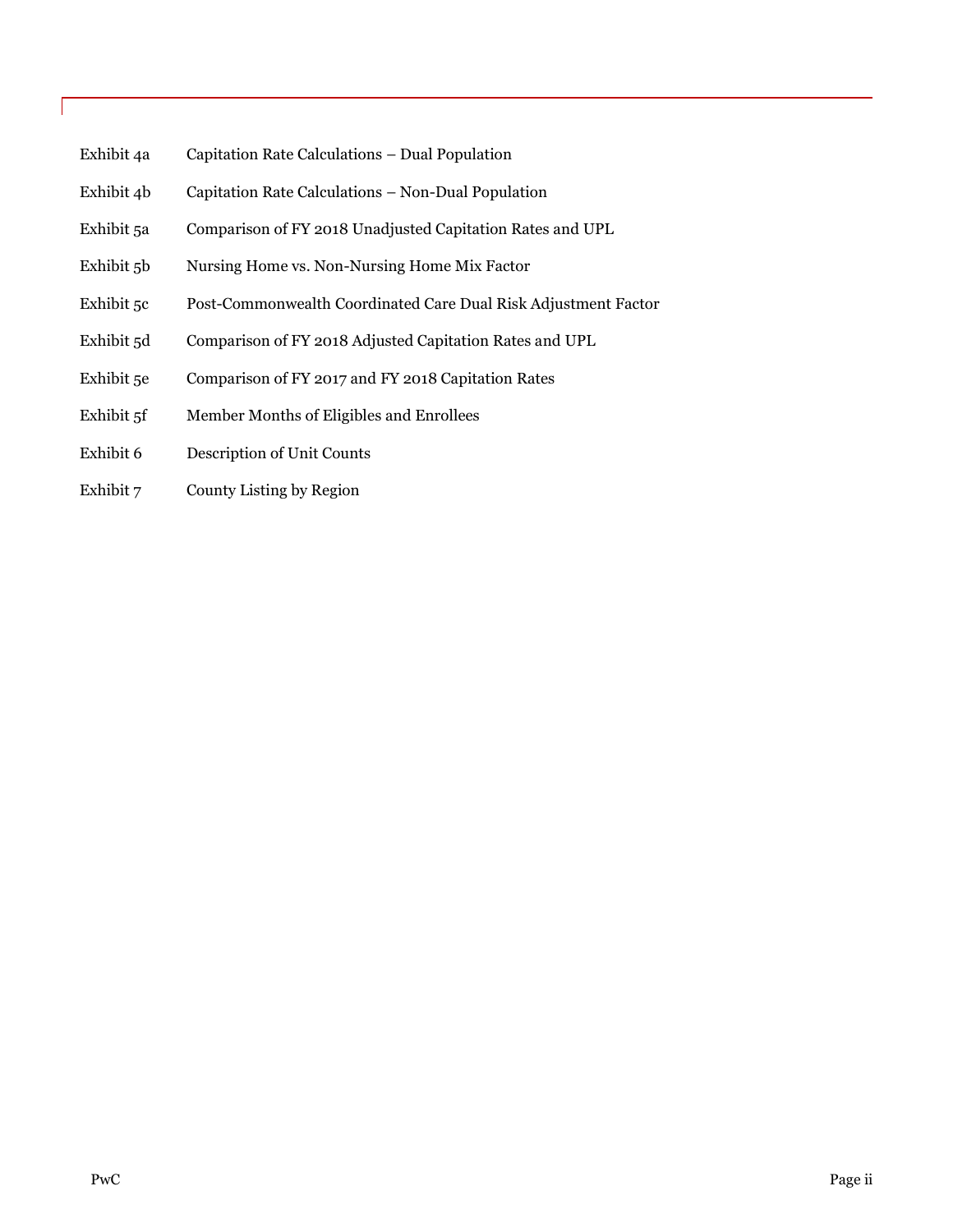| | |
|---|---|
| Exhibit 4a | Capitation Rate Calculations – Dual Population |
| Exhibit 4b | Capitation Rate Calculations – Non-Dual Population |
| Exhibit 5a | Comparison of FY 2018 Unadjusted Capitation Rates and UPL |
| Exhibit 5b | Nursing Home vs. Non-Nursing Home Mix Factor |
| Exhibit 5c | Post-Commonwealth Coordinated Care Dual Risk Adjustment Factor |
| Exhibit 5d | Comparison of FY 2018 Adjusted Capitation Rates and UPL |
| Exhibit 5e | Comparison of FY 2017 and FY 2018 Capitation Rates |
| Exhibit 5f | Member Months of Eligibles and Enrollees |
| Exhibit 6 | Description of Unit Counts |
| Exhibit 7 | County Listing by Region |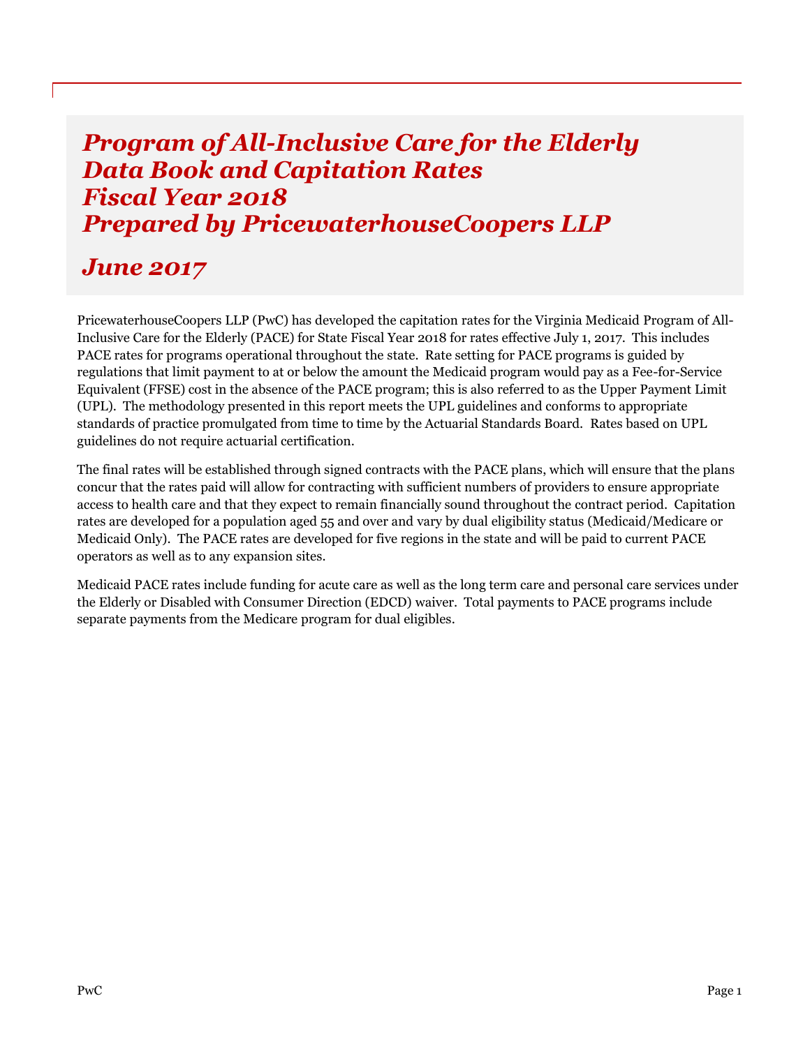# *Program of All-Inclusive Care for the Elderly Data Book and Capitation Rates Fiscal Year 2018 Prepared by PricewaterhouseCoopers LLP*

## *June 2017*

PricewaterhouseCoopers LLP (PwC) has developed the capitation rates for the Virginia Medicaid Program of All-Inclusive Care for the Elderly (PACE) for State Fiscal Year 2018 for rates effective July 1, 2017. This includes PACE rates for programs operational throughout the state. Rate setting for PACE programs is guided by regulations that limit payment to at or below the amount the Medicaid program would pay as a Fee-for-Service Equivalent (FFSE) cost in the absence of the PACE program; this is also referred to as the Upper Payment Limit (UPL). The methodology presented in this report meets the UPL guidelines and conforms to appropriate standards of practice promulgated from time to time by the Actuarial Standards Board. Rates based on UPL guidelines do not require actuarial certification.

The final rates will be established through signed contracts with the PACE plans, which will ensure that the plans concur that the rates paid will allow for contracting with sufficient numbers of providers to ensure appropriate access to health care and that they expect to remain financially sound throughout the contract period. Capitation rates are developed for a population aged 55 and over and vary by dual eligibility status (Medicaid/Medicare or Medicaid Only). The PACE rates are developed for five regions in the state and will be paid to current PACE operators as well as to any expansion sites.

Medicaid PACE rates include funding for acute care as well as the long term care and personal care services under the Elderly or Disabled with Consumer Direction (EDCD) waiver. Total payments to PACE programs include separate payments from the Medicare program for dual eligibles.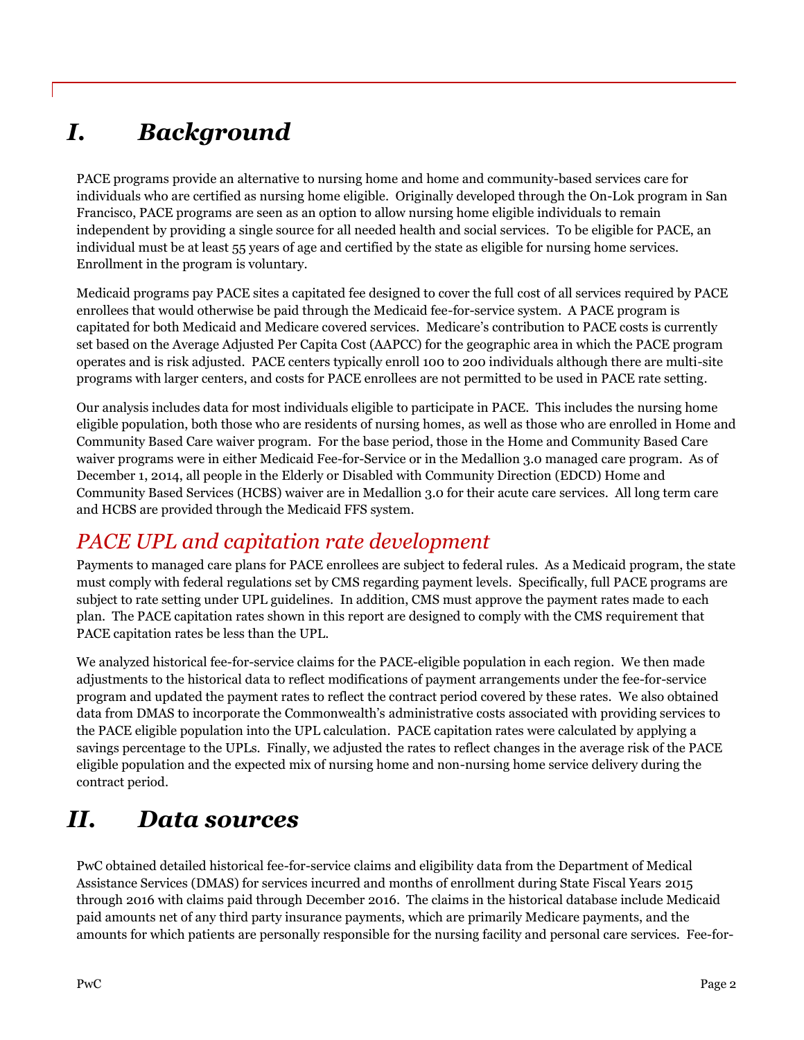# *I. Background*

PACE programs provide an alternative to nursing home and home and community-based services care for individuals who are certified as nursing home eligible. Originally developed through the On-Lok program in San Francisco, PACE programs are seen as an option to allow nursing home eligible individuals to remain independent by providing a single source for all needed health and social services. To be eligible for PACE, an individual must be at least 55 years of age and certified by the state as eligible for nursing home services. Enrollment in the program is voluntary.

Medicaid programs pay PACE sites a capitated fee designed to cover the full cost of all services required by PACE enrollees that would otherwise be paid through the Medicaid fee-for-service system. A PACE program is capitated for both Medicaid and Medicare covered services. Medicare's contribution to PACE costs is currently set based on the Average Adjusted Per Capita Cost (AAPCC) for the geographic area in which the PACE program operates and is risk adjusted. PACE centers typically enroll 100 to 200 individuals although there are multi-site programs with larger centers, and costs for PACE enrollees are not permitted to be used in PACE rate setting.

Our analysis includes data for most individuals eligible to participate in PACE. This includes the nursing home eligible population, both those who are residents of nursing homes, as well as those who are enrolled in Home and Community Based Care waiver program. For the base period, those in the Home and Community Based Care waiver programs were in either Medicaid Fee-for-Service or in the Medallion 3.0 managed care program. As of December 1, 2014, all people in the Elderly or Disabled with Community Direction (EDCD) Home and Community Based Services (HCBS) waiver are in Medallion 3.0 for their acute care services. All long term care and HCBS are provided through the Medicaid FFS system.

## *PACE UPL and capitation rate development*

Payments to managed care plans for PACE enrollees are subject to federal rules. As a Medicaid program, the state must comply with federal regulations set by CMS regarding payment levels. Specifically, full PACE programs are subject to rate setting under UPL guidelines. In addition, CMS must approve the payment rates made to each plan. The PACE capitation rates shown in this report are designed to comply with the CMS requirement that PACE capitation rates be less than the UPL.

We analyzed historical fee-for-service claims for the PACE-eligible population in each region. We then made adjustments to the historical data to reflect modifications of payment arrangements under the fee-for-service program and updated the payment rates to reflect the contract period covered by these rates. We also obtained data from DMAS to incorporate the Commonwealth's administrative costs associated with providing services to the PACE eligible population into the UPL calculation. PACE capitation rates were calculated by applying a savings percentage to the UPLs. Finally, we adjusted the rates to reflect changes in the average risk of the PACE eligible population and the expected mix of nursing home and non-nursing home service delivery during the contract period.

# *II. Data sources*

PwC obtained detailed historical fee-for-service claims and eligibility data from the Department of Medical Assistance Services (DMAS) for services incurred and months of enrollment during State Fiscal Years 2015 through 2016 with claims paid through December 2016. The claims in the historical database include Medicaid paid amounts net of any third party insurance payments, which are primarily Medicare payments, and the amounts for which patients are personally responsible for the nursing facility and personal care services. Fee-for-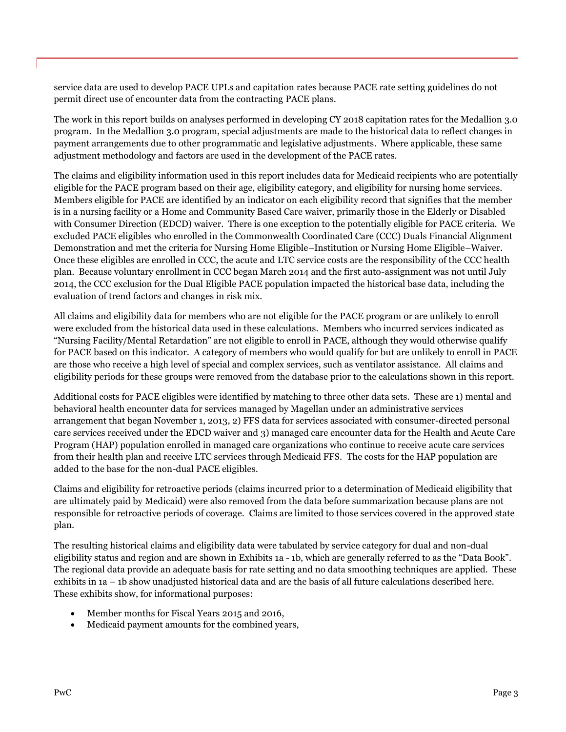service data are used to develop PACE UPLs and capitation rates because PACE rate setting guidelines do not permit direct use of encounter data from the contracting PACE plans.

The work in this report builds on analyses performed in developing CY 2018 capitation rates for the Medallion 3.0 program. In the Medallion 3.0 program, special adjustments are made to the historical data to reflect changes in payment arrangements due to other programmatic and legislative adjustments. Where applicable, these same adjustment methodology and factors are used in the development of the PACE rates.

The claims and eligibility information used in this report includes data for Medicaid recipients who are potentially eligible for the PACE program based on their age, eligibility category, and eligibility for nursing home services. Members eligible for PACE are identified by an indicator on each eligibility record that signifies that the member is in a nursing facility or a Home and Community Based Care waiver, primarily those in the Elderly or Disabled with Consumer Direction (EDCD) waiver. There is one exception to the potentially eligible for PACE criteria. We excluded PACE eligibles who enrolled in the Commonwealth Coordinated Care (CCC) Duals Financial Alignment Demonstration and met the criteria for Nursing Home Eligible–Institution or Nursing Home Eligible–Waiver. Once these eligibles are enrolled in CCC, the acute and LTC service costs are the responsibility of the CCC health plan. Because voluntary enrollment in CCC began March 2014 and the first auto-assignment was not until July 2014, the CCC exclusion for the Dual Eligible PACE population impacted the historical base data, including the evaluation of trend factors and changes in risk mix.

All claims and eligibility data for members who are not eligible for the PACE program or are unlikely to enroll were excluded from the historical data used in these calculations. Members who incurred services indicated as "Nursing Facility/Mental Retardation" are not eligible to enroll in PACE, although they would otherwise qualify for PACE based on this indicator. A category of members who would qualify for but are unlikely to enroll in PACE are those who receive a high level of special and complex services, such as ventilator assistance. All claims and eligibility periods for these groups were removed from the database prior to the calculations shown in this report.

Additional costs for PACE eligibles were identified by matching to three other data sets. These are 1) mental and behavioral health encounter data for services managed by Magellan under an administrative services arrangement that began November 1, 2013, 2) FFS data for services associated with consumer-directed personal care services received under the EDCD waiver and 3) managed care encounter data for the Health and Acute Care Program (HAP) population enrolled in managed care organizations who continue to receive acute care services from their health plan and receive LTC services through Medicaid FFS. The costs for the HAP population are added to the base for the non-dual PACE eligibles.

Claims and eligibility for retroactive periods (claims incurred prior to a determination of Medicaid eligibility that are ultimately paid by Medicaid) were also removed from the data before summarization because plans are not responsible for retroactive periods of coverage. Claims are limited to those services covered in the approved state plan.

The resulting historical claims and eligibility data were tabulated by service category for dual and non-dual eligibility status and region and are shown in Exhibits 1a - 1b, which are generally referred to as the "Data Book". The regional data provide an adequate basis for rate setting and no data smoothing techniques are applied. These exhibits in 1a – 1b show unadjusted historical data and are the basis of all future calculations described here. These exhibits show, for informational purposes:

- Member months for Fiscal Years 2015 and 2016,
- Medicaid payment amounts for the combined years,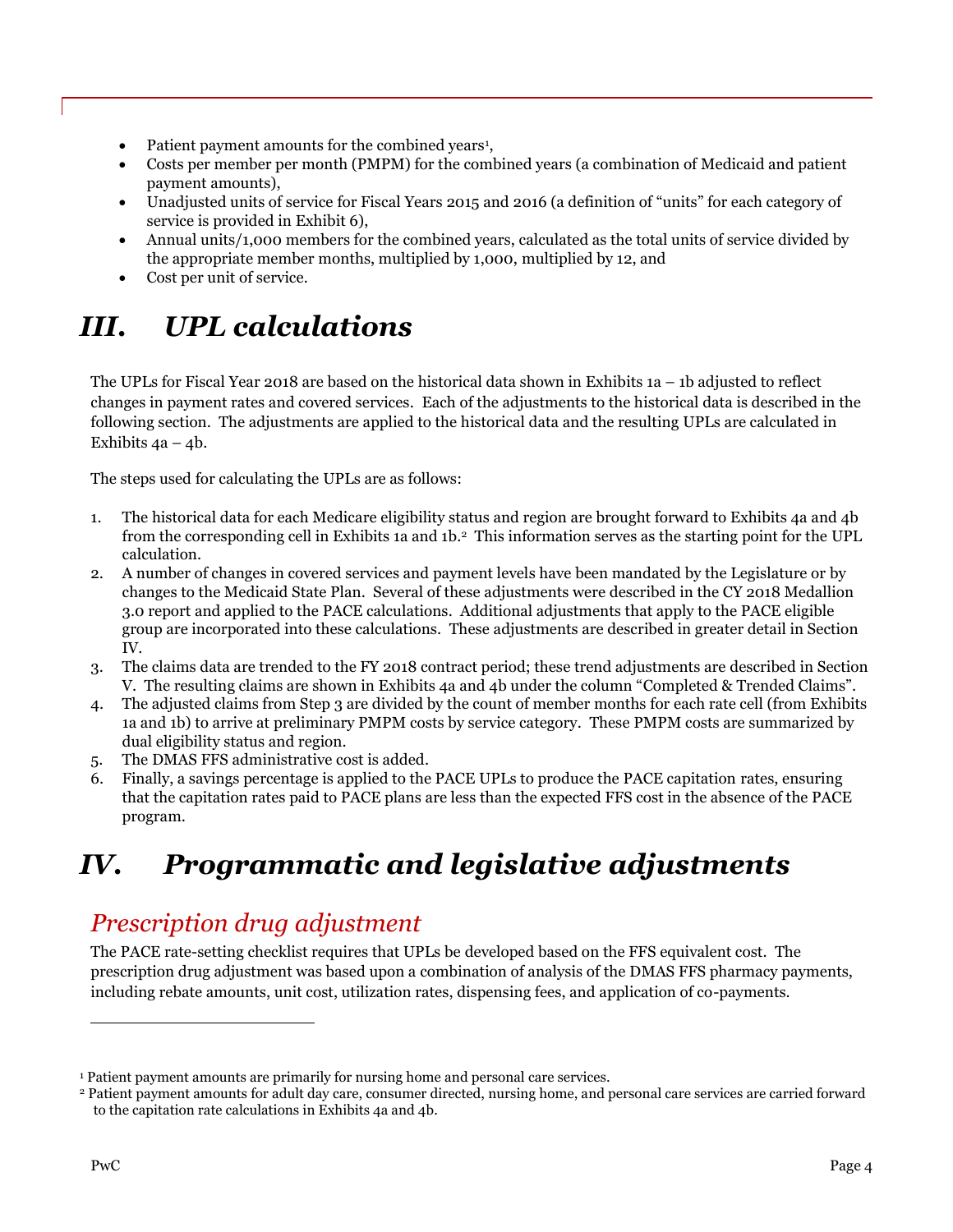- Patient payment amounts for the combined years[1],
- Costs per member per month (PMPM) for the combined years (a combination of Medicaid and patient payment amounts),
- Unadjusted units of service for Fiscal Years 2015 and 2016 (a definition of "units" for each category of service is provided in Exhibit 6),
- Annual units/1,000 members for the combined years, calculated as the total units of service divided by the appropriate member months, multiplied by 1,000, multiplied by 12, and
- Cost per unit of service.

# *III. UPL calculations*

The UPLs for Fiscal Year 2018 are based on the historical data shown in Exhibits 1a – 1b adjusted to reflect changes in payment rates and covered services. Each of the adjustments to the historical data is described in the following section. The adjustments are applied to the historical data and the resulting UPLs are calculated in Exhibits 4a – 4b.

The steps used for calculating the UPLs are as follows:

1. The historical data for each Medicare eligibility status and region are brought forward to Exhibits 4a and 4b from the corresponding cell in Exhibits 1a and 1b.[2] This information serves as the starting point for the UPL calculation.
2. A number of changes in covered services and payment levels have been mandated by the Legislature or by changes to the Medicaid State Plan. Several of these adjustments were described in the CY 2018 Medallion 3.0 report and applied to the PACE calculations. Additional adjustments that apply to the PACE eligible group are incorporated into these calculations. These adjustments are described in greater detail in Section IV.
3. The claims data are trended to the FY 2018 contract period; these trend adjustments are described in Section V. The resulting claims are shown in Exhibits 4a and 4b under the column "Completed & Trended Claims".
4. The adjusted claims from Step 3 are divided by the count of member months for each rate cell (from Exhibits 1a and 1b) to arrive at preliminary PMPM costs by service category. These PMPM costs are summarized by dual eligibility status and region.
5. The DMAS FFS administrative cost is added.
6. Finally, a savings percentage is applied to the PACE UPLs to produce the PACE capitation rates, ensuring that the capitation rates paid to PACE plans are less than the expected FFS cost in the absence of the PACE program.

# *IV. Programmatic and legislative adjustments*

## *Prescription drug adjustment*

The PACE rate-setting checklist requires that UPLs be developed based on the FFS equivalent cost. The prescription drug adjustment was based upon a combination of analysis of the DMAS FFS pharmacy payments, including rebate amounts, unit cost, utilization rates, dispensing fees, and application of co-payments.

---

[1] Patient payment amounts are primarily for nursing home and personal care services.

[2] Patient payment amounts for adult day care, consumer directed, nursing home, and personal care services are carried forward to the capitation rate calculations in Exhibits 4a and 4b.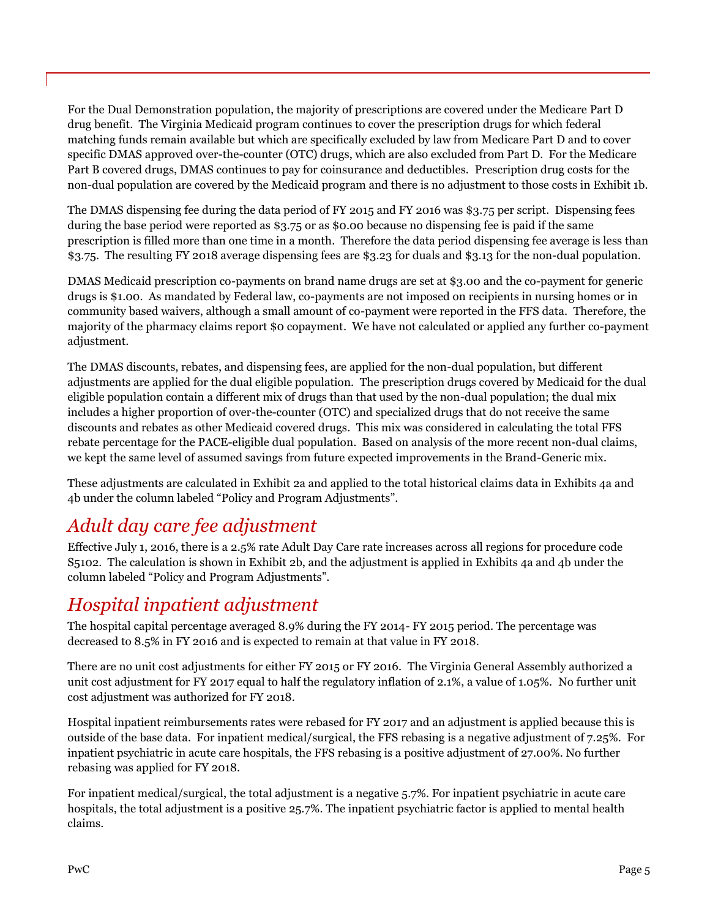For the Dual Demonstration population, the majority of prescriptions are covered under the Medicare Part D drug benefit. The Virginia Medicaid program continues to cover the prescription drugs for which federal matching funds remain available but which are specifically excluded by law from Medicare Part D and to cover specific DMAS approved over-the-counter (OTC) drugs, which are also excluded from Part D. For the Medicare Part B covered drugs, DMAS continues to pay for coinsurance and deductibles. Prescription drug costs for the non-dual population are covered by the Medicaid program and there is no adjustment to those costs in Exhibit 1b.

The DMAS dispensing fee during the data period of FY 2015 and FY 2016 was $3.75 per script. Dispensing fees during the base period were reported as $3.75 or as $0.00 because no dispensing fee is paid if the same prescription is filled more than one time in a month. Therefore the data period dispensing fee average is less than $3.75. The resulting FY 2018 average dispensing fees are $3.23 for duals and $3.13 for the non-dual population.

DMAS Medicaid prescription co-payments on brand name drugs are set at $3.00 and the co-payment for generic drugs is $1.00. As mandated by Federal law, co-payments are not imposed on recipients in nursing homes or in community based waivers, although a small amount of co-payment were reported in the FFS data. Therefore, the majority of the pharmacy claims report $0 copayment. We have not calculated or applied any further co-payment adjustment.

The DMAS discounts, rebates, and dispensing fees, are applied for the non-dual population, but different adjustments are applied for the dual eligible population. The prescription drugs covered by Medicaid for the dual eligible population contain a different mix of drugs than that used by the non-dual population; the dual mix includes a higher proportion of over-the-counter (OTC) and specialized drugs that do not receive the same discounts and rebates as other Medicaid covered drugs. This mix was considered in calculating the total FFS rebate percentage for the PACE-eligible dual population. Based on analysis of the more recent non-dual claims, we kept the same level of assumed savings from future expected improvements in the Brand-Generic mix.

These adjustments are calculated in Exhibit 2a and applied to the total historical claims data in Exhibits 4a and 4b under the column labeled "Policy and Program Adjustments".

## Adult day care fee adjustment

Effective July 1, 2016, there is a 2.5% rate Adult Day Care rate increases across all regions for procedure code S5102. The calculation is shown in Exhibit 2b, and the adjustment is applied in Exhibits 4a and 4b under the column labeled "Policy and Program Adjustments".

## Hospital inpatient adjustment

The hospital capital percentage averaged 8.9% during the FY 2014- FY 2015 period. The percentage was decreased to 8.5% in FY 2016 and is expected to remain at that value in FY 2018.

There are no unit cost adjustments for either FY 2015 or FY 2016. The Virginia General Assembly authorized a unit cost adjustment for FY 2017 equal to half the regulatory inflation of 2.1%, a value of 1.05%. No further unit cost adjustment was authorized for FY 2018.

Hospital inpatient reimbursements rates were rebased for FY 2017 and an adjustment is applied because this is outside of the base data. For inpatient medical/surgical, the FFS rebasing is a negative adjustment of 7.25%. For inpatient psychiatric in acute care hospitals, the FFS rebasing is a positive adjustment of 27.00%. No further rebasing was applied for FY 2018.

For inpatient medical/surgical, the total adjustment is a negative 5.7%. For inpatient psychiatric in acute care hospitals, the total adjustment is a positive 25.7%. The inpatient psychiatric factor is applied to mental health claims.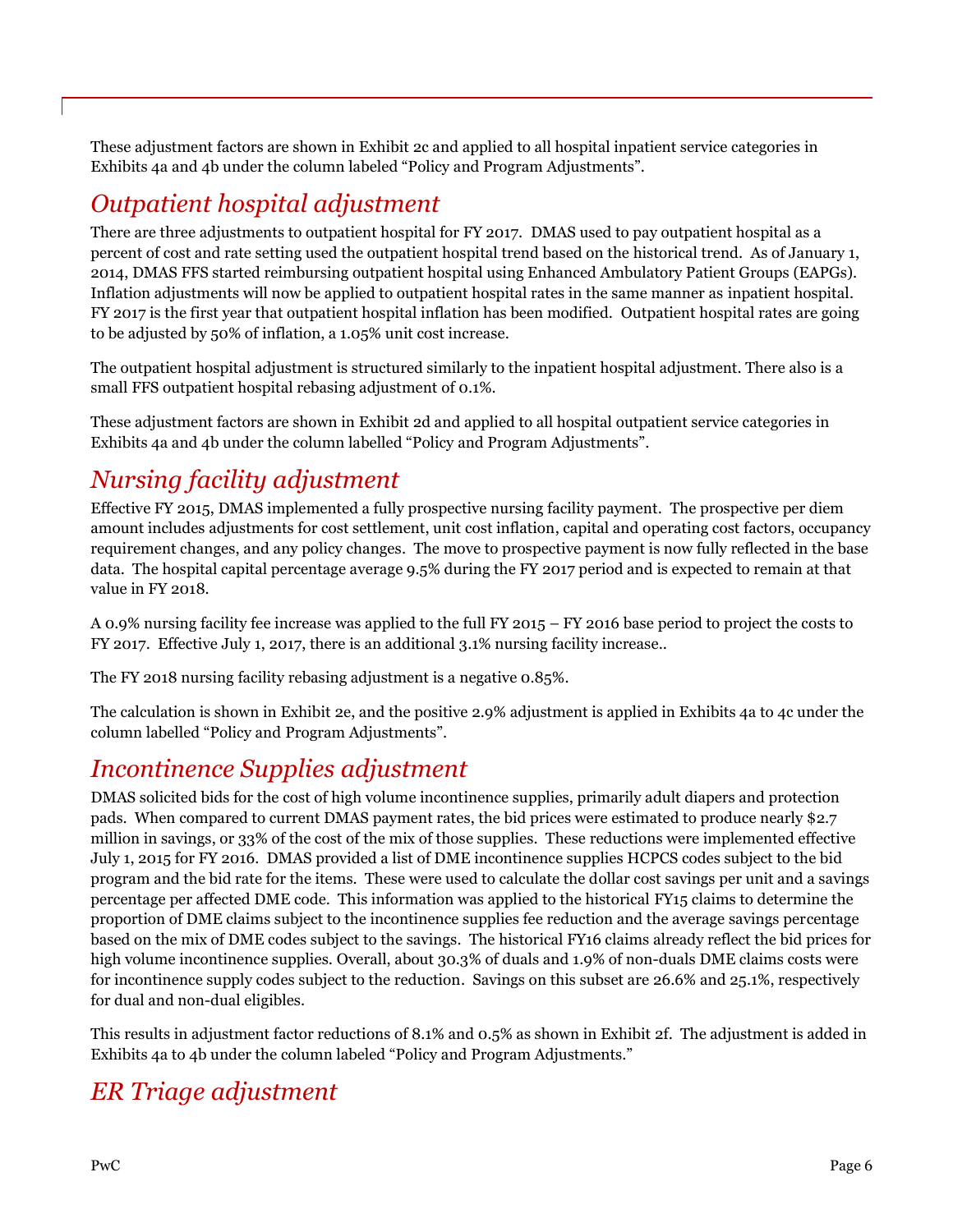These adjustment factors are shown in Exhibit 2c and applied to all hospital inpatient service categories in Exhibits 4a and 4b under the column labeled "Policy and Program Adjustments".

## Outpatient hospital adjustment

There are three adjustments to outpatient hospital for FY 2017. DMAS used to pay outpatient hospital as a percent of cost and rate setting used the outpatient hospital trend based on the historical trend. As of January 1, 2014, DMAS FFS started reimbursing outpatient hospital using Enhanced Ambulatory Patient Groups (EAPGs). Inflation adjustments will now be applied to outpatient hospital rates in the same manner as inpatient hospital. FY 2017 is the first year that outpatient hospital inflation has been modified. Outpatient hospital rates are going to be adjusted by 50% of inflation, a 1.05% unit cost increase.

The outpatient hospital adjustment is structured similarly to the inpatient hospital adjustment. There also is a small FFS outpatient hospital rebasing adjustment of 0.1%.

These adjustment factors are shown in Exhibit 2d and applied to all hospital outpatient service categories in Exhibits 4a and 4b under the column labelled "Policy and Program Adjustments".

## Nursing facility adjustment

Effective FY 2015, DMAS implemented a fully prospective nursing facility payment. The prospective per diem amount includes adjustments for cost settlement, unit cost inflation, capital and operating cost factors, occupancy requirement changes, and any policy changes. The move to prospective payment is now fully reflected in the base data. The hospital capital percentage average 9.5% during the FY 2017 period and is expected to remain at that value in FY 2018.

A 0.9% nursing facility fee increase was applied to the full FY 2015 – FY 2016 base period to project the costs to FY 2017. Effective July 1, 2017, there is an additional 3.1% nursing facility increase..

The FY 2018 nursing facility rebasing adjustment is a negative 0.85%.

The calculation is shown in Exhibit 2e, and the positive 2.9% adjustment is applied in Exhibits 4a to 4c under the column labelled "Policy and Program Adjustments".

## Incontinence Supplies adjustment

DMAS solicited bids for the cost of high volume incontinence supplies, primarily adult diapers and protection pads. When compared to current DMAS payment rates, the bid prices were estimated to produce nearly $2.7 million in savings, or 33% of the cost of the mix of those supplies. These reductions were implemented effective July 1, 2015 for FY 2016. DMAS provided a list of DME incontinence supplies HCPCS codes subject to the bid program and the bid rate for the items. These were used to calculate the dollar cost savings per unit and a savings percentage per affected DME code. This information was applied to the historical FY15 claims to determine the proportion of DME claims subject to the incontinence supplies fee reduction and the average savings percentage based on the mix of DME codes subject to the savings. The historical FY16 claims already reflect the bid prices for high volume incontinence supplies. Overall, about 30.3% of duals and 1.9% of non-duals DME claims costs were for incontinence supply codes subject to the reduction. Savings on this subset are 26.6% and 25.1%, respectively for dual and non-dual eligibles.

This results in adjustment factor reductions of 8.1% and 0.5% as shown in Exhibit 2f. The adjustment is added in Exhibits 4a to 4b under the column labeled "Policy and Program Adjustments."

## ER Triage adjustment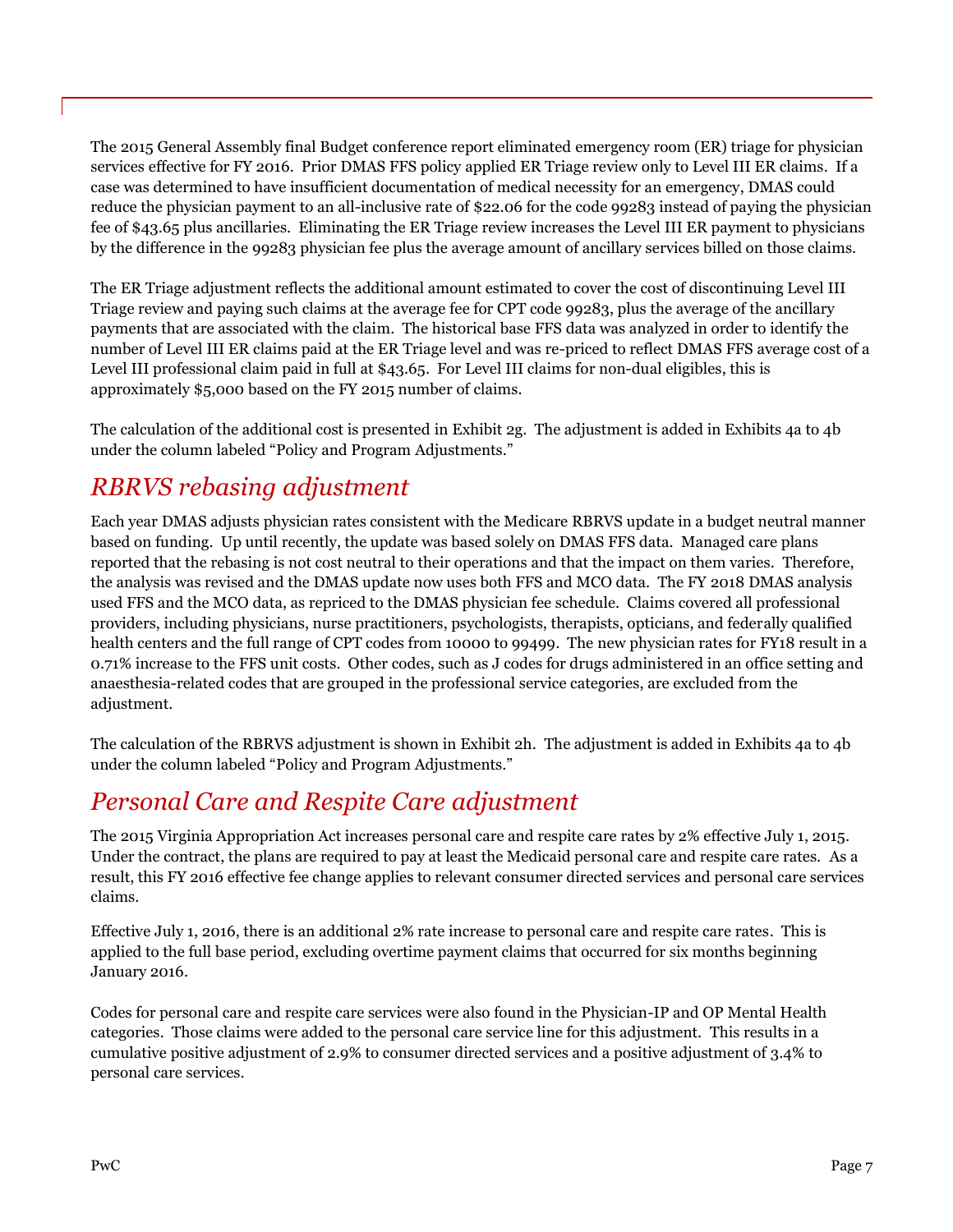The 2015 General Assembly final Budget conference report eliminated emergency room (ER) triage for physician services effective for FY 2016. Prior DMAS FFS policy applied ER Triage review only to Level III ER claims. If a case was determined to have insufficient documentation of medical necessity for an emergency, DMAS could reduce the physician payment to an all-inclusive rate of $22.06 for the code 99283 instead of paying the physician fee of $43.65 plus ancillaries. Eliminating the ER Triage review increases the Level III ER payment to physicians by the difference in the 99283 physician fee plus the average amount of ancillary services billed on those claims.

The ER Triage adjustment reflects the additional amount estimated to cover the cost of discontinuing Level III Triage review and paying such claims at the average fee for CPT code 99283, plus the average of the ancillary payments that are associated with the claim. The historical base FFS data was analyzed in order to identify the number of Level III ER claims paid at the ER Triage level and was re-priced to reflect DMAS FFS average cost of a Level III professional claim paid in full at $43.65. For Level III claims for non-dual eligibles, this is approximately $5,000 based on the FY 2015 number of claims.

The calculation of the additional cost is presented in Exhibit 2g. The adjustment is added in Exhibits 4a to 4b under the column labeled "Policy and Program Adjustments."

## *RBRVS rebasing adjustment*

Each year DMAS adjusts physician rates consistent with the Medicare RBRVS update in a budget neutral manner based on funding. Up until recently, the update was based solely on DMAS FFS data. Managed care plans reported that the rebasing is not cost neutral to their operations and that the impact on them varies. Therefore, the analysis was revised and the DMAS update now uses both FFS and MCO data. The FY 2018 DMAS analysis used FFS and the MCO data, as repriced to the DMAS physician fee schedule. Claims covered all professional providers, including physicians, nurse practitioners, psychologists, therapists, opticians, and federally qualified health centers and the full range of CPT codes from 10000 to 99499. The new physician rates for FY18 result in a 0.71% increase to the FFS unit costs. Other codes, such as J codes for drugs administered in an office setting and anaesthesia-related codes that are grouped in the professional service categories, are excluded from the adjustment.

The calculation of the RBRVS adjustment is shown in Exhibit 2h. The adjustment is added in Exhibits 4a to 4b under the column labeled "Policy and Program Adjustments."

## *Personal Care and Respite Care adjustment*

The 2015 Virginia Appropriation Act increases personal care and respite care rates by 2% effective July 1, 2015. Under the contract, the plans are required to pay at least the Medicaid personal care and respite care rates. As a result, this FY 2016 effective fee change applies to relevant consumer directed services and personal care services claims.

Effective July 1, 2016, there is an additional 2% rate increase to personal care and respite care rates. This is applied to the full base period, excluding overtime payment claims that occurred for six months beginning January 2016.

Codes for personal care and respite care services were also found in the Physician-IP and OP Mental Health categories. Those claims were added to the personal care service line for this adjustment. This results in a cumulative positive adjustment of 2.9% to consumer directed services and a positive adjustment of 3.4% to personal care services.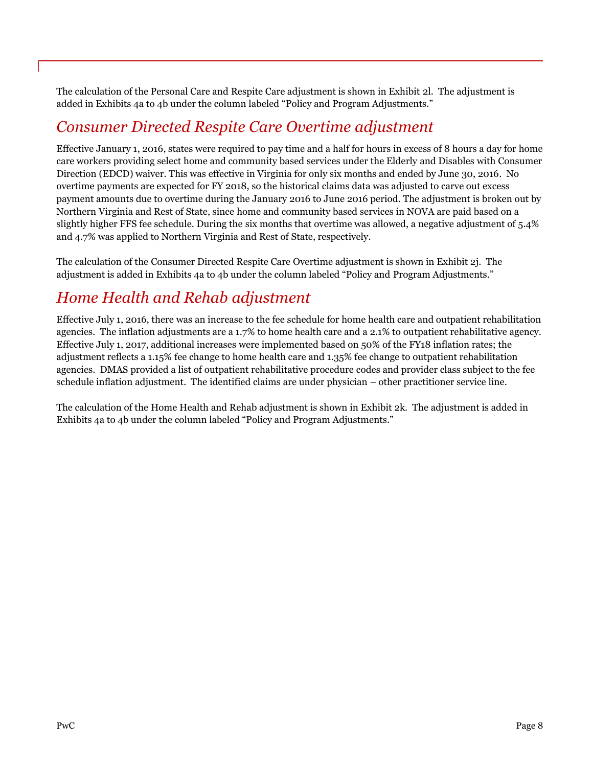The calculation of the Personal Care and Respite Care adjustment is shown in Exhibit 2l. The adjustment is added in Exhibits 4a to 4b under the column labeled "Policy and Program Adjustments."

## *Consumer Directed Respite Care Overtime adjustment*

Effective January 1, 2016, states were required to pay time and a half for hours in excess of 8 hours a day for home care workers providing select home and community based services under the Elderly and Disables with Consumer Direction (EDCD) waiver. This was effective in Virginia for only six months and ended by June 30, 2016. No overtime payments are expected for FY 2018, so the historical claims data was adjusted to carve out excess payment amounts due to overtime during the January 2016 to June 2016 period. The adjustment is broken out by Northern Virginia and Rest of State, since home and community based services in NOVA are paid based on a slightly higher FFS fee schedule. During the six months that overtime was allowed, a negative adjustment of 5.4% and 4.7% was applied to Northern Virginia and Rest of State, respectively.

The calculation of the Consumer Directed Respite Care Overtime adjustment is shown in Exhibit 2j. The adjustment is added in Exhibits 4a to 4b under the column labeled "Policy and Program Adjustments."

## *Home Health and Rehab adjustment*

Effective July 1, 2016, there was an increase to the fee schedule for home health care and outpatient rehabilitation agencies. The inflation adjustments are a 1.7% to home health care and a 2.1% to outpatient rehabilitative agency. Effective July 1, 2017, additional increases were implemented based on 50% of the FY18 inflation rates; the adjustment reflects a 1.15% fee change to home health care and 1.35% fee change to outpatient rehabilitation agencies. DMAS provided a list of outpatient rehabilitative procedure codes and provider class subject to the fee schedule inflation adjustment. The identified claims are under physician – other practitioner service line.

The calculation of the Home Health and Rehab adjustment is shown in Exhibit 2k. The adjustment is added in Exhibits 4a to 4b under the column labeled "Policy and Program Adjustments."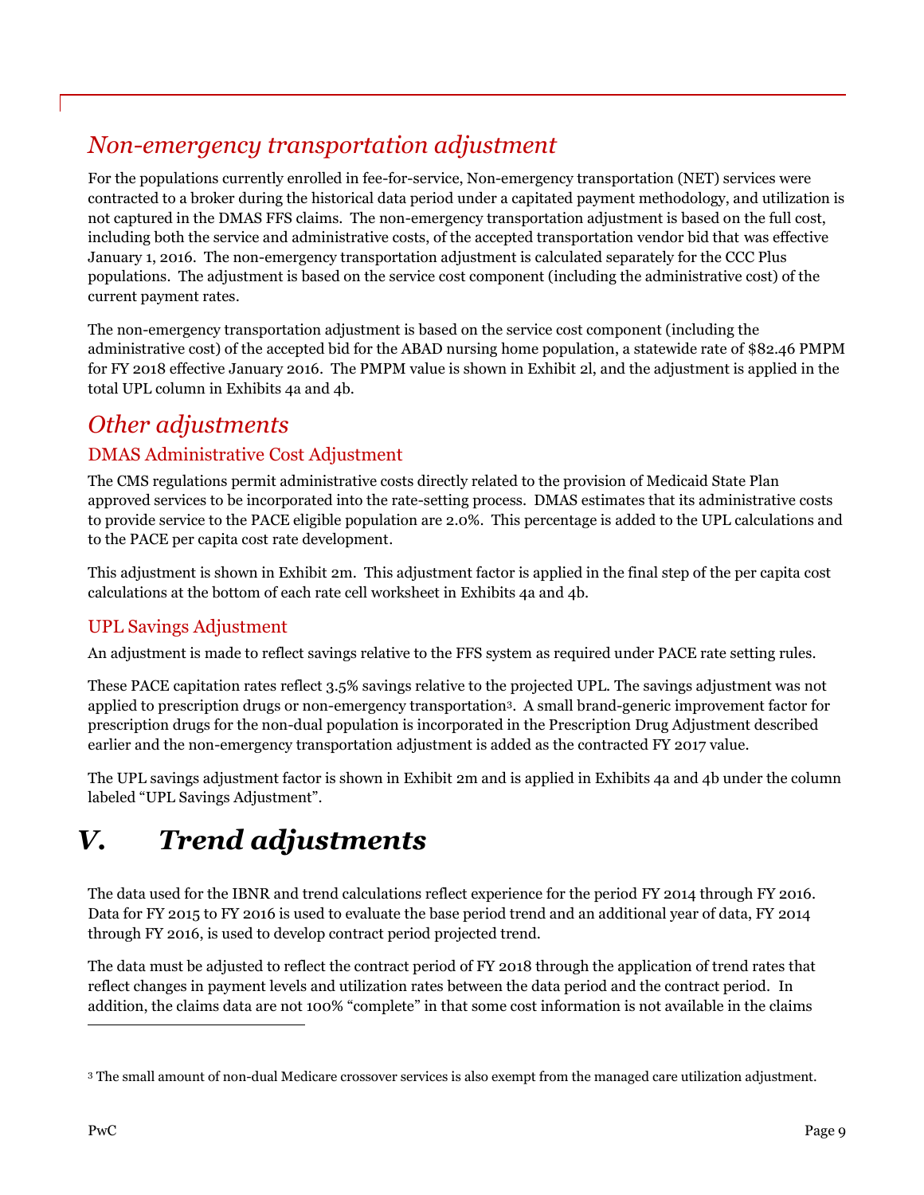## *Non-emergency transportation adjustment*

For the populations currently enrolled in fee-for-service, Non-emergency transportation (NET) services were contracted to a broker during the historical data period under a capitated payment methodology, and utilization is not captured in the DMAS FFS claims. The non-emergency transportation adjustment is based on the full cost, including both the service and administrative costs, of the accepted transportation vendor bid that was effective January 1, 2016. The non-emergency transportation adjustment is calculated separately for the CCC Plus populations. The adjustment is based on the service cost component (including the administrative cost) of the current payment rates.

The non-emergency transportation adjustment is based on the service cost component (including the administrative cost) of the accepted bid for the ABAD nursing home population, a statewide rate of $82.46 PMPM for FY 2018 effective January 2016. The PMPM value is shown in Exhibit 2l, and the adjustment is applied in the total UPL column in Exhibits 4a and 4b.

## *Other adjustments*

### DMAS Administrative Cost Adjustment

The CMS regulations permit administrative costs directly related to the provision of Medicaid State Plan approved services to be incorporated into the rate-setting process. DMAS estimates that its administrative costs to provide service to the PACE eligible population are 2.0%. This percentage is added to the UPL calculations and to the PACE per capita cost rate development.

This adjustment is shown in Exhibit 2m. This adjustment factor is applied in the final step of the per capita cost calculations at the bottom of each rate cell worksheet in Exhibits 4a and 4b.

### UPL Savings Adjustment

An adjustment is made to reflect savings relative to the FFS system as required under PACE rate setting rules.

These PACE capitation rates reflect 3.5% savings relative to the projected UPL. The savings adjustment was not applied to prescription drugs or non-emergency transportation[3]. A small brand-generic improvement factor for prescription drugs for the non-dual population is incorporated in the Prescription Drug Adjustment described earlier and the non-emergency transportation adjustment is added as the contracted FY 2017 value.

The UPL savings adjustment factor is shown in Exhibit 2m and is applied in Exhibits 4a and 4b under the column labeled "UPL Savings Adjustment".

# *V. Trend adjustments*

The data used for the IBNR and trend calculations reflect experience for the period FY 2014 through FY 2016. Data for FY 2015 to FY 2016 is used to evaluate the base period trend and an additional year of data, FY 2014 through FY 2016, is used to develop contract period projected trend.

The data must be adjusted to reflect the contract period of FY 2018 through the application of trend rates that reflect changes in payment levels and utilization rates between the data period and the contract period. In addition, the claims data are not 100% "complete" in that some cost information is not available in the claims

[3] The small amount of non-dual Medicare crossover services is also exempt from the managed care utilization adjustment.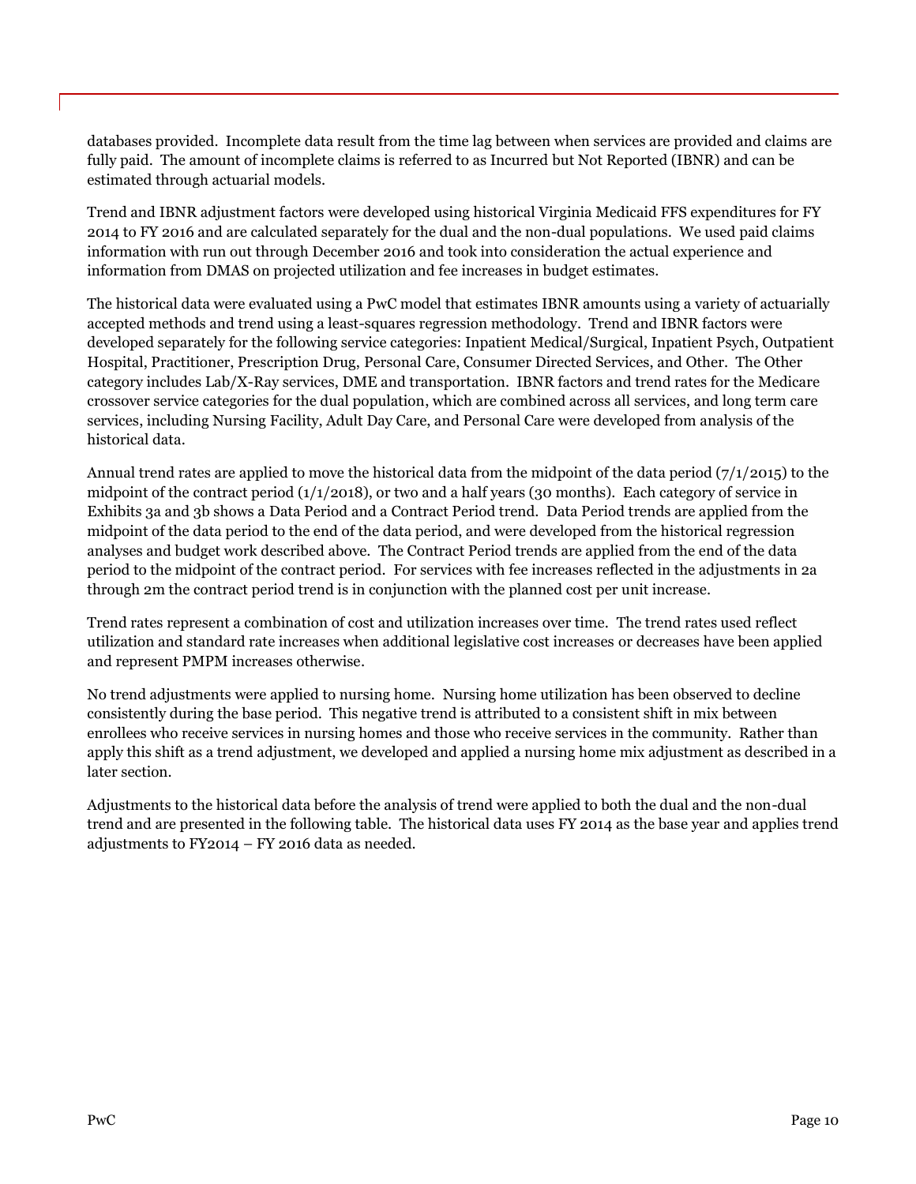databases provided. Incomplete data result from the time lag between when services are provided and claims are fully paid. The amount of incomplete claims is referred to as Incurred but Not Reported (IBNR) and can be estimated through actuarial models.

Trend and IBNR adjustment factors were developed using historical Virginia Medicaid FFS expenditures for FY 2014 to FY 2016 and are calculated separately for the dual and the non-dual populations. We used paid claims information with run out through December 2016 and took into consideration the actual experience and information from DMAS on projected utilization and fee increases in budget estimates.

The historical data were evaluated using a PwC model that estimates IBNR amounts using a variety of actuarially accepted methods and trend using a least-squares regression methodology. Trend and IBNR factors were developed separately for the following service categories: Inpatient Medical/Surgical, Inpatient Psych, Outpatient Hospital, Practitioner, Prescription Drug, Personal Care, Consumer Directed Services, and Other. The Other category includes Lab/X-Ray services, DME and transportation. IBNR factors and trend rates for the Medicare crossover service categories for the dual population, which are combined across all services, and long term care services, including Nursing Facility, Adult Day Care, and Personal Care were developed from analysis of the historical data.

Annual trend rates are applied to move the historical data from the midpoint of the data period (7/1/2015) to the midpoint of the contract period (1/1/2018), or two and a half years (30 months). Each category of service in Exhibits 3a and 3b shows a Data Period and a Contract Period trend. Data Period trends are applied from the midpoint of the data period to the end of the data period, and were developed from the historical regression analyses and budget work described above. The Contract Period trends are applied from the end of the data period to the midpoint of the contract period. For services with fee increases reflected in the adjustments in 2a through 2m the contract period trend is in conjunction with the planned cost per unit increase.

Trend rates represent a combination of cost and utilization increases over time. The trend rates used reflect utilization and standard rate increases when additional legislative cost increases or decreases have been applied and represent PMPM increases otherwise.

No trend adjustments were applied to nursing home. Nursing home utilization has been observed to decline consistently during the base period. This negative trend is attributed to a consistent shift in mix between enrollees who receive services in nursing homes and those who receive services in the community. Rather than apply this shift as a trend adjustment, we developed and applied a nursing home mix adjustment as described in a later section.

Adjustments to the historical data before the analysis of trend were applied to both the dual and the non-dual trend and are presented in the following table. The historical data uses FY 2014 as the base year and applies trend adjustments to FY2014 – FY 2016 data as needed.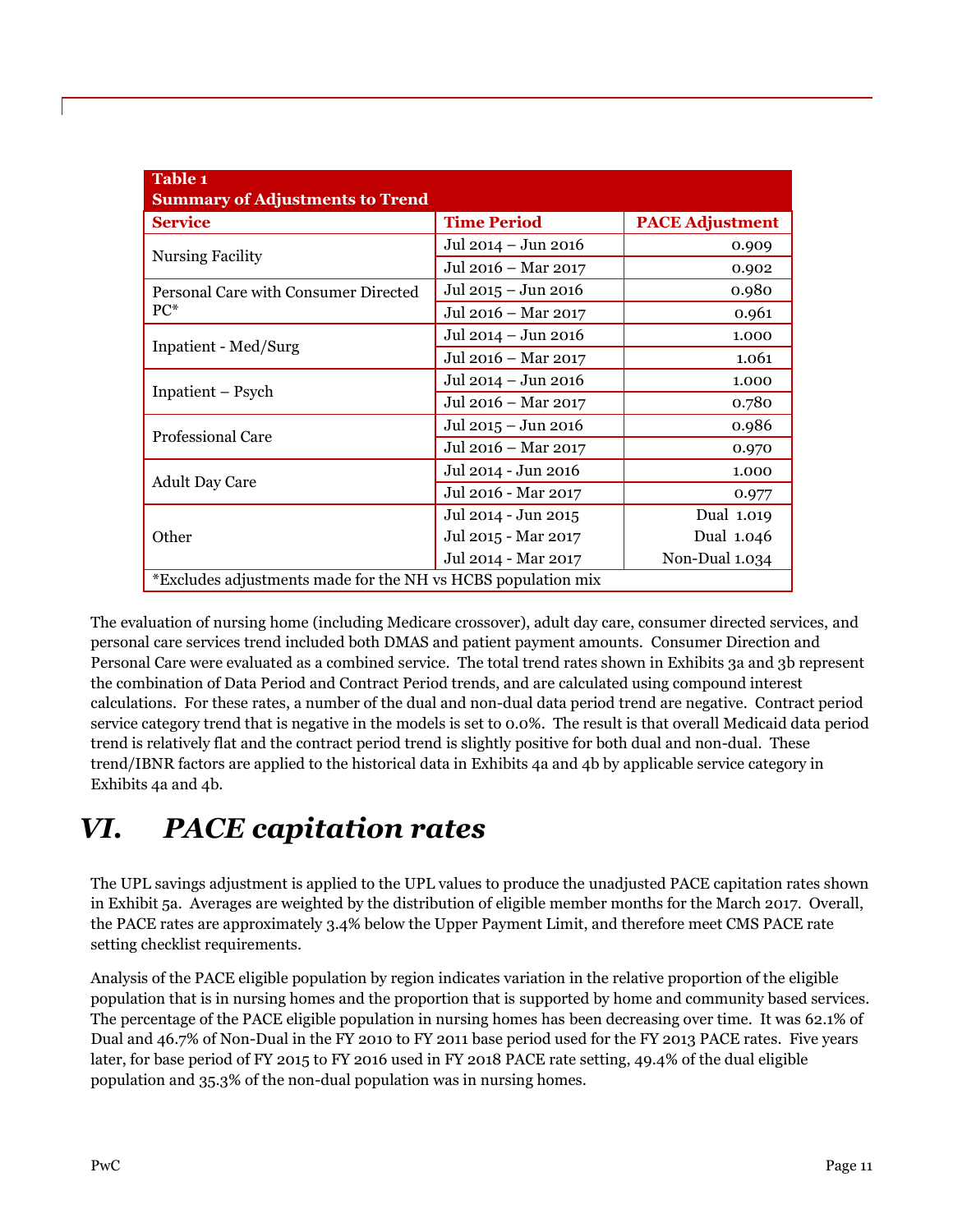| Table 1<br>Summary of Adjustments to Trend | | |
|---|---|---|
| **Service** | **Time Period** | **PACE Adjustment** |
| Nursing Facility | Jul 2014 – Jun 2016 | 0.909 |
| | Jul 2016 – Mar 2017 | 0.902 |
| Personal Care with Consumer Directed PC* | Jul 2015 – Jun 2016 | 0.980 |
| | Jul 2016 – Mar 2017 | 0.961 |
| Inpatient - Med/Surg | Jul 2014 – Jun 2016 | 1.000 |
| | Jul 2016 – Mar 2017 | 1.061 |
| Inpatient – Psych | Jul 2014 – Jun 2016 | 1.000 |
| | Jul 2016 – Mar 2017 | 0.780 |
| Professional Care | Jul 2015 – Jun 2016 | 0.986 |
| | Jul 2016 – Mar 2017 | 0.970 |
| Adult Day Care | Jul 2014 - Jun 2016 | 1.000 |
| | Jul 2016 - Mar 2017 | 0.977 |
| Other | Jul 2014 - Jun 2015 | Dual 1.019 |
| | Jul 2015 - Mar 2017 | Dual 1.046 |
| | Jul 2014 - Mar 2017 | Non-Dual 1.034 |
| *Excludes adjustments made for the NH vs HCBS population mix | | |

The evaluation of nursing home (including Medicare crossover), adult day care, consumer directed services, and personal care services trend included both DMAS and patient payment amounts. Consumer Direction and Personal Care were evaluated as a combined service. The total trend rates shown in Exhibits 3a and 3b represent the combination of Data Period and Contract Period trends, and are calculated using compound interest calculations. For these rates, a number of the dual and non-dual data period trend are negative. Contract period service category trend that is negative in the models is set to 0.0%. The result is that overall Medicaid data period trend is relatively flat and the contract period trend is slightly positive for both dual and non-dual. These trend/IBNR factors are applied to the historical data in Exhibits 4a and 4b by applicable service category in Exhibits 4a and 4b.

# *VI. PACE capitation rates*

The UPL savings adjustment is applied to the UPL values to produce the unadjusted PACE capitation rates shown in Exhibit 5a. Averages are weighted by the distribution of eligible member months for the March 2017. Overall, the PACE rates are approximately 3.4% below the Upper Payment Limit, and therefore meet CMS PACE rate setting checklist requirements.

Analysis of the PACE eligible population by region indicates variation in the relative proportion of the eligible population that is in nursing homes and the proportion that is supported by home and community based services. The percentage of the PACE eligible population in nursing homes has been decreasing over time. It was 62.1% of Dual and 46.7% of Non-Dual in the FY 2010 to FY 2011 base period used for the FY 2013 PACE rates. Five years later, for base period of FY 2015 to FY 2016 used in FY 2018 PACE rate setting, 49.4% of the dual eligible population and 35.3% of the non-dual population was in nursing homes.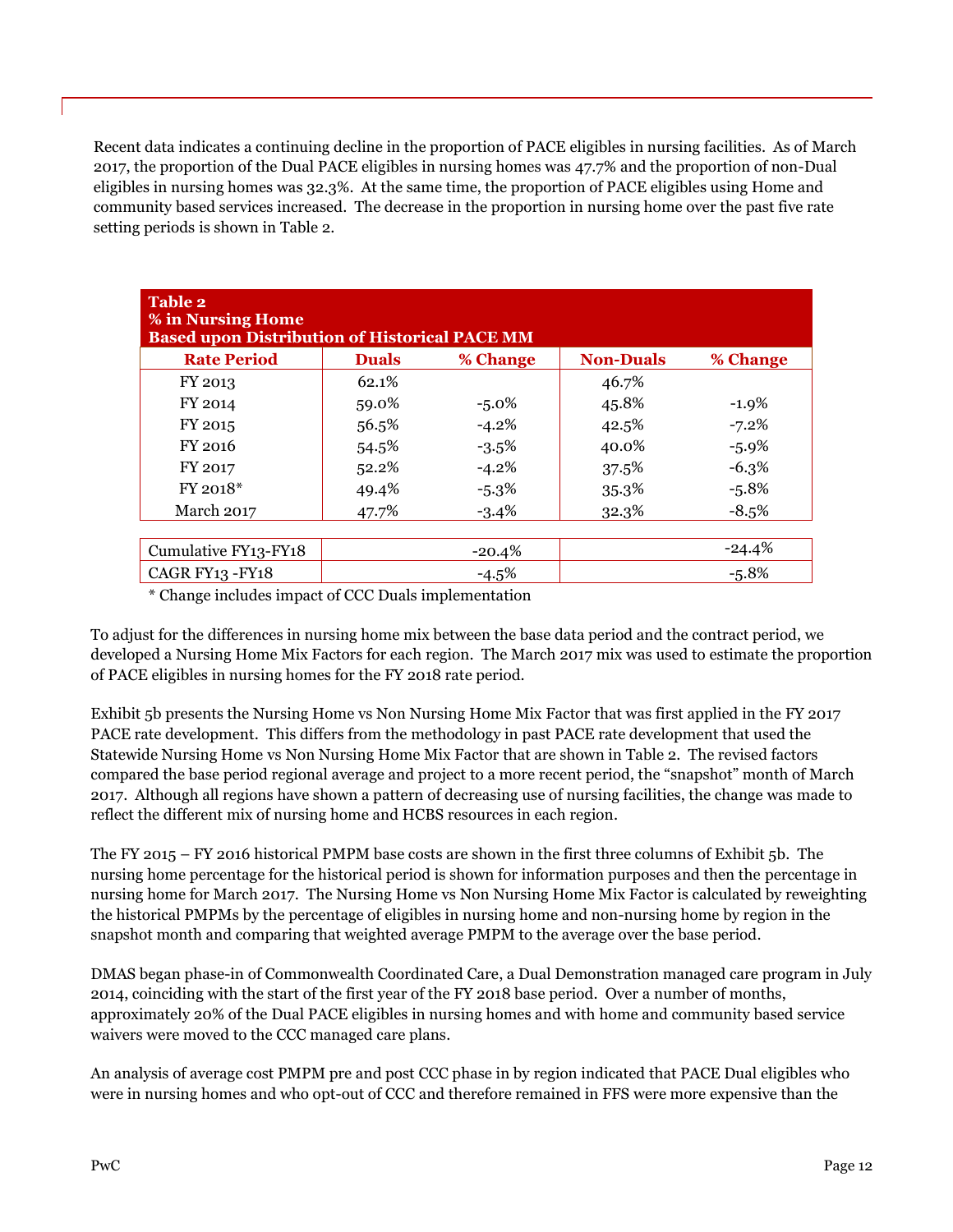Recent data indicates a continuing decline in the proportion of PACE eligibles in nursing facilities. As of March 2017, the proportion of the Dual PACE eligibles in nursing homes was 47.7% and the proportion of non-Dual eligibles in nursing homes was 32.3%. At the same time, the proportion of PACE eligibles using Home and community based services increased. The decrease in the proportion in nursing home over the past five rate setting periods is shown in Table 2.

**Table 2**
**% in Nursing Home**
**Based upon Distribution of Historical PACE MM**

| Rate Period | Duals | % Change | Non-Duals | % Change |
|---|---|---|---|---|
| FY 2013 | 62.1% | | 46.7% | |
| FY 2014 | 59.0% | -5.0% | 45.8% | -1.9% |
| FY 2015 | 56.5% | -4.2% | 42.5% | -7.2% |
| FY 2016 | 54.5% | -3.5% | 40.0% | -5.9% |
| FY 2017 | 52.2% | -4.2% | 37.5% | -6.3% |
| FY 2018* | 49.4% | -5.3% | 35.3% | -5.8% |
| March 2017 | 47.7% | -3.4% | 32.3% | -8.5% |
| | | | | |
| Cumulative FY13-FY18 | | -20.4% | | -24.4% |
| CAGR FY13 -FY18 | | -4.5% | | -5.8% |

\* Change includes impact of CCC Duals implementation

To adjust for the differences in nursing home mix between the base data period and the contract period, we developed a Nursing Home Mix Factors for each region. The March 2017 mix was used to estimate the proportion of PACE eligibles in nursing homes for the FY 2018 rate period.

Exhibit 5b presents the Nursing Home vs Non Nursing Home Mix Factor that was first applied in the FY 2017 PACE rate development. This differs from the methodology in past PACE rate development that used the Statewide Nursing Home vs Non Nursing Home Mix Factor that are shown in Table 2. The revised factors compared the base period regional average and project to a more recent period, the "snapshot" month of March 2017. Although all regions have shown a pattern of decreasing use of nursing facilities, the change was made to reflect the different mix of nursing home and HCBS resources in each region.

The FY 2015 – FY 2016 historical PMPM base costs are shown in the first three columns of Exhibit 5b. The nursing home percentage for the historical period is shown for information purposes and then the percentage in nursing home for March 2017. The Nursing Home vs Non Nursing Home Mix Factor is calculated by reweighting the historical PMPMs by the percentage of eligibles in nursing home and non-nursing home by region in the snapshot month and comparing that weighted average PMPM to the average over the base period.

DMAS began phase-in of Commonwealth Coordinated Care, a Dual Demonstration managed care program in July 2014, coinciding with the start of the first year of the FY 2018 base period. Over a number of months, approximately 20% of the Dual PACE eligibles in nursing homes and with home and community based service waivers were moved to the CCC managed care plans.

An analysis of average cost PMPM pre and post CCC phase in by region indicated that PACE Dual eligibles who were in nursing homes and who opt-out of CCC and therefore remained in FFS were more expensive than the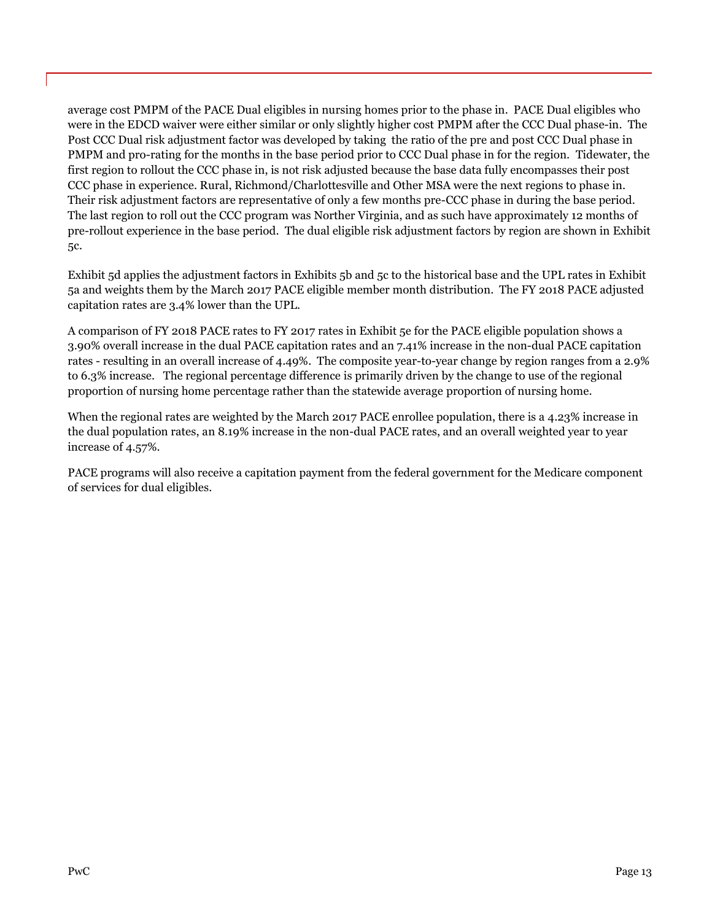average cost PMPM of the PACE Dual eligibles in nursing homes prior to the phase in. PACE Dual eligibles who were in the EDCD waiver were either similar or only slightly higher cost PMPM after the CCC Dual phase-in. The Post CCC Dual risk adjustment factor was developed by taking the ratio of the pre and post CCC Dual phase in PMPM and pro-rating for the months in the base period prior to CCC Dual phase in for the region. Tidewater, the first region to rollout the CCC phase in, is not risk adjusted because the base data fully encompasses their post CCC phase in experience. Rural, Richmond/Charlottesville and Other MSA were the next regions to phase in. Their risk adjustment factors are representative of only a few months pre-CCC phase in during the base period. The last region to roll out the CCC program was Norther Virginia, and as such have approximately 12 months of pre-rollout experience in the base period. The dual eligible risk adjustment factors by region are shown in Exhibit 5c.

Exhibit 5d applies the adjustment factors in Exhibits 5b and 5c to the historical base and the UPL rates in Exhibit 5a and weights them by the March 2017 PACE eligible member month distribution. The FY 2018 PACE adjusted capitation rates are 3.4% lower than the UPL.

A comparison of FY 2018 PACE rates to FY 2017 rates in Exhibit 5e for the PACE eligible population shows a 3.90% overall increase in the dual PACE capitation rates and an 7.41% increase in the non-dual PACE capitation rates - resulting in an overall increase of 4.49%. The composite year-to-year change by region ranges from a 2.9% to 6.3% increase. The regional percentage difference is primarily driven by the change to use of the regional proportion of nursing home percentage rather than the statewide average proportion of nursing home.

When the regional rates are weighted by the March 2017 PACE enrollee population, there is a 4.23% increase in the dual population rates, an 8.19% increase in the non-dual PACE rates, and an overall weighted year to year increase of 4.57%.

PACE programs will also receive a capitation payment from the federal government for the Medicare component of services for dual eligibles.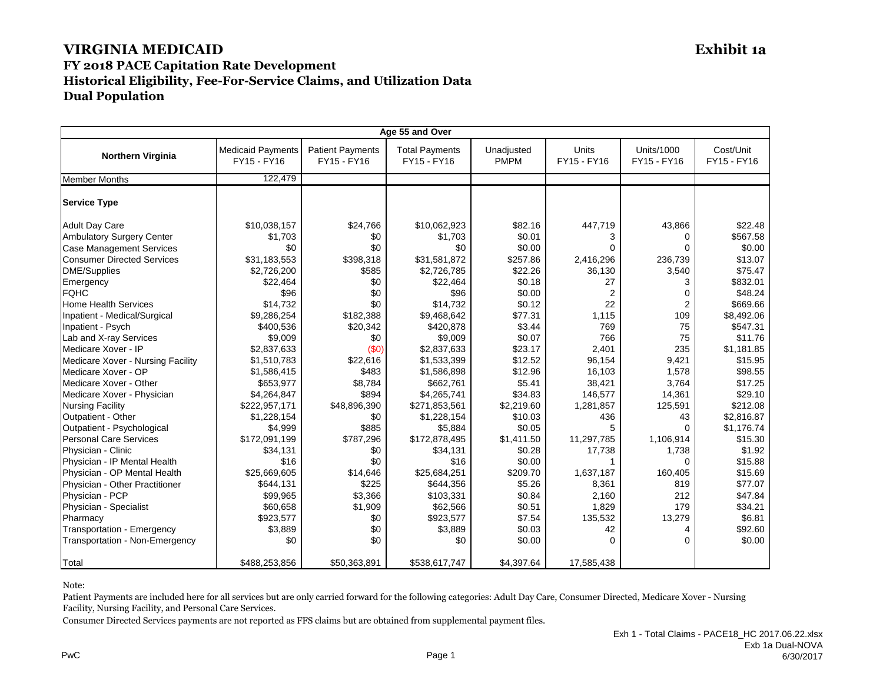# VIRGINIA MEDICAID

**Exhibit 1a**

## FY 2018 PACE Capitation Rate Development
## Historical Eligibility, Fee-For-Service Claims, and Utilization Data
## Dual Population

| Age 55 and Over | | | | | | | |
|---|---|---|---|---|---|---|---|
| **Northern Virginia** | Medicaid Payments FY15 - FY16 | Patient Payments FY15 - FY16 | Total Payments FY15 - FY16 | Unadjusted PMPM | Units FY15 - FY16 | Units/1000 FY15 - FY16 | Cost/Unit FY15 - FY16 |
| Member Months | 122,479 | | | | | | |
| **Service Type** | | | | | | | |
| Adult Day Care | $10,038,157 | $24,766 | $10,062,923 | $82.16 | 447,719 | 43,866 | $22.48 |
| Ambulatory Surgery Center | $1,703 | $0 | $1,703 | $0.01 | 3 | 0 | $567.58 |
| Case Management Services | $0 | $0 | $0 | $0.00 | 0 | 0 | $0.00 |
| Consumer Directed Services | $31,183,553 | $398,318 | $31,581,872 | $257.86 | 2,416,296 | 236,739 | $13.07 |
| DME/Supplies | $2,726,200 | $585 | $2,726,785 | $22.26 | 36,130 | 3,540 | $75.47 |
| Emergency | $22,464 | $0 | $22,464 | $0.18 | 27 | 3 | $832.01 |
| FQHC | $96 | $0 | $96 | $0.00 | 2 | 0 | $48.24 |
| Home Health Services | $14,732 | $0 | $14,732 | $0.12 | 22 | 2 | $669.66 |
| Inpatient - Medical/Surgical | $9,286,254 | $182,388 | $9,468,642 | $77.31 | 1,115 | 109 | $8,492.06 |
| Inpatient - Psych | $400,536 | $20,342 | $420,878 | $3.44 | 769 | 75 | $547.31 |
| Lab and X-ray Services | $9,009 | $0 | $9,009 | $0.07 | 766 | 75 | $11.76 |
| Medicare Xover - IP | $2,837,633 | ($0) | $2,837,633 | $23.17 | 2,401 | 235 | $1,181.85 |
| Medicare Xover - Nursing Facility | $1,510,783 | $22,616 | $1,533,399 | $12.52 | 96,154 | 9,421 | $15.95 |
| Medicare Xover - OP | $1,586,415 | $483 | $1,586,898 | $12.96 | 16,103 | 1,578 | $98.55 |
| Medicare Xover - Other | $653,977 | $8,784 | $662,761 | $5.41 | 38,421 | 3,764 | $17.25 |
| Medicare Xover - Physician | $4,264,847 | $894 | $4,265,741 | $34.83 | 146,577 | 14,361 | $29.10 |
| Nursing Facility | $222,957,171 | $48,896,390 | $271,853,561 | $2,219.60 | 1,281,857 | 125,591 | $212.08 |
| Outpatient - Other | $1,228,154 | $0 | $1,228,154 | $10.03 | 436 | 43 | $2,816.87 |
| Outpatient - Psychological | $4,999 | $885 | $5,884 | $0.05 | 5 | 0 | $1,176.74 |
| Personal Care Services | $172,091,199 | $787,296 | $172,878,495 | $1,411.50 | 11,297,785 | 1,106,914 | $15.30 |
| Physician - Clinic | $34,131 | $0 | $34,131 | $0.28 | 17,738 | 1,738 | $1.92 |
| Physician - IP Mental Health | $16 | $0 | $16 | $0.00 | 1 | 0 | $15.88 |
| Physician - OP Mental Health | $25,669,605 | $14,646 | $25,684,251 | $209.70 | 1,637,187 | 160,405 | $15.69 |
| Physician - Other Practitioner | $644,131 | $225 | $644,356 | $5.26 | 8,361 | 819 | $77.07 |
| Physician - PCP | $99,965 | $3,366 | $103,331 | $0.84 | 2,160 | 212 | $47.84 |
| Physician - Specialist | $60,658 | $1,909 | $62,566 | $0.51 | 1,829 | 179 | $34.21 |
| Pharmacy | $923,577 | $0 | $923,577 | $7.54 | 135,532 | 13,279 | $6.81 |
| Transportation - Emergency | $3,889 | $0 | $3,889 | $0.03 | 42 | 4 | $92.60 |
| Transportation - Non-Emergency | $0 | $0 | $0 | $0.00 | 0 | 0 | $0.00 |
| Total | $488,253,856 | $50,363,891 | $538,617,747 | $4,397.64 | 17,585,438 | | |

Note:

Patient Payments are included here for all services but are only carried forward for the following categories: Adult Day Care, Consumer Directed, Medicare Xover - Nursing Facility, Nursing Facility, and Personal Care Services.

Consumer Directed Services payments are not reported as FFS claims but are obtained from supplemental payment files.

Exh 1 - Total Claims - PACE18_HC 2017.06.22.xlsx
Exb 1a Dual-NOVA
6/30/2017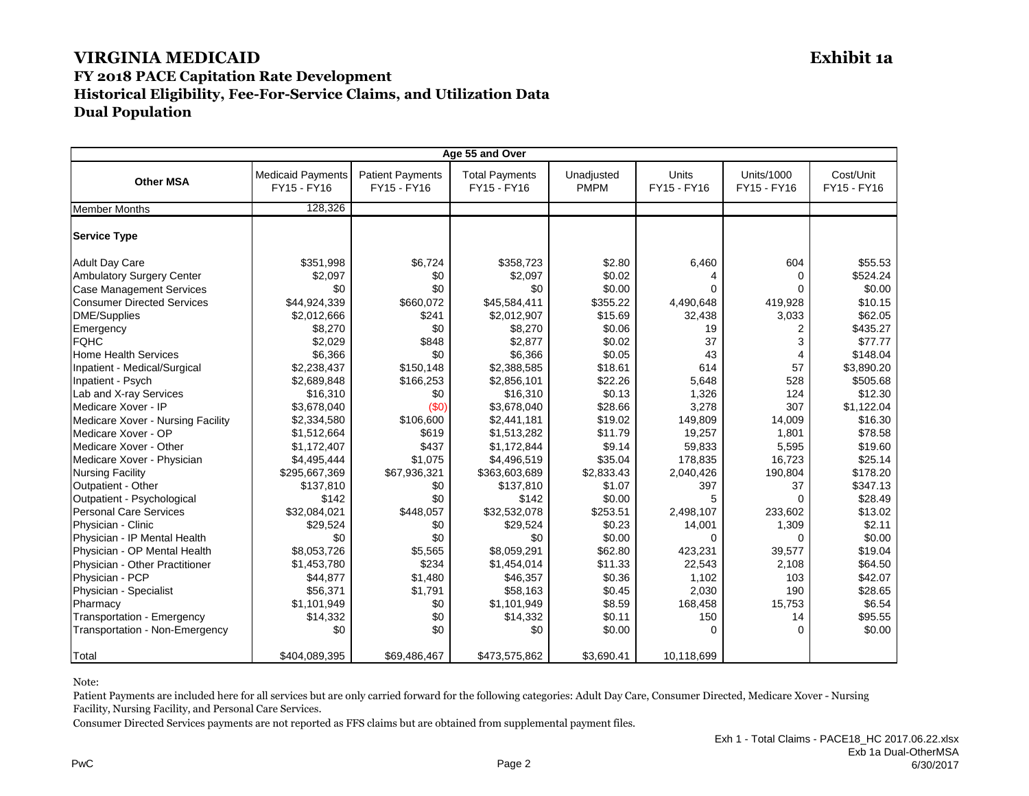# VIRGINIA MEDICAID

**Exhibit 1a**

## FY 2018 PACE Capitation Rate Development
## Historical Eligibility, Fee-For-Service Claims, and Utilization Data
## Dual Population

| Age 55 and Over | | | | | | | |
|---|---|---|---|---|---|---|---|
| **Other MSA** | Medicaid Payments FY15 - FY16 | Patient Payments FY15 - FY16 | Total Payments FY15 - FY16 | Unadjusted PMPM | Units FY15 - FY16 | Units/1000 FY15 - FY16 | Cost/Unit FY15 - FY16 |
| Member Months | 128,326 | | | | | | |
| **Service Type** | | | | | | | |
| Adult Day Care | $351,998 | $6,724 | $358,723 | $2.80 | 6,460 | 604 | $55.53 |
| Ambulatory Surgery Center | $2,097 | $0 | $2,097 | $0.02 | 4 | 0 | $524.24 |
| Case Management Services | $0 | $0 | $0 | $0.00 | 0 | 0 | $0.00 |
| Consumer Directed Services | $44,924,339 | $660,072 | $45,584,411 | $355.22 | 4,490,648 | 419,928 | $10.15 |
| DME/Supplies | $2,012,666 | $241 | $2,012,907 | $15.69 | 32,438 | 3,033 | $62.05 |
| Emergency | $8,270 | $0 | $8,270 | $0.06 | 19 | 2 | $435.27 |
| FQHC | $2,029 | $848 | $2,877 | $0.02 | 37 | 3 | $77.77 |
| Home Health Services | $6,366 | $0 | $6,366 | $0.05 | 43 | 4 | $148.04 |
| Inpatient - Medical/Surgical | $2,238,437 | $150,148 | $2,388,585 | $18.61 | 614 | 57 | $3,890.20 |
| Inpatient - Psych | $2,689,848 | $166,253 | $2,856,101 | $22.26 | 5,648 | 528 | $505.68 |
| Lab and X-ray Services | $16,310 | $0 | $16,310 | $0.13 | 1,326 | 124 | $12.30 |
| Medicare Xover - IP | $3,678,040 | ($0) | $3,678,040 | $28.66 | 3,278 | 307 | $1,122.04 |
| Medicare Xover - Nursing Facility | $2,334,580 | $106,600 | $2,441,181 | $19.02 | 149,809 | 14,009 | $16.30 |
| Medicare Xover - OP | $1,512,664 | $619 | $1,513,282 | $11.79 | 19,257 | 1,801 | $78.58 |
| Medicare Xover - Other | $1,172,407 | $437 | $1,172,844 | $9.14 | 59,833 | 5,595 | $19.60 |
| Medicare Xover - Physician | $4,495,444 | $1,075 | $4,496,519 | $35.04 | 178,835 | 16,723 | $25.14 |
| Nursing Facility | $295,667,369 | $67,936,321 | $363,603,689 | $2,833.43 | 2,040,426 | 190,804 | $178.20 |
| Outpatient - Other | $137,810 | $0 | $137,810 | $1.07 | 397 | 37 | $347.13 |
| Outpatient - Psychological | $142 | $0 | $142 | $0.00 | 5 | 0 | $28.49 |
| Personal Care Services | $32,084,021 | $448,057 | $32,532,078 | $253.51 | 2,498,107 | 233,602 | $13.02 |
| Physician - Clinic | $29,524 | $0 | $29,524 | $0.23 | 14,001 | 1,309 | $2.11 |
| Physician - IP Mental Health | $0 | $0 | $0 | $0.00 | 0 | 0 | $0.00 |
| Physician - OP Mental Health | $8,053,726 | $5,565 | $8,059,291 | $62.80 | 423,231 | 39,577 | $19.04 |
| Physician - Other Practitioner | $1,453,780 | $234 | $1,454,014 | $11.33 | 22,543 | 2,108 | $64.50 |
| Physician - PCP | $44,877 | $1,480 | $46,357 | $0.36 | 1,102 | 103 | $42.07 |
| Physician - Specialist | $56,371 | $1,791 | $58,163 | $0.45 | 2,030 | 190 | $28.65 |
| Pharmacy | $1,101,949 | $0 | $1,101,949 | $8.59 | 168,458 | 15,753 | $6.54 |
| Transportation - Emergency | $14,332 | $0 | $14,332 | $0.11 | 150 | 14 | $95.55 |
| Transportation - Non-Emergency | $0 | $0 | $0 | $0.00 | 0 | 0 | $0.00 |
| Total | $404,089,395 | $69,486,467 | $473,575,862 | $3,690.41 | 10,118,699 | | |

Note:

Patient Payments are included here for all services but are only carried forward for the following categories: Adult Day Care, Consumer Directed, Medicare Xover - Nursing Facility, Nursing Facility, and Personal Care Services.

Consumer Directed Services payments are not reported as FFS claims but are obtained from supplemental payment files.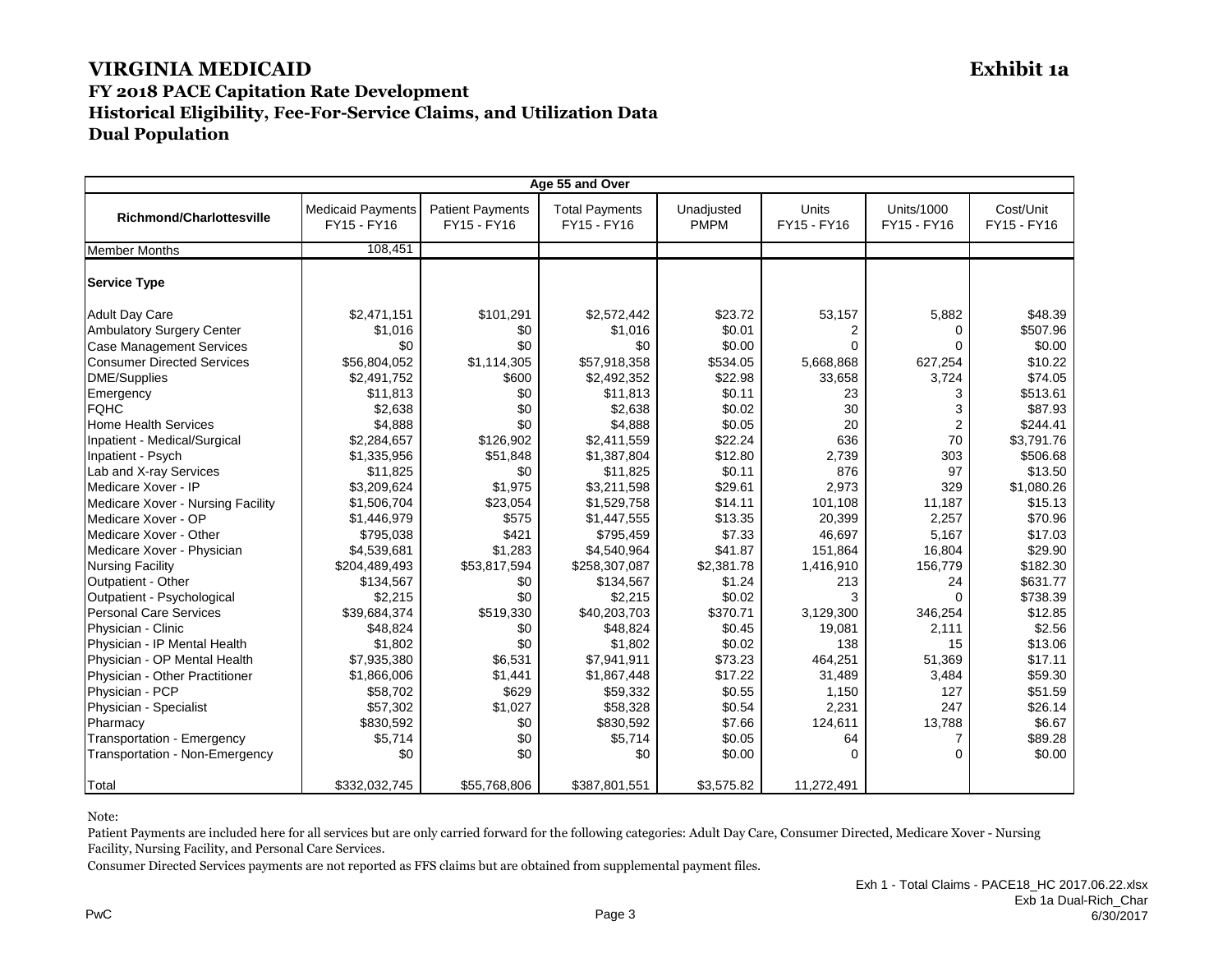# VIRGINIA MEDICAID

**Exhibit 1a**

## FY 2018 PACE Capitation Rate Development
## Historical Eligibility, Fee-For-Service Claims, and Utilization Data
## Dual Population

| Age 55 and Over | | | | | | | |
|---|---|---|---|---|---|---|---|
| **Richmond/Charlottesville** | Medicaid Payments FY15 - FY16 | Patient Payments FY15 - FY16 | Total Payments FY15 - FY16 | Unadjusted PMPM | Units FY15 - FY16 | Units/1000 FY15 - FY16 | Cost/Unit FY15 - FY16 |
| Member Months | 108,451 | | | | | | |
| **Service Type** | | | | | | | |
| Adult Day Care | $2,471,151 | $101,291 | $2,572,442 | $23.72 | 53,157 | 5,882 | $48.39 |
| Ambulatory Surgery Center | $1,016 | $0 | $1,016 | $0.01 | 2 | 0 | $507.96 |
| Case Management Services | $0 | $0 | $0 | $0.00 | 0 | 0 | $0.00 |
| Consumer Directed Services | $56,804,052 | $1,114,305 | $57,918,358 | $534.05 | 5,668,868 | 627,254 | $10.22 |
| DME/Supplies | $2,491,752 | $600 | $2,492,352 | $22.98 | 33,658 | 3,724 | $74.05 |
| Emergency | $11,813 | $0 | $11,813 | $0.11 | 23 | 3 | $513.61 |
| FQHC | $2,638 | $0 | $2,638 | $0.02 | 30 | 3 | $87.93 |
| Home Health Services | $4,888 | $0 | $4,888 | $0.05 | 20 | 2 | $244.41 |
| Inpatient - Medical/Surgical | $2,284,657 | $126,902 | $2,411,559 | $22.24 | 636 | 70 | $3,791.76 |
| Inpatient - Psych | $1,335,956 | $51,848 | $1,387,804 | $12.80 | 2,739 | 303 | $506.68 |
| Lab and X-ray Services | $11,825 | $0 | $11,825 | $0.11 | 876 | 97 | $13.50 |
| Medicare Xover - IP | $3,209,624 | $1,975 | $3,211,598 | $29.61 | 2,973 | 329 | $1,080.26 |
| Medicare Xover - Nursing Facility | $1,506,704 | $23,054 | $1,529,758 | $14.11 | 101,108 | 11,187 | $15.13 |
| Medicare Xover - OP | $1,446,979 | $575 | $1,447,555 | $13.35 | 20,399 | 2,257 | $70.96 |
| Medicare Xover - Other | $795,038 | $421 | $795,459 | $7.33 | 46,697 | 5,167 | $17.03 |
| Medicare Xover - Physician | $4,539,681 | $1,283 | $4,540,964 | $41.87 | 151,864 | 16,804 | $29.90 |
| Nursing Facility | $204,489,493 | $53,817,594 | $258,307,087 | $2,381.78 | 1,416,910 | 156,779 | $182.30 |
| Outpatient - Other | $134,567 | $0 | $134,567 | $1.24 | 213 | 24 | $631.77 |
| Outpatient - Psychological | $2,215 | $0 | $2,215 | $0.02 | 3 | 0 | $738.39 |
| Personal Care Services | $39,684,374 | $519,330 | $40,203,703 | $370.71 | 3,129,300 | 346,254 | $12.85 |
| Physician - Clinic | $48,824 | $0 | $48,824 | $0.45 | 19,081 | 2,111 | $2.56 |
| Physician - IP Mental Health | $1,802 | $0 | $1,802 | $0.02 | 138 | 15 | $13.06 |
| Physician - OP Mental Health | $7,935,380 | $6,531 | $7,941,911 | $73.23 | 464,251 | 51,369 | $17.11 |
| Physician - Other Practitioner | $1,866,006 | $1,441 | $1,867,448 | $17.22 | 31,489 | 3,484 | $59.30 |
| Physician - PCP | $58,702 | $629 | $59,332 | $0.55 | 1,150 | 127 | $51.59 |
| Physician - Specialist | $57,302 | $1,027 | $58,328 | $0.54 | 2,231 | 247 | $26.14 |
| Pharmacy | $830,592 | $0 | $830,592 | $7.66 | 124,611 | 13,788 | $6.67 |
| Transportation - Emergency | $5,714 | $0 | $5,714 | $0.05 | 64 | 7 | $89.28 |
| Transportation - Non-Emergency | $0 | $0 | $0 | $0.00 | 0 | 0 | $0.00 |
| Total | $332,032,745 | $55,768,806 | $387,801,551 | $3,575.82 | 11,272,491 | | |

Note:

Patient Payments are included here for all services but are only carried forward for the following categories: Adult Day Care, Consumer Directed, Medicare Xover - Nursing Facility, Nursing Facility, and Personal Care Services.

Consumer Directed Services payments are not reported as FFS claims but are obtained from supplemental payment files.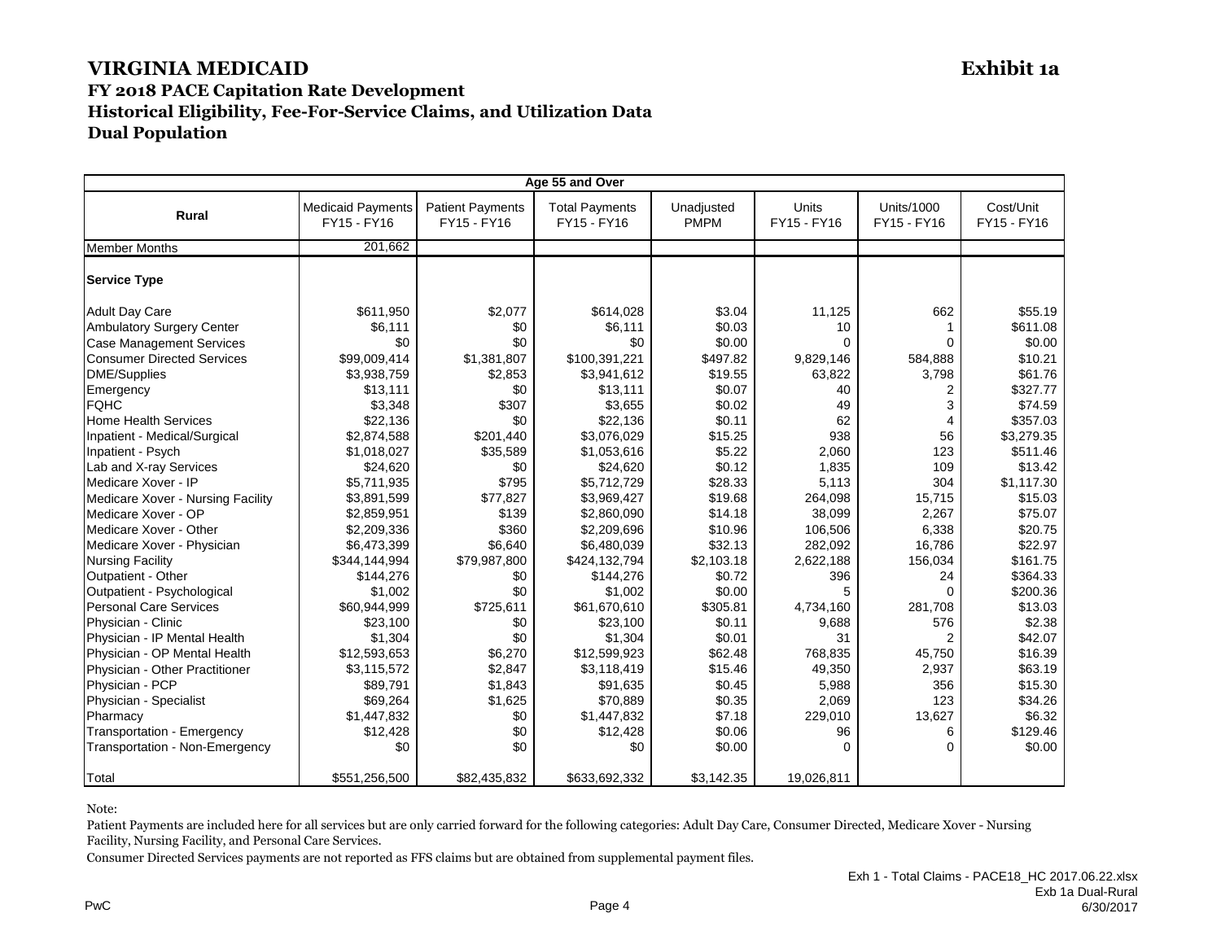# VIRGINIA MEDICAID

**Exhibit 1a**

## FY 2018 PACE Capitation Rate Development
## Historical Eligibility, Fee-For-Service Claims, and Utilization Data
## Dual Population

| Age 55 and Over | | | | | | | |
|---|---|---|---|---|---|---|---|
| **Rural** | Medicaid Payments FY15 - FY16 | Patient Payments FY15 - FY16 | Total Payments FY15 - FY16 | Unadjusted PMPM | Units FY15 - FY16 | Units/1000 FY15 - FY16 | Cost/Unit FY15 - FY16 |
| Member Months | 201,662 | | | | | | |
| **Service Type** | | | | | | | |
| Adult Day Care | $611,950 | $2,077 | $614,028 | $3.04 | 11,125 | 662 | $55.19 |
| Ambulatory Surgery Center | $6,111 | $0 | $6,111 | $0.03 | 10 | 1 | $611.08 |
| Case Management Services | $0 | $0 | $0 | $0.00 | 0 | 0 | $0.00 |
| Consumer Directed Services | $99,009,414 | $1,381,807 | $100,391,221 | $497.82 | 9,829,146 | 584,888 | $10.21 |
| DME/Supplies | $3,938,759 | $2,853 | $3,941,612 | $19.55 | 63,822 | 3,798 | $61.76 |
| Emergency | $13,111 | $0 | $13,111 | $0.07 | 40 | 2 | $327.77 |
| FQHC | $3,348 | $307 | $3,655 | $0.02 | 49 | 3 | $74.59 |
| Home Health Services | $22,136 | $0 | $22,136 | $0.11 | 62 | 4 | $357.03 |
| Inpatient - Medical/Surgical | $2,874,588 | $201,440 | $3,076,029 | $15.25 | 938 | 56 | $3,279.35 |
| Inpatient - Psych | $1,018,027 | $35,589 | $1,053,616 | $5.22 | 2,060 | 123 | $511.46 |
| Lab and X-ray Services | $24,620 | $0 | $24,620 | $0.12 | 1,835 | 109 | $13.42 |
| Medicare Xover - IP | $5,711,935 | $795 | $5,712,729 | $28.33 | 5,113 | 304 | $1,117.30 |
| Medicare Xover - Nursing Facility | $3,891,599 | $77,827 | $3,969,427 | $19.68 | 264,098 | 15,715 | $15.03 |
| Medicare Xover - OP | $2,859,951 | $139 | $2,860,090 | $14.18 | 38,099 | 2,267 | $75.07 |
| Medicare Xover - Other | $2,209,336 | $360 | $2,209,696 | $10.96 | 106,506 | 6,338 | $20.75 |
| Medicare Xover - Physician | $6,473,399 | $6,640 | $6,480,039 | $32.13 | 282,092 | 16,786 | $22.97 |
| Nursing Facility | $344,144,994 | $79,987,800 | $424,132,794 | $2,103.18 | 2,622,188 | 156,034 | $161.75 |
| Outpatient - Other | $144,276 | $0 | $144,276 | $0.72 | 396 | 24 | $364.33 |
| Outpatient - Psychological | $1,002 | $0 | $1,002 | $0.00 | 5 | 0 | $200.36 |
| Personal Care Services | $60,944,999 | $725,611 | $61,670,610 | $305.81 | 4,734,160 | 281,708 | $13.03 |
| Physician - Clinic | $23,100 | $0 | $23,100 | $0.11 | 9,688 | 576 | $2.38 |
| Physician - IP Mental Health | $1,304 | $0 | $1,304 | $0.01 | 31 | 2 | $42.07 |
| Physician - OP Mental Health | $12,593,653 | $6,270 | $12,599,923 | $62.48 | 768,835 | 45,750 | $16.39 |
| Physician - Other Practitioner | $3,115,572 | $2,847 | $3,118,419 | $15.46 | 49,350 | 2,937 | $63.19 |
| Physician - PCP | $89,791 | $1,843 | $91,635 | $0.45 | 5,988 | 356 | $15.30 |
| Physician - Specialist | $69,264 | $1,625 | $70,889 | $0.35 | 2,069 | 123 | $34.26 |
| Pharmacy | $1,447,832 | $0 | $1,447,832 | $7.18 | 229,010 | 13,627 | $6.32 |
| Transportation - Emergency | $12,428 | $0 | $12,428 | $0.06 | 96 | 6 | $129.46 |
| Transportation - Non-Emergency | $0 | $0 | $0 | $0.00 | 0 | 0 | $0.00 |
| Total | $551,256,500 | $82,435,832 | $633,692,332 | $3,142.35 | 19,026,811 | | |

Note:

Patient Payments are included here for all services but are only carried forward for the following categories: Adult Day Care, Consumer Directed, Medicare Xover - Nursing Facility, Nursing Facility, and Personal Care Services.

Consumer Directed Services payments are not reported as FFS claims but are obtained from supplemental payment files.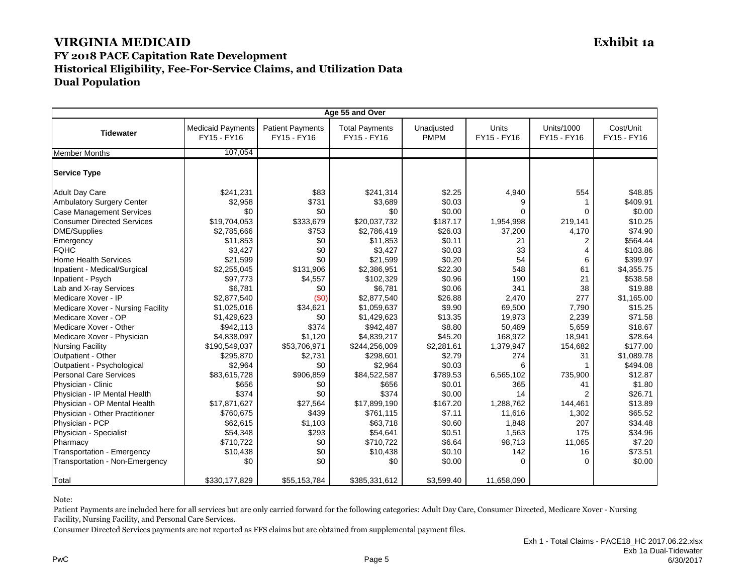# VIRGINIA MEDICAID

**Exhibit 1a**

## FY 2018 PACE Capitation Rate Development

## Historical Eligibility, Fee-For-Service Claims, and Utilization Data

## Dual Population

| Age 55 and Over | | | | | | | |
|---|---|---|---|---|---|---|---|
| **Tidewater** | Medicaid Payments FY15 - FY16 | Patient Payments FY15 - FY16 | Total Payments FY15 - FY16 | Unadjusted PMPM | Units FY15 - FY16 | Units/1000 FY15 - FY16 | Cost/Unit FY15 - FY16 |
| Member Months | 107,054 | | | | | | |
| **Service Type** | | | | | | | |
| Adult Day Care | $241,231 | $83 | $241,314 | $2.25 | 4,940 | 554 | $48.85 |
| Ambulatory Surgery Center | $2,958 | $731 | $3,689 | $0.03 | 9 | 1 | $409.91 |
| Case Management Services | $0 | $0 | $0 | $0.00 | 0 | 0 | $0.00 |
| Consumer Directed Services | $19,704,053 | $333,679 | $20,037,732 | $187.17 | 1,954,998 | 219,141 | $10.25 |
| DME/Supplies | $2,785,666 | $753 | $2,786,419 | $26.03 | 37,200 | 4,170 | $74.90 |
| Emergency | $11,853 | $0 | $11,853 | $0.11 | 21 | 2 | $564.44 |
| FQHC | $3,427 | $0 | $3,427 | $0.03 | 33 | 4 | $103.86 |
| Home Health Services | $21,599 | $0 | $21,599 | $0.20 | 54 | 6 | $399.97 |
| Inpatient - Medical/Surgical | $2,255,045 | $131,906 | $2,386,951 | $22.30 | 548 | 61 | $4,355.75 |
| Inpatient - Psych | $97,773 | $4,557 | $102,329 | $0.96 | 190 | 21 | $538.58 |
| Lab and X-ray Services | $6,781 | $0 | $6,781 | $0.06 | 341 | 38 | $19.88 |
| Medicare Xover - IP | $2,877,540 | ($0) | $2,877,540 | $26.88 | 2,470 | 277 | $1,165.00 |
| Medicare Xover - Nursing Facility | $1,025,016 | $34,621 | $1,059,637 | $9.90 | 69,500 | 7,790 | $15.25 |
| Medicare Xover - OP | $1,429,623 | $0 | $1,429,623 | $13.35 | 19,973 | 2,239 | $71.58 |
| Medicare Xover - Other | $942,113 | $374 | $942,487 | $8.80 | 50,489 | 5,659 | $18.67 |
| Medicare Xover - Physician | $4,838,097 | $1,120 | $4,839,217 | $45.20 | 168,972 | 18,941 | $28.64 |
| Nursing Facility | $190,549,037 | $53,706,971 | $244,256,009 | $2,281.61 | 1,379,947 | 154,682 | $177.00 |
| Outpatient - Other | $295,870 | $2,731 | $298,601 | $2.79 | 274 | 31 | $1,089.78 |
| Outpatient - Psychological | $2,964 | $0 | $2,964 | $0.03 | 6 | 1 | $494.08 |
| Personal Care Services | $83,615,728 | $906,859 | $84,522,587 | $789.53 | 6,565,102 | 735,900 | $12.87 |
| Physician - Clinic | $656 | $0 | $656 | $0.01 | 365 | 41 | $1.80 |
| Physician - IP Mental Health | $374 | $0 | $374 | $0.00 | 14 | 2 | $26.71 |
| Physician - OP Mental Health | $17,871,627 | $27,564 | $17,899,190 | $167.20 | 1,288,762 | 144,461 | $13.89 |
| Physician - Other Practitioner | $760,675 | $439 | $761,115 | $7.11 | 11,616 | 1,302 | $65.52 |
| Physician - PCP | $62,615 | $1,103 | $63,718 | $0.60 | 1,848 | 207 | $34.48 |
| Physician - Specialist | $54,348 | $293 | $54,641 | $0.51 | 1,563 | 175 | $34.96 |
| Pharmacy | $710,722 | $0 | $710,722 | $6.64 | 98,713 | 11,065 | $7.20 |
| Transportation - Emergency | $10,438 | $0 | $10,438 | $0.10 | 142 | 16 | $73.51 |
| Transportation - Non-Emergency | $0 | $0 | $0 | $0.00 | 0 | 0 | $0.00 |
| Total | $330,177,829 | $55,153,784 | $385,331,612 | $3,599.40 | 11,658,090 | | |

Note:

Patient Payments are included here for all services but are only carried forward for the following categories: Adult Day Care, Consumer Directed, Medicare Xover - Nursing Facility, Nursing Facility, and Personal Care Services.

Consumer Directed Services payments are not reported as FFS claims but are obtained from supplemental payment files.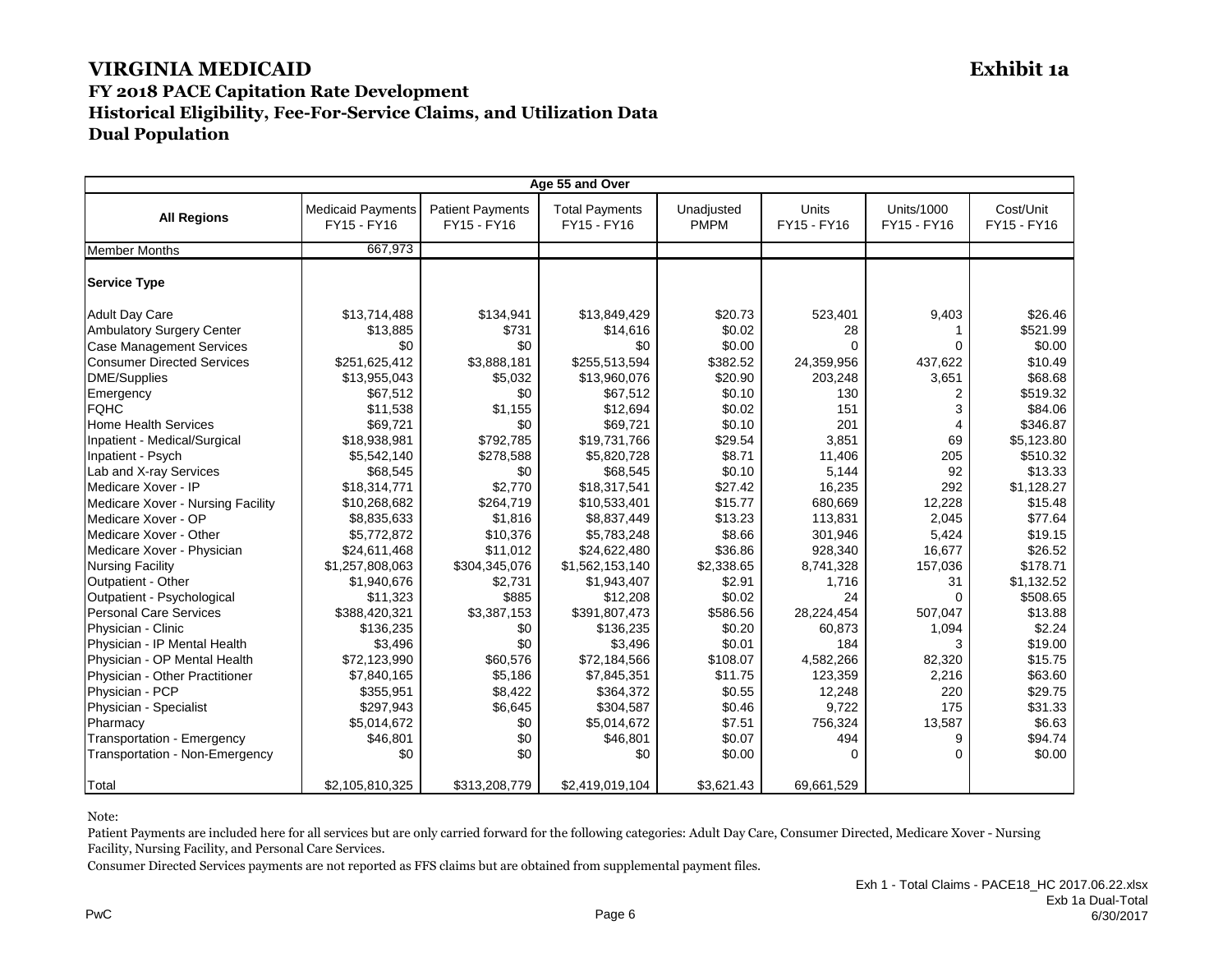# VIRGINIA MEDICAID

**Exhibit 1a**

## FY 2018 PACE Capitation Rate Development
## Historical Eligibility, Fee-For-Service Claims, and Utilization Data
## Dual Population

| Age 55 and Over | | | | | | | |
|---|---|---|---|---|---|---|---|
| **All Regions** | Medicaid Payments FY15 - FY16 | Patient Payments FY15 - FY16 | Total Payments FY15 - FY16 | Unadjusted PMPM | Units FY15 - FY16 | Units/1000 FY15 - FY16 | Cost/Unit FY15 - FY16 |
| Member Months | 667,973 | | | | | | |
| **Service Type** | | | | | | | |
| Adult Day Care | $13,714,488 | $134,941 | $13,849,429 | $20.73 | 523,401 | 9,403 | $26.46 |
| Ambulatory Surgery Center | $13,885 | $731 | $14,616 | $0.02 | 28 | 1 | $521.99 |
| Case Management Services | $0 | $0 | $0 | $0.00 | 0 | 0 | $0.00 |
| Consumer Directed Services | $251,625,412 | $3,888,181 | $255,513,594 | $382.52 | 24,359,956 | 437,622 | $10.49 |
| DME/Supplies | $13,955,043 | $5,032 | $13,960,076 | $20.90 | 203,248 | 3,651 | $68.68 |
| Emergency | $67,512 | $0 | $67,512 | $0.10 | 130 | 2 | $519.32 |
| FQHC | $11,538 | $1,155 | $12,694 | $0.02 | 151 | 3 | $84.06 |
| Home Health Services | $69,721 | $0 | $69,721 | $0.10 | 201 | 4 | $346.87 |
| Inpatient - Medical/Surgical | $18,938,981 | $792,785 | $19,731,766 | $29.54 | 3,851 | 69 | $5,123.80 |
| Inpatient - Psych | $5,542,140 | $278,588 | $5,820,728 | $8.71 | 11,406 | 205 | $510.32 |
| Lab and X-ray Services | $68,545 | $0 | $68,545 | $0.10 | 5,144 | 92 | $13.33 |
| Medicare Xover - IP | $18,314,771 | $2,770 | $18,317,541 | $27.42 | 16,235 | 292 | $1,128.27 |
| Medicare Xover - Nursing Facility | $10,268,682 | $264,719 | $10,533,401 | $15.77 | 680,669 | 12,228 | $15.48 |
| Medicare Xover - OP | $8,835,633 | $1,816 | $8,837,449 | $13.23 | 113,831 | 2,045 | $77.64 |
| Medicare Xover - Other | $5,772,872 | $10,376 | $5,783,248 | $8.66 | 301,946 | 5,424 | $19.15 |
| Medicare Xover - Physician | $24,611,468 | $11,012 | $24,622,480 | $36.86 | 928,340 | 16,677 | $26.52 |
| Nursing Facility | $1,257,808,063 | $304,345,076 | $1,562,153,140 | $2,338.65 | 8,741,328 | 157,036 | $178.71 |
| Outpatient - Other | $1,940,676 | $2,731 | $1,943,407 | $2.91 | 1,716 | 31 | $1,132.52 |
| Outpatient - Psychological | $11,323 | $885 | $12,208 | $0.02 | 24 | 0 | $508.65 |
| Personal Care Services | $388,420,321 | $3,387,153 | $391,807,473 | $586.56 | 28,224,454 | 507,047 | $13.88 |
| Physician - Clinic | $136,235 | $0 | $136,235 | $0.20 | 60,873 | 1,094 | $2.24 |
| Physician - IP Mental Health | $3,496 | $0 | $3,496 | $0.01 | 184 | 3 | $19.00 |
| Physician - OP Mental Health | $72,123,990 | $60,576 | $72,184,566 | $108.07 | 4,582,266 | 82,320 | $15.75 |
| Physician - Other Practitioner | $7,840,165 | $5,186 | $7,845,351 | $11.75 | 123,359 | 2,216 | $63.60 |
| Physician - PCP | $355,951 | $8,422 | $364,372 | $0.55 | 12,248 | 220 | $29.75 |
| Physician - Specialist | $297,943 | $6,645 | $304,587 | $0.46 | 9,722 | 175 | $31.33 |
| Pharmacy | $5,014,672 | $0 | $5,014,672 | $7.51 | 756,324 | 13,587 | $6.63 |
| Transportation - Emergency | $46,801 | $0 | $46,801 | $0.07 | 494 | 9 | $94.74 |
| Transportation - Non-Emergency | $0 | $0 | $0 | $0.00 | 0 | 0 | $0.00 |
| Total | $2,105,810,325 | $313,208,779 | $2,419,019,104 | $3,621.43 | 69,661,529 | | |

Note:

Patient Payments are included here for all services but are only carried forward for the following categories: Adult Day Care, Consumer Directed, Medicare Xover - Nursing Facility, Nursing Facility, and Personal Care Services.

Consumer Directed Services payments are not reported as FFS claims but are obtained from supplemental payment files.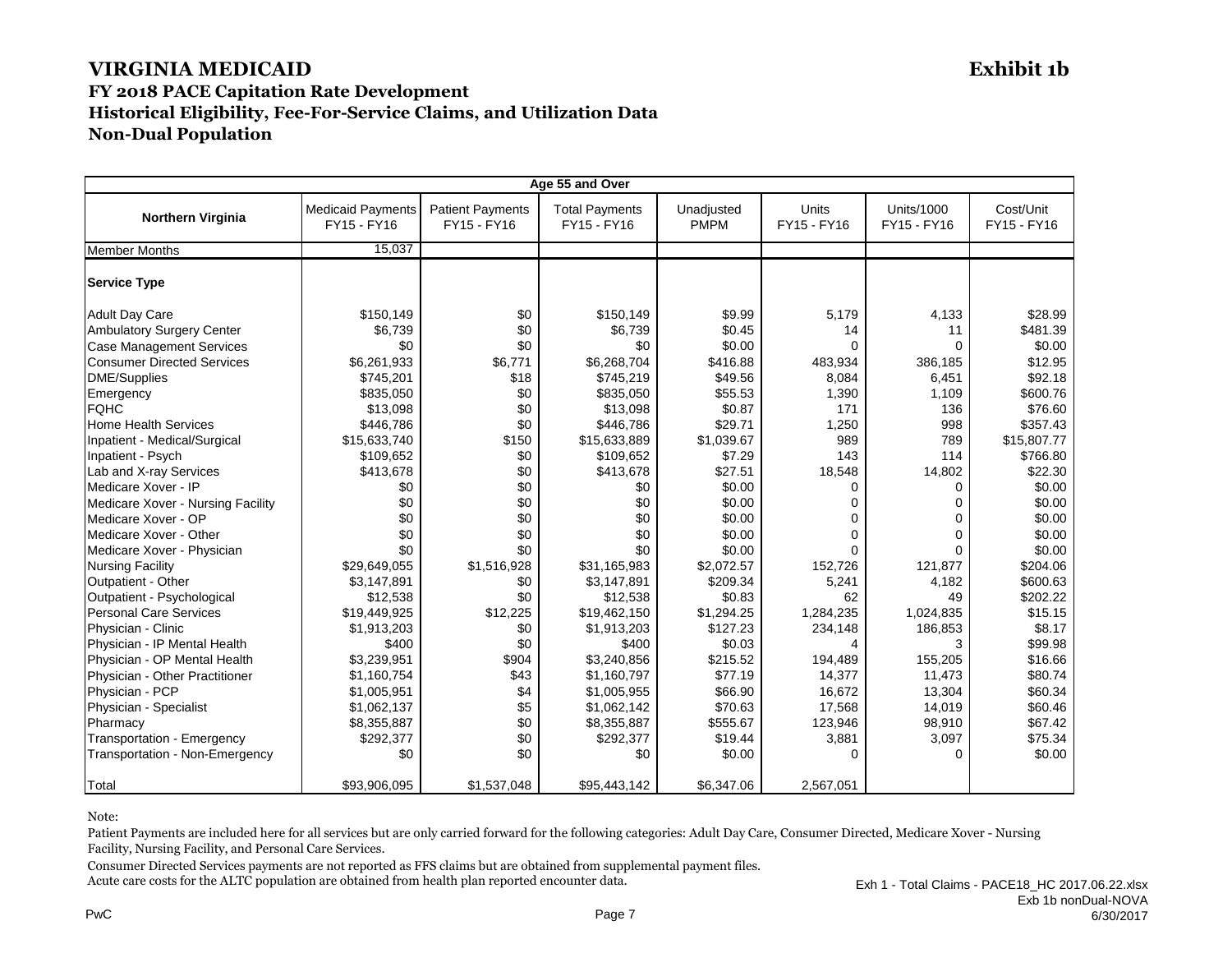# VIRGINIA MEDICAID

**Exhibit 1b**

## FY 2018 PACE Capitation Rate Development
## Historical Eligibility, Fee-For-Service Claims, and Utilization Data
## Non-Dual Population

| Age 55 and Over | | | | | | | |
|---|---|---|---|---|---|---|---|
| **Northern Virginia** | Medicaid Payments FY15 - FY16 | Patient Payments FY15 - FY16 | Total Payments FY15 - FY16 | Unadjusted PMPM | Units FY15 - FY16 | Units/1000 FY15 - FY16 | Cost/Unit FY15 - FY16 |
| Member Months | 15,037 | | | | | | |
| **Service Type** | | | | | | | |
| Adult Day Care | $150,149 | $0 | $150,149 | $9.99 | 5,179 | 4,133 | $28.99 |
| Ambulatory Surgery Center | $6,739 | $0 | $6,739 | $0.45 | 14 | 11 | $481.39 |
| Case Management Services | $0 | $0 | $0 | $0.00 | 0 | 0 | $0.00 |
| Consumer Directed Services | $6,261,933 | $6,771 | $6,268,704 | $416.88 | 483,934 | 386,185 | $12.95 |
| DME/Supplies | $745,201 | $18 | $745,219 | $49.56 | 8,084 | 6,451 | $92.18 |
| Emergency | $835,050 | $0 | $835,050 | $55.53 | 1,390 | 1,109 | $600.76 |
| FQHC | $13,098 | $0 | $13,098 | $0.87 | 171 | 136 | $76.60 |
| Home Health Services | $446,786 | $0 | $446,786 | $29.71 | 1,250 | 998 | $357.43 |
| Inpatient - Medical/Surgical | $15,633,740 | $150 | $15,633,889 | $1,039.67 | 989 | 789 | $15,807.77 |
| Inpatient - Psych | $109,652 | $0 | $109,652 | $7.29 | 143 | 114 | $766.80 |
| Lab and X-ray Services | $413,678 | $0 | $413,678 | $27.51 | 18,548 | 14,802 | $22.30 |
| Medicare Xover - IP | $0 | $0 | $0 | $0.00 | 0 | 0 | $0.00 |
| Medicare Xover - Nursing Facility | $0 | $0 | $0 | $0.00 | 0 | 0 | $0.00 |
| Medicare Xover - OP | $0 | $0 | $0 | $0.00 | 0 | 0 | $0.00 |
| Medicare Xover - Other | $0 | $0 | $0 | $0.00 | 0 | 0 | $0.00 |
| Medicare Xover - Physician | $0 | $0 | $0 | $0.00 | 0 | 0 | $0.00 |
| Nursing Facility | $29,649,055 | $1,516,928 | $31,165,983 | $2,072.57 | 152,726 | 121,877 | $204.06 |
| Outpatient - Other | $3,147,891 | $0 | $3,147,891 | $209.34 | 5,241 | 4,182 | $600.63 |
| Outpatient - Psychological | $12,538 | $0 | $12,538 | $0.83 | 62 | 49 | $202.22 |
| Personal Care Services | $19,449,925 | $12,225 | $19,462,150 | $1,294.25 | 1,284,235 | 1,024,835 | $15.15 |
| Physician - Clinic | $1,913,203 | $0 | $1,913,203 | $127.23 | 234,148 | 186,853 | $8.17 |
| Physician - IP Mental Health | $400 | $0 | $400 | $0.03 | 4 | 3 | $99.98 |
| Physician - OP Mental Health | $3,239,951 | $904 | $3,240,856 | $215.52 | 194,489 | 155,205 | $16.66 |
| Physician - Other Practitioner | $1,160,754 | $43 | $1,160,797 | $77.19 | 14,377 | 11,473 | $80.74 |
| Physician - PCP | $1,005,951 | $4 | $1,005,955 | $66.90 | 16,672 | 13,304 | $60.34 |
| Physician - Specialist | $1,062,137 | $5 | $1,062,142 | $70.63 | 17,568 | 14,019 | $60.46 |
| Pharmacy | $8,355,887 | $0 | $8,355,887 | $555.67 | 123,946 | 98,910 | $67.42 |
| Transportation - Emergency | $292,377 | $0 | $292,377 | $19.44 | 3,881 | 3,097 | $75.34 |
| Transportation - Non-Emergency | $0 | $0 | $0 | $0.00 | 0 | 0 | $0.00 |
| Total | $93,906,095 | $1,537,048 | $95,443,142 | $6,347.06 | 2,567,051 | | |

Note:

Patient Payments are included here for all services but are only carried forward for the following categories: Adult Day Care, Consumer Directed, Medicare Xover - Nursing Facility, Nursing Facility, and Personal Care Services.

Consumer Directed Services payments are not reported as FFS claims but are obtained from supplemental payment files.

Acute care costs for the ALTC population are obtained from health plan reported encounter data.

Exh 1 - Total Claims - PACE18_HC 2017.06.22.xlsx
Exb 1b nonDual-NOVA
6/30/2017

PwC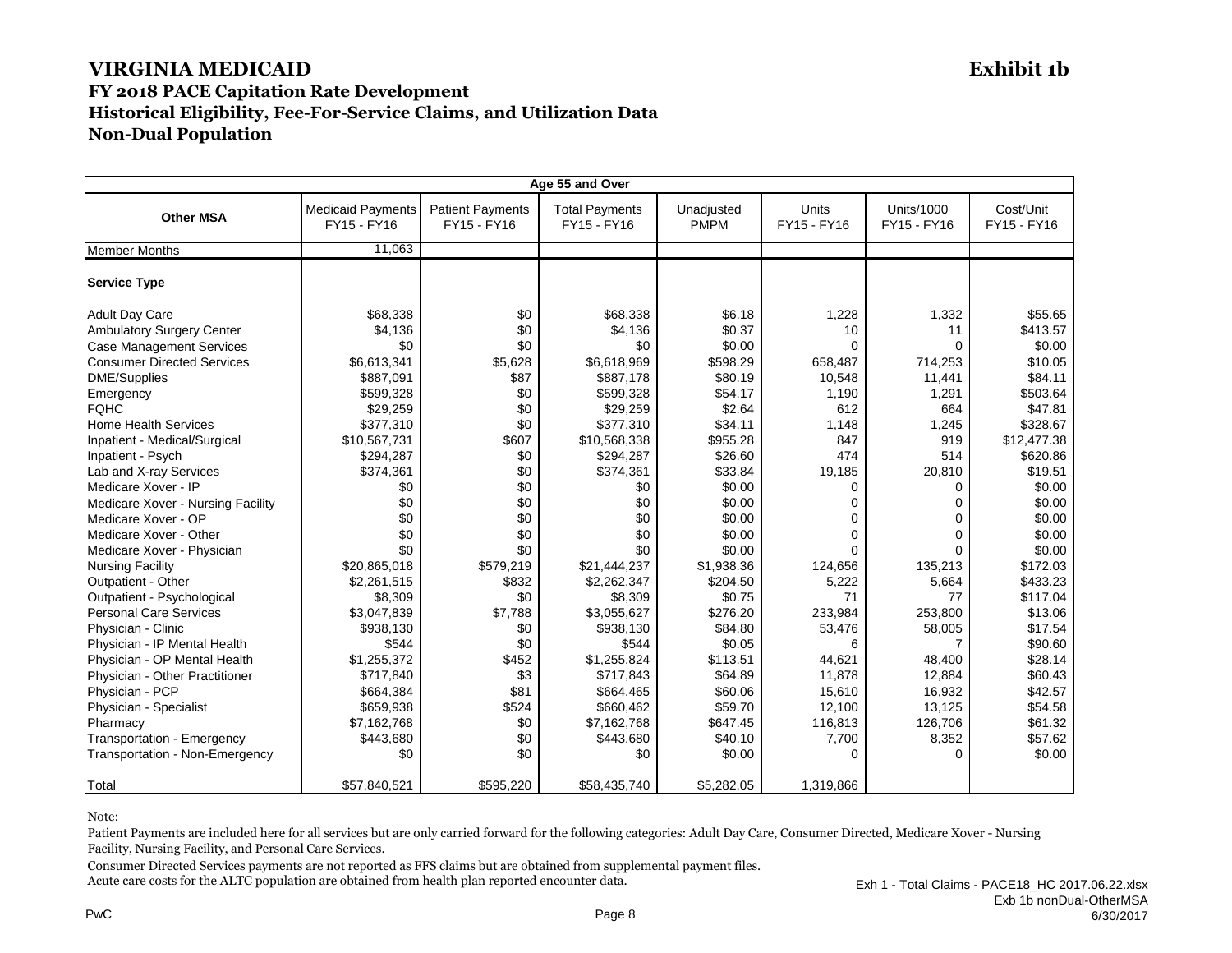# VIRGINIA MEDICAID

**Exhibit 1b**

## FY 2018 PACE Capitation Rate Development
## Historical Eligibility, Fee-For-Service Claims, and Utilization Data
## Non-Dual Population

| Age 55 and Over | | | | | | | |
|---|---|---|---|---|---|---|---|
| **Other MSA** | Medicaid Payments FY15 - FY16 | Patient Payments FY15 - FY16 | Total Payments FY15 - FY16 | Unadjusted PMPM | Units FY15 - FY16 | Units/1000 FY15 - FY16 | Cost/Unit FY15 - FY16 |
| Member Months | 11,063 | | | | | | |
| **Service Type** | | | | | | | |
| Adult Day Care | $68,338 | $0 | $68,338 | $6.18 | 1,228 | 1,332 | $55.65 |
| Ambulatory Surgery Center | $4,136 | $0 | $4,136 | $0.37 | 10 | 11 | $413.57 |
| Case Management Services | $0 | $0 | $0 | $0.00 | 0 | 0 | $0.00 |
| Consumer Directed Services | $6,613,341 | $5,628 | $6,618,969 | $598.29 | 658,487 | 714,253 | $10.05 |
| DME/Supplies | $887,091 | $87 | $887,178 | $80.19 | 10,548 | 11,441 | $84.11 |
| Emergency | $599,328 | $0 | $599,328 | $54.17 | 1,190 | 1,291 | $503.64 |
| FQHC | $29,259 | $0 | $29,259 | $2.64 | 612 | 664 | $47.81 |
| Home Health Services | $377,310 | $0 | $377,310 | $34.11 | 1,148 | 1,245 | $328.67 |
| Inpatient - Medical/Surgical | $10,567,731 | $607 | $10,568,338 | $955.28 | 847 | 919 | $12,477.38 |
| Inpatient - Psych | $294,287 | $0 | $294,287 | $26.60 | 474 | 514 | $620.86 |
| Lab and X-ray Services | $374,361 | $0 | $374,361 | $33.84 | 19,185 | 20,810 | $19.51 |
| Medicare Xover - IP | $0 | $0 | $0 | $0.00 | 0 | 0 | $0.00 |
| Medicare Xover - Nursing Facility | $0 | $0 | $0 | $0.00 | 0 | 0 | $0.00 |
| Medicare Xover - OP | $0 | $0 | $0 | $0.00 | 0 | 0 | $0.00 |
| Medicare Xover - Other | $0 | $0 | $0 | $0.00 | 0 | 0 | $0.00 |
| Medicare Xover - Physician | $0 | $0 | $0 | $0.00 | 0 | 0 | $0.00 |
| Nursing Facility | $20,865,018 | $579,219 | $21,444,237 | $1,938.36 | 124,656 | 135,213 | $172.03 |
| Outpatient - Other | $2,261,515 | $832 | $2,262,347 | $204.50 | 5,222 | 5,664 | $433.23 |
| Outpatient - Psychological | $8,309 | $0 | $8,309 | $0.75 | 71 | 77 | $117.04 |
| Personal Care Services | $3,047,839 | $7,788 | $3,055,627 | $276.20 | 233,984 | 253,800 | $13.06 |
| Physician - Clinic | $938,130 | $0 | $938,130 | $84.80 | 53,476 | 58,005 | $17.54 |
| Physician - IP Mental Health | $544 | $0 | $544 | $0.05 | 6 | 7 | $90.60 |
| Physician - OP Mental Health | $1,255,372 | $452 | $1,255,824 | $113.51 | 44,621 | 48,400 | $28.14 |
| Physician - Other Practitioner | $717,840 | $3 | $717,843 | $64.89 | 11,878 | 12,884 | $60.43 |
| Physician - PCP | $664,384 | $81 | $664,465 | $60.06 | 15,610 | 16,932 | $42.57 |
| Physician - Specialist | $659,938 | $524 | $660,462 | $59.70 | 12,100 | 13,125 | $54.58 |
| Pharmacy | $7,162,768 | $0 | $7,162,768 | $647.45 | 116,813 | 126,706 | $61.32 |
| Transportation - Emergency | $443,680 | $0 | $443,680 | $40.10 | 7,700 | 8,352 | $57.62 |
| Transportation - Non-Emergency | $0 | $0 | $0 | $0.00 | 0 | 0 | $0.00 |
| Total | $57,840,521 | $595,220 | $58,435,740 | $5,282.05 | 1,319,866 | | |

Note:

Patient Payments are included here for all services but are only carried forward for the following categories: Adult Day Care, Consumer Directed, Medicare Xover - Nursing Facility, Nursing Facility, and Personal Care Services.

Consumer Directed Services payments are not reported as FFS claims but are obtained from supplemental payment files.

Acute care costs for the ALTC population are obtained from health plan reported encounter data.

Exh 1 - Total Claims - PACE18_HC 2017.06.22.xlsx
Exb 1b nonDual-OtherMSA
6/30/2017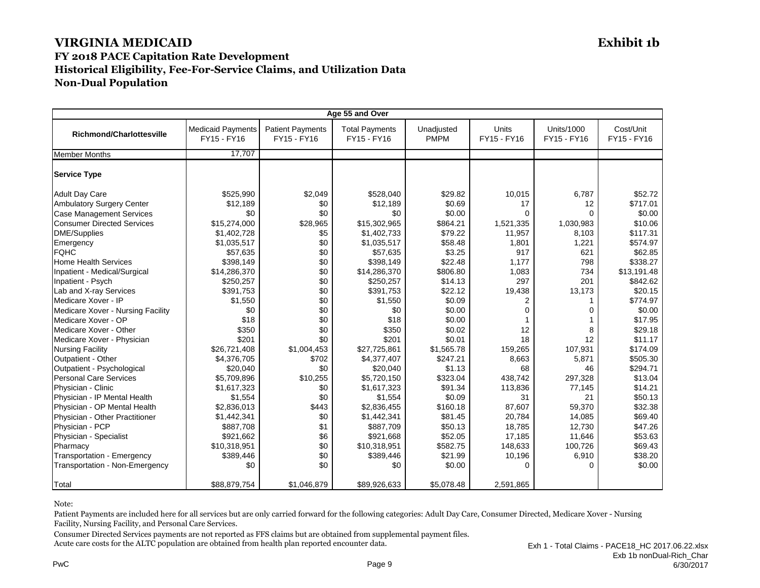# VIRGINIA MEDICAID

**Exhibit 1b**

## FY 2018 PACE Capitation Rate Development
## Historical Eligibility, Fee-For-Service Claims, and Utilization Data
## Non-Dual Population

| Age 55 and Over | | | | | | | |
|---|---|---|---|---|---|---|---|
| **Richmond/Charlottesville** | Medicaid Payments FY15 - FY16 | Patient Payments FY15 - FY16 | Total Payments FY15 - FY16 | Unadjusted PMPM | Units FY15 - FY16 | Units/1000 FY15 - FY16 | Cost/Unit FY15 - FY16 |
| Member Months | 17,707 | | | | | | |
| **Service Type** | | | | | | | |
| Adult Day Care | $525,990 | $2,049 | $528,040 | $29.82 | 10,015 | 6,787 | $52.72 |
| Ambulatory Surgery Center | $12,189 | $0 | $12,189 | $0.69 | 17 | 12 | $717.01 |
| Case Management Services | $0 | $0 | $0 | $0.00 | 0 | 0 | $0.00 |
| Consumer Directed Services | $15,274,000 | $28,965 | $15,302,965 | $864.21 | 1,521,335 | 1,030,983 | $10.06 |
| DME/Supplies | $1,402,728 | $5 | $1,402,733 | $79.22 | 11,957 | 8,103 | $117.31 |
| Emergency | $1,035,517 | $0 | $1,035,517 | $58.48 | 1,801 | 1,221 | $574.97 |
| FQHC | $57,635 | $0 | $57,635 | $3.25 | 917 | 621 | $62.85 |
| Home Health Services | $398,149 | $0 | $398,149 | $22.48 | 1,177 | 798 | $338.27 |
| Inpatient - Medical/Surgical | $14,286,370 | $0 | $14,286,370 | $806.80 | 1,083 | 734 | $13,191.48 |
| Inpatient - Psych | $250,257 | $0 | $250,257 | $14.13 | 297 | 201 | $842.62 |
| Lab and X-ray Services | $391,753 | $0 | $391,753 | $22.12 | 19,438 | 13,173 | $20.15 |
| Medicare Xover - IP | $1,550 | $0 | $1,550 | $0.09 | 2 | 1 | $774.97 |
| Medicare Xover - Nursing Facility | $0 | $0 | $0 | $0.00 | 0 | 0 | $0.00 |
| Medicare Xover - OP | $18 | $0 | $18 | $0.00 | 1 | 1 | $17.95 |
| Medicare Xover - Other | $350 | $0 | $350 | $0.02 | 12 | 8 | $29.18 |
| Medicare Xover - Physician | $201 | $0 | $201 | $0.01 | 18 | 12 | $11.17 |
| Nursing Facility | $26,721,408 | $1,004,453 | $27,725,861 | $1,565.78 | 159,265 | 107,931 | $174.09 |
| Outpatient - Other | $4,376,705 | $702 | $4,377,407 | $247.21 | 8,663 | 5,871 | $505.30 |
| Outpatient - Psychological | $20,040 | $0 | $20,040 | $1.13 | 68 | 46 | $294.71 |
| Personal Care Services | $5,709,896 | $10,255 | $5,720,150 | $323.04 | 438,742 | 297,328 | $13.04 |
| Physician - Clinic | $1,617,323 | $0 | $1,617,323 | $91.34 | 113,836 | 77,145 | $14.21 |
| Physician - IP Mental Health | $1,554 | $0 | $1,554 | $0.09 | 31 | 21 | $50.13 |
| Physician - OP Mental Health | $2,836,013 | $443 | $2,836,455 | $160.18 | 87,607 | 59,370 | $32.38 |
| Physician - Other Practitioner | $1,442,341 | $0 | $1,442,341 | $81.45 | 20,784 | 14,085 | $69.40 |
| Physician - PCP | $887,708 | $1 | $887,709 | $50.13 | 18,785 | 12,730 | $47.26 |
| Physician - Specialist | $921,662 | $6 | $921,668 | $52.05 | 17,185 | 11,646 | $53.63 |
| Pharmacy | $10,318,951 | $0 | $10,318,951 | $582.75 | 148,633 | 100,726 | $69.43 |
| Transportation - Emergency | $389,446 | $0 | $389,446 | $21.99 | 10,196 | 6,910 | $38.20 |
| Transportation - Non-Emergency | $0 | $0 | $0 | $0.00 | 0 | 0 | $0.00 |
| Total | $88,879,754 | $1,046,879 | $89,926,633 | $5,078.48 | 2,591,865 | | |

Note:

Patient Payments are included here for all services but are only carried forward for the following categories: Adult Day Care, Consumer Directed, Medicare Xover - Nursing Facility, Nursing Facility, and Personal Care Services.

Consumer Directed Services payments are not reported as FFS claims but are obtained from supplemental payment files.

Acute care costs for the ALTC population are obtained from health plan reported encounter data.

Exh 1 - Total Claims - PACE18_HC 2017.06.22.xlsx
Exb 1b nonDual-Rich_Char
6/30/2017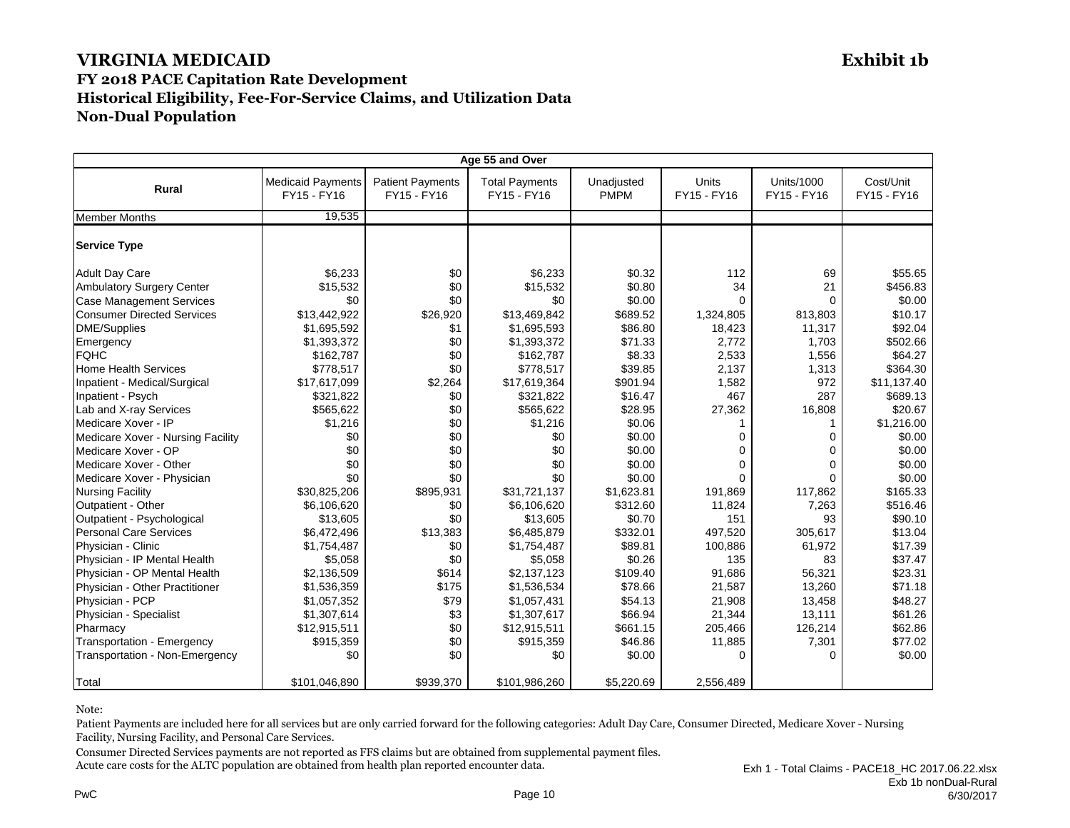# VIRGINIA MEDICAID

**Exhibit 1b**

## FY 2018 PACE Capitation Rate Development

## Historical Eligibility, Fee-For-Service Claims, and Utilization Data

## Non-Dual Population

| Age 55 and Over | | | | | | | |
|---|---|---|---|---|---|---|---|
| **Rural** | Medicaid Payments FY15 - FY16 | Patient Payments FY15 - FY16 | Total Payments FY15 - FY16 | Unadjusted PMPM | Units FY15 - FY16 | Units/1000 FY15 - FY16 | Cost/Unit FY15 - FY16 |
| Member Months | 19,535 | | | | | | |
| **Service Type** | | | | | | | |
| Adult Day Care | $6,233 | $0 | $6,233 | $0.32 | 112 | 69 | $55.65 |
| Ambulatory Surgery Center | $15,532 | $0 | $15,532 | $0.80 | 34 | 21 | $456.83 |
| Case Management Services | $0 | $0 | $0 | $0.00 | 0 | 0 | $0.00 |
| Consumer Directed Services | $13,442,922 | $26,920 | $13,469,842 | $689.52 | 1,324,805 | 813,803 | $10.17 |
| DME/Supplies | $1,695,592 | $1 | $1,695,593 | $86.80 | 18,423 | 11,317 | $92.04 |
| Emergency | $1,393,372 | $0 | $1,393,372 | $71.33 | 2,772 | 1,703 | $502.66 |
| FQHC | $162,787 | $0 | $162,787 | $8.33 | 2,533 | 1,556 | $64.27 |
| Home Health Services | $778,517 | $0 | $778,517 | $39.85 | 2,137 | 1,313 | $364.30 |
| Inpatient - Medical/Surgical | $17,617,099 | $2,264 | $17,619,364 | $901.94 | 1,582 | 972 | $11,137.40 |
| Inpatient - Psych | $321,822 | $0 | $321,822 | $16.47 | 467 | 287 | $689.13 |
| Lab and X-ray Services | $565,622 | $0 | $565,622 | $28.95 | 27,362 | 16,808 | $20.67 |
| Medicare Xover - IP | $1,216 | $0 | $1,216 | $0.06 | 1 | 1 | $1,216.00 |
| Medicare Xover - Nursing Facility | $0 | $0 | $0 | $0.00 | 0 | 0 | $0.00 |
| Medicare Xover - OP | $0 | $0 | $0 | $0.00 | 0 | 0 | $0.00 |
| Medicare Xover - Other | $0 | $0 | $0 | $0.00 | 0 | 0 | $0.00 |
| Medicare Xover - Physician | $0 | $0 | $0 | $0.00 | 0 | 0 | $0.00 |
| Nursing Facility | $30,825,206 | $895,931 | $31,721,137 | $1,623.81 | 191,869 | 117,862 | $165.33 |
| Outpatient - Other | $6,106,620 | $0 | $6,106,620 | $312.60 | 11,824 | 7,263 | $516.46 |
| Outpatient - Psychological | $13,605 | $0 | $13,605 | $0.70 | 151 | 93 | $90.10 |
| Personal Care Services | $6,472,496 | $13,383 | $6,485,879 | $332.01 | 497,520 | 305,617 | $13.04 |
| Physician - Clinic | $1,754,487 | $0 | $1,754,487 | $89.81 | 100,886 | 61,972 | $17.39 |
| Physician - IP Mental Health | $5,058 | $0 | $5,058 | $0.26 | 135 | 83 | $37.47 |
| Physician - OP Mental Health | $2,136,509 | $614 | $2,137,123 | $109.40 | 91,686 | 56,321 | $23.31 |
| Physician - Other Practitioner | $1,536,359 | $175 | $1,536,534 | $78.66 | 21,587 | 13,260 | $71.18 |
| Physician - PCP | $1,057,352 | $79 | $1,057,431 | $54.13 | 21,908 | 13,458 | $48.27 |
| Physician - Specialist | $1,307,614 | $3 | $1,307,617 | $66.94 | 21,344 | 13,111 | $61.26 |
| Pharmacy | $12,915,511 | $0 | $12,915,511 | $661.15 | 205,466 | 126,214 | $62.86 |
| Transportation - Emergency | $915,359 | $0 | $915,359 | $46.86 | 11,885 | 7,301 | $77.02 |
| Transportation - Non-Emergency | $0 | $0 | $0 | $0.00 | 0 | 0 | $0.00 |
| Total | $101,046,890 | $939,370 | $101,986,260 | $5,220.69 | 2,556,489 | | |

Note:

Patient Payments are included here for all services but are only carried forward for the following categories: Adult Day Care, Consumer Directed, Medicare Xover - Nursing Facility, Nursing Facility, and Personal Care Services.

Consumer Directed Services payments are not reported as FFS claims but are obtained from supplemental payment files.

Acute care costs for the ALTC population are obtained from health plan reported encounter data.

Exh 1 - Total Claims - PACE18_HC 2017.06.22.xlsx
Exb 1b nonDual-Rural
6/30/2017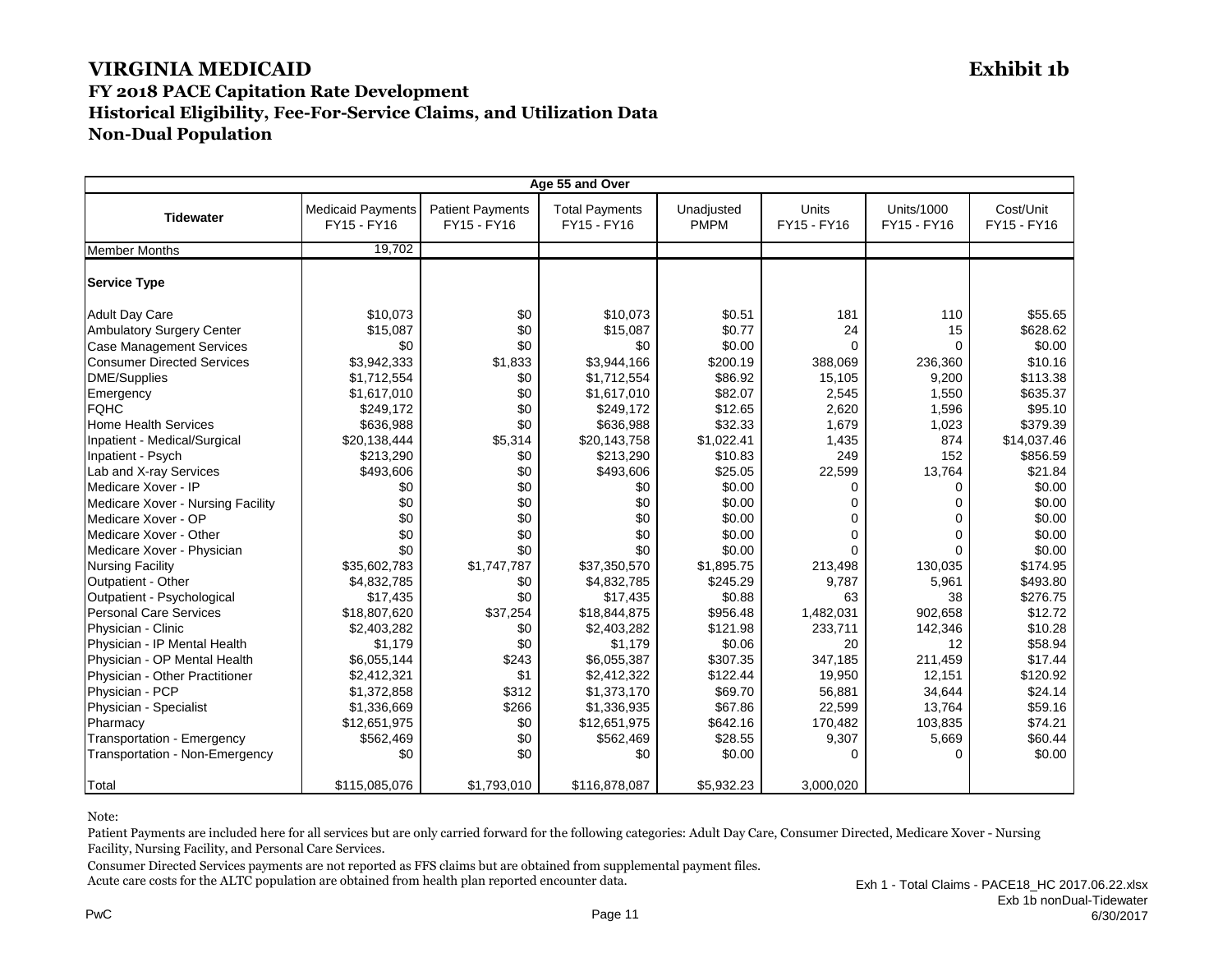# VIRGINIA MEDICAID

**Exhibit 1b**

## FY 2018 PACE Capitation Rate Development
## Historical Eligibility, Fee-For-Service Claims, and Utilization Data
## Non-Dual Population

| Age 55 and Over | | | | | | | |
|---|---|---|---|---|---|---|---|
| **Tidewater** | Medicaid Payments FY15 - FY16 | Patient Payments FY15 - FY16 | Total Payments FY15 - FY16 | Unadjusted PMPM | Units FY15 - FY16 | Units/1000 FY15 - FY16 | Cost/Unit FY15 - FY16 |
| Member Months | 19,702 | | | | | | |
| **Service Type** | | | | | | | |
| Adult Day Care | $10,073 | $0 | $10,073 | $0.51 | 181 | 110 | $55.65 |
| Ambulatory Surgery Center | $15,087 | $0 | $15,087 | $0.77 | 24 | 15 | $628.62 |
| Case Management Services | $0 | $0 | $0 | $0.00 | 0 | 0 | $0.00 |
| Consumer Directed Services | $3,942,333 | $1,833 | $3,944,166 | $200.19 | 388,069 | 236,360 | $10.16 |
| DME/Supplies | $1,712,554 | $0 | $1,712,554 | $86.92 | 15,105 | 9,200 | $113.38 |
| Emergency | $1,617,010 | $0 | $1,617,010 | $82.07 | 2,545 | 1,550 | $635.37 |
| FQHC | $249,172 | $0 | $249,172 | $12.65 | 2,620 | 1,596 | $95.10 |
| Home Health Services | $636,988 | $0 | $636,988 | $32.33 | 1,679 | 1,023 | $379.39 |
| Inpatient - Medical/Surgical | $20,138,444 | $5,314 | $20,143,758 | $1,022.41 | 1,435 | 874 | $14,037.46 |
| Inpatient - Psych | $213,290 | $0 | $213,290 | $10.83 | 249 | 152 | $856.59 |
| Lab and X-ray Services | $493,606 | $0 | $493,606 | $25.05 | 22,599 | 13,764 | $21.84 |
| Medicare Xover - IP | $0 | $0 | $0 | $0.00 | 0 | 0 | $0.00 |
| Medicare Xover - Nursing Facility | $0 | $0 | $0 | $0.00 | 0 | 0 | $0.00 |
| Medicare Xover - OP | $0 | $0 | $0 | $0.00 | 0 | 0 | $0.00 |
| Medicare Xover - Other | $0 | $0 | $0 | $0.00 | 0 | 0 | $0.00 |
| Medicare Xover - Physician | $0 | $0 | $0 | $0.00 | 0 | 0 | $0.00 |
| Nursing Facility | $35,602,783 | $1,747,787 | $37,350,570 | $1,895.75 | 213,498 | 130,035 | $174.95 |
| Outpatient - Other | $4,832,785 | $0 | $4,832,785 | $245.29 | 9,787 | 5,961 | $493.80 |
| Outpatient - Psychological | $17,435 | $0 | $17,435 | $0.88 | 63 | 38 | $276.75 |
| Personal Care Services | $18,807,620 | $37,254 | $18,844,875 | $956.48 | 1,482,031 | 902,658 | $12.72 |
| Physician - Clinic | $2,403,282 | $0 | $2,403,282 | $121.98 | 233,711 | 142,346 | $10.28 |
| Physician - IP Mental Health | $1,179 | $0 | $1,179 | $0.06 | 20 | 12 | $58.94 |
| Physician - OP Mental Health | $6,055,144 | $243 | $6,055,387 | $307.35 | 347,185 | 211,459 | $17.44 |
| Physician - Other Practitioner | $2,412,321 | $1 | $2,412,322 | $122.44 | 19,950 | 12,151 | $120.92 |
| Physician - PCP | $1,372,858 | $312 | $1,373,170 | $69.70 | 56,881 | 34,644 | $24.14 |
| Physician - Specialist | $1,336,669 | $266 | $1,336,935 | $67.86 | 22,599 | 13,764 | $59.16 |
| Pharmacy | $12,651,975 | $0 | $12,651,975 | $642.16 | 170,482 | 103,835 | $74.21 |
| Transportation - Emergency | $562,469 | $0 | $562,469 | $28.55 | 9,307 | 5,669 | $60.44 |
| Transportation - Non-Emergency | $0 | $0 | $0 | $0.00 | 0 | 0 | $0.00 |
| Total | $115,085,076 | $1,793,010 | $116,878,087 | $5,932.23 | 3,000,020 | | |

Note:

Patient Payments are included here for all services but are only carried forward for the following categories: Adult Day Care, Consumer Directed, Medicare Xover - Nursing Facility, Nursing Facility, and Personal Care Services.

Consumer Directed Services payments are not reported as FFS claims but are obtained from supplemental payment files.
Acute care costs for the ALTC population are obtained from health plan reported encounter data.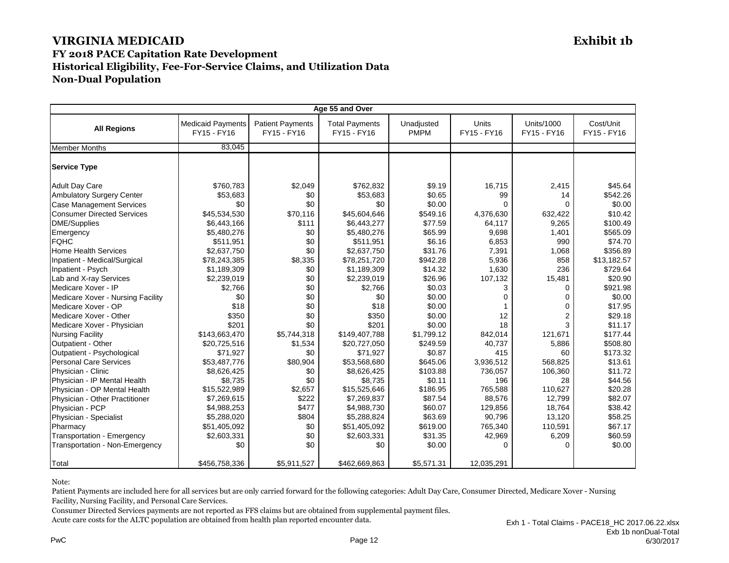# VIRGINIA MEDICAID

**Exhibit 1b**

## FY 2018 PACE Capitation Rate Development

## Historical Eligibility, Fee-For-Service Claims, and Utilization Data

## Non-Dual Population

| Age 55 and Over | | | | | | | |
|---|---|---|---|---|---|---|---|
| **All Regions** | Medicaid Payments FY15 - FY16 | Patient Payments FY15 - FY16 | Total Payments FY15 - FY16 | Unadjusted PMPM | Units FY15 - FY16 | Units/1000 FY15 - FY16 | Cost/Unit FY15 - FY16 |
| Member Months | 83,045 | | | | | | |
| **Service Type** | | | | | | | |
| Adult Day Care | $760,783 | $2,049 | $762,832 | $9.19 | 16,715 | 2,415 | $45.64 |
| Ambulatory Surgery Center | $53,683 | $0 | $53,683 | $0.65 | 99 | 14 | $542.26 |
| Case Management Services | $0 | $0 | $0 | $0.00 | 0 | 0 | $0.00 |
| Consumer Directed Services | $45,534,530 | $70,116 | $45,604,646 | $549.16 | 4,376,630 | 632,422 | $10.42 |
| DME/Supplies | $6,443,166 | $111 | $6,443,277 | $77.59 | 64,117 | 9,265 | $100.49 |
| Emergency | $5,480,276 | $0 | $5,480,276 | $65.99 | 9,698 | 1,401 | $565.09 |
| FQHC | $511,951 | $0 | $511,951 | $6.16 | 6,853 | 990 | $74.70 |
| Home Health Services | $2,637,750 | $0 | $2,637,750 | $31.76 | 7,391 | 1,068 | $356.89 |
| Inpatient - Medical/Surgical | $78,243,385 | $8,335 | $78,251,720 | $942.28 | 5,936 | 858 | $13,182.57 |
| Inpatient - Psych | $1,189,309 | $0 | $1,189,309 | $14.32 | 1,630 | 236 | $729.64 |
| Lab and X-ray Services | $2,239,019 | $0 | $2,239,019 | $26.96 | 107,132 | 15,481 | $20.90 |
| Medicare Xover - IP | $2,766 | $0 | $2,766 | $0.03 | 3 | 0 | $921.98 |
| Medicare Xover - Nursing Facility | $0 | $0 | $0 | $0.00 | 0 | 0 | $0.00 |
| Medicare Xover - OP | $18 | $0 | $18 | $0.00 | 1 | 0 | $17.95 |
| Medicare Xover - Other | $350 | $0 | $350 | $0.00 | 12 | 2 | $29.18 |
| Medicare Xover - Physician | $201 | $0 | $201 | $0.00 | 18 | 3 | $11.17 |
| Nursing Facility | $143,663,470 | $5,744,318 | $149,407,788 | $1,799.12 | 842,014 | 121,671 | $177.44 |
| Outpatient - Other | $20,725,516 | $1,534 | $20,727,050 | $249.59 | 40,737 | 5,886 | $508.80 |
| Outpatient - Psychological | $71,927 | $0 | $71,927 | $0.87 | 415 | 60 | $173.32 |
| Personal Care Services | $53,487,776 | $80,904 | $53,568,680 | $645.06 | 3,936,512 | 568,825 | $13.61 |
| Physician - Clinic | $8,626,425 | $0 | $8,626,425 | $103.88 | 736,057 | 106,360 | $11.72 |
| Physician - IP Mental Health | $8,735 | $0 | $8,735 | $0.11 | 196 | 28 | $44.56 |
| Physician - OP Mental Health | $15,522,989 | $2,657 | $15,525,646 | $186.95 | 765,588 | 110,627 | $20.28 |
| Physician - Other Practitioner | $7,269,615 | $222 | $7,269,837 | $87.54 | 88,576 | 12,799 | $82.07 |
| Physician - PCP | $4,988,253 | $477 | $4,988,730 | $60.07 | 129,856 | 18,764 | $38.42 |
| Physician - Specialist | $5,288,020 | $804 | $5,288,824 | $63.69 | 90,796 | 13,120 | $58.25 |
| Pharmacy | $51,405,092 | $0 | $51,405,092 | $619.00 | 765,340 | 110,591 | $67.17 |
| Transportation - Emergency | $2,603,331 | $0 | $2,603,331 | $31.35 | 42,969 | 6,209 | $60.59 |
| Transportation - Non-Emergency | $0 | $0 | $0 | $0.00 | 0 | 0 | $0.00 |
| Total | $456,758,336 | $5,911,527 | $462,669,863 | $5,571.31 | 12,035,291 | | |

Note:

Patient Payments are included here for all services but are only carried forward for the following categories: Adult Day Care, Consumer Directed, Medicare Xover - Nursing Facility, Nursing Facility, and Personal Care Services.

Consumer Directed Services payments are not reported as FFS claims but are obtained from supplemental payment files.

Acute care costs for the ALTC population are obtained from health plan reported encounter data.

Exh 1 - Total Claims - PACE18_HC 2017.06.22.xlsx
Exb 1b nonDual-Total
6/30/2017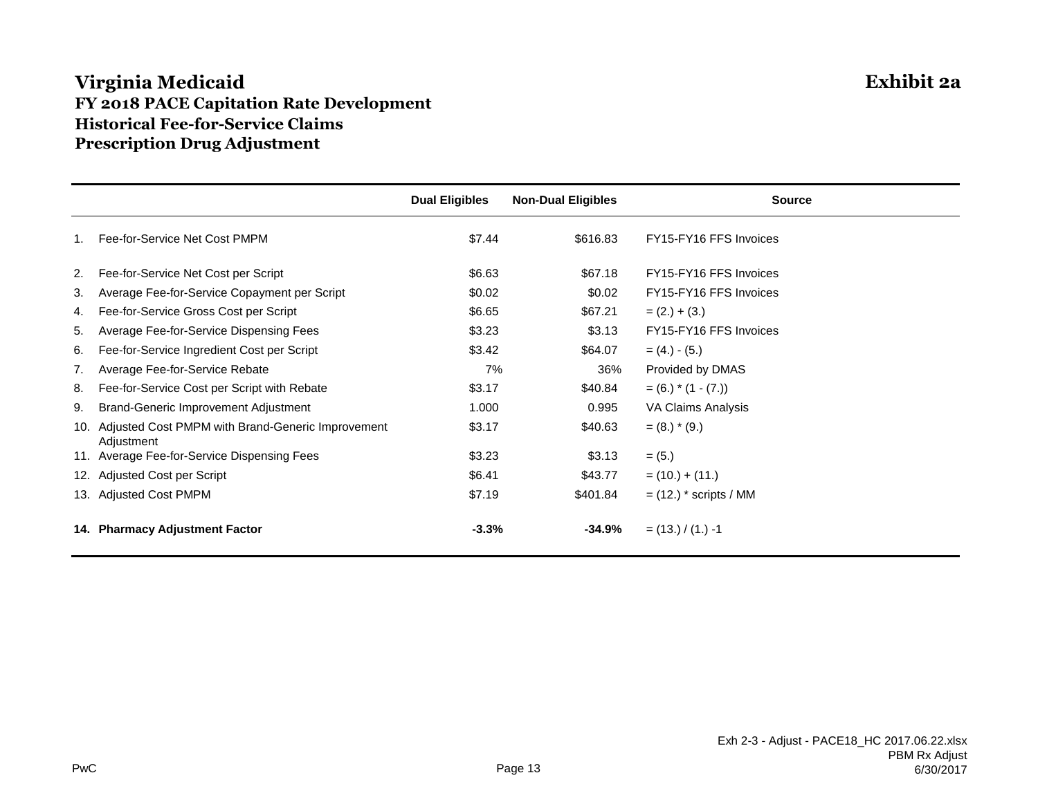# Virginia Medicaid

**Exhibit 2a**

## FY 2018 PACE Capitation Rate Development
## Historical Fee-for-Service Claims
## Prescription Drug Adjustment

| | | Dual Eligibles | Non-Dual Eligibles | Source |
|---|---|---|---|---|
| 1. | Fee-for-Service Net Cost PMPM | $7.44 | $616.83 | FY15-FY16 FFS Invoices |
| 2. | Fee-for-Service Net Cost per Script | $6.63 | $67.18 | FY15-FY16 FFS Invoices |
| 3. | Average Fee-for-Service Copayment per Script | $0.02 | $0.02 | FY15-FY16 FFS Invoices |
| 4. | Fee-for-Service Gross Cost per Script | $6.65 | $67.21 | = (2.) + (3.) |
| 5. | Average Fee-for-Service Dispensing Fees | $3.23 | $3.13 | FY15-FY16 FFS Invoices |
| 6. | Fee-for-Service Ingredient Cost per Script | $3.42 | $64.07 | = (4.) - (5.) |
| 7. | Average Fee-for-Service Rebate | 7% | 36% | Provided by DMAS |
| 8. | Fee-for-Service Cost per Script with Rebate | $3.17 | $40.84 | = (6.) * (1 - (7.)) |
| 9. | Brand-Generic Improvement Adjustment | 1.000 | 0.995 | VA Claims Analysis |
| 10. | Adjusted Cost PMPM with Brand-Generic Improvement Adjustment | $3.17 | $40.63 | = (8.) * (9.) |
| 11. | Average Fee-for-Service Dispensing Fees | $3.23 | $3.13 | = (5.) |
| 12. | Adjusted Cost per Script | $6.41 | $43.77 | = (10.) + (11.) |
| 13. | Adjusted Cost PMPM | $7.19 | $401.84 | = (12.) * scripts / MM |
| **14.** | **Pharmacy Adjustment Factor** | **-3.3%** | **-34.9%** | = (13.) / (1.) -1 |

PwC

Exh 2-3 - Adjust - PACE18_HC 2017.06.22.xlsx
PBM Rx Adjust
6/30/2017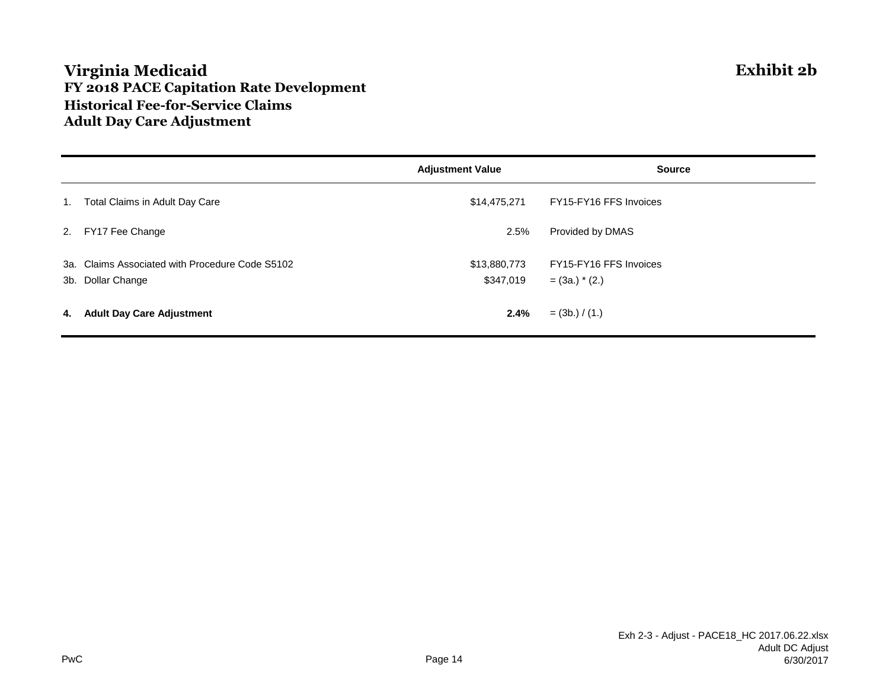# Virginia Medicaid

**Exhibit 2b**

## FY 2018 PACE Capitation Rate Development
## Historical Fee-for-Service Claims
## Adult Day Care Adjustment

| | | Adjustment Value | Source |
|---|---|---|---|
| 1. | Total Claims in Adult Day Care | $14,475,271 | FY15-FY16 FFS Invoices |
| 2. | FY17 Fee Change | 2.5% | Provided by DMAS |
| 3a. | Claims Associated with Procedure Code S5102 | $13,880,773 | FY15-FY16 FFS Invoices |
| 3b. | Dollar Change | $347,019 | = (3a.) * (2.) |
| **4.** | **Adult Day Care Adjustment** | **2.4%** | = (3b.) / (1.) |

Exh 2-3 - Adjust - PACE18_HC 2017.06.22.xlsx
Adult DC Adjust
6/30/2017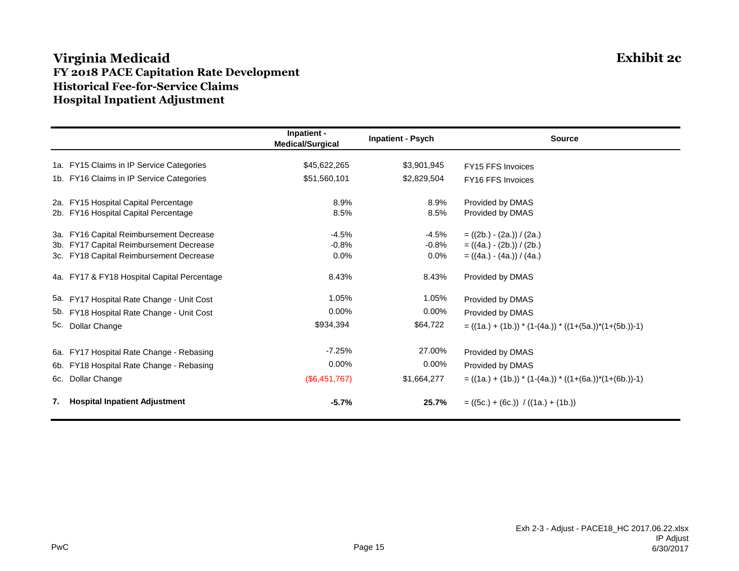# Virginia Medicaid

**Exhibit 2c**

## FY 2018 PACE Capitation Rate Development
## Historical Fee-for-Service Claims
## Hospital Inpatient Adjustment

| | Inpatient - Medical/Surgical | Inpatient - Psych | Source |
|---|---|---|---|
| 1a. FY15 Claims in IP Service Categories | $45,622,265 | $3,901,945 | FY15 FFS Invoices |
| 1b. FY16 Claims in IP Service Categories | $51,560,101 | $2,829,504 | FY16 FFS Invoices |
| 2a. FY15 Hospital Capital Percentage | 8.9% | 8.9% | Provided by DMAS |
| 2b. FY16 Hospital Capital Percentage | 8.5% | 8.5% | Provided by DMAS |
| 3a. FY16 Capital Reimbursement Decrease | -4.5% | -4.5% | = ((2b.) - (2a.)) / (2a.) |
| 3b. FY17 Capital Reimbursement Decrease | -0.8% | -0.8% | = ((4a.) - (2b.)) / (2b.) |
| 3c. FY18 Capital Reimbursement Decrease | 0.0% | 0.0% | = ((4a.) - (4a.)) / (4a.) |
| 4a. FY17 & FY18 Hospital Capital Percentage | 8.43% | 8.43% | Provided by DMAS |
| 5a. FY17 Hospital Rate Change - Unit Cost | 1.05% | 1.05% | Provided by DMAS |
| 5b. FY18 Hospital Rate Change - Unit Cost | 0.00% | 0.00% | Provided by DMAS |
| 5c. Dollar Change | $934,394 | $64,722 | = ((1a.) + (1b.)) * (1-(4a.)) * ((1+(5a.))*(1+(5b.))-1) |
| 6a. FY17 Hospital Rate Change - Rebasing | -7.25% | 27.00% | Provided by DMAS |
| 6b. FY18 Hospital Rate Change - Rebasing | 0.00% | 0.00% | Provided by DMAS |
| 6c. Dollar Change | ($6,451,767) | $1,664,277 | = ((1a.) + (1b.)) * (1-(4a.)) * ((1+(6a.))*(1+(6b.))-1) |
| **7. Hospital Inpatient Adjustment** | **-5.7%** | **25.7%** | = ((5c.) + (6c.)) / ((1a.) + (1b.)) |

PwC

Exh 2-3 - Adjust - PACE18_HC 2017.06.22.xlsx
IP Adjust
6/30/2017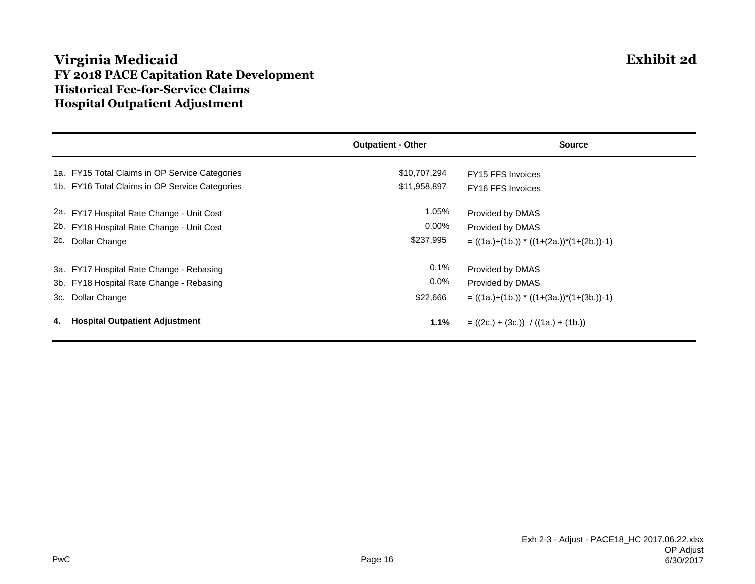# Virginia Medicaid

**Exhibit 2d**

## FY 2018 PACE Capitation Rate Development
## Historical Fee-for-Service Claims
## Hospital Outpatient Adjustment

| | Outpatient - Other | Source |
|---|---|---|
| 1a. FY15 Total Claims in OP Service Categories | $10,707,294 | FY15 FFS Invoices |
| 1b. FY16 Total Claims in OP Service Categories | $11,958,897 | FY16 FFS Invoices |
| 2a. FY17 Hospital Rate Change - Unit Cost | 1.05% | Provided by DMAS |
| 2b. FY18 Hospital Rate Change - Unit Cost | 0.00% | Provided by DMAS |
| 2c. Dollar Change | $237,995 | = ((1a.)+(1b.)) * ((1+(2a.))*(1+(2b.))-1) |
| 3a. FY17 Hospital Rate Change - Rebasing | 0.1% | Provided by DMAS |
| 3b. FY18 Hospital Rate Change - Rebasing | 0.0% | Provided by DMAS |
| 3c. Dollar Change | $22,666 | = ((1a.)+(1b.)) * ((1+(3a.))*(1+(3b.))-1) |
| **4. Hospital Outpatient Adjustment** | **1.1%** | = ((2c.) + (3c.)) / ((1a.) + (1b.)) |

PwC

Exh 2-3 - Adjust - PACE18_HC 2017.06.22.xlsx
OP Adjust
6/30/2017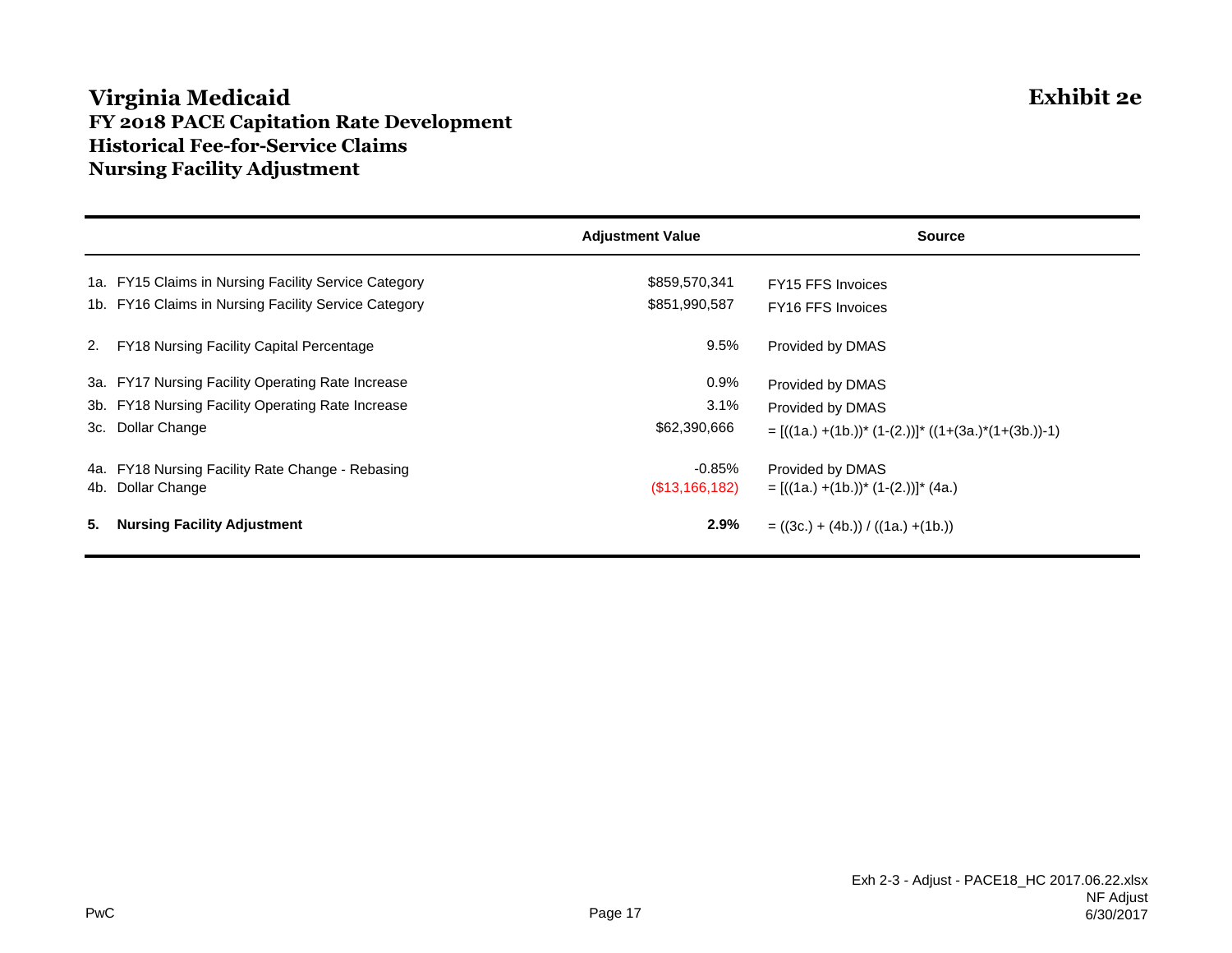# Virginia Medicaid

## FY 2018 PACE Capitation Rate Development
## Historical Fee-for-Service Claims
## Nursing Facility Adjustment

**Exhibit 2e**

| | Adjustment Value | Source |
|---|---|---|
| 1a. FY15 Claims in Nursing Facility Service Category | $859,570,341 | FY15 FFS Invoices |
| 1b. FY16 Claims in Nursing Facility Service Category | $851,990,587 | FY16 FFS Invoices |
| 2. FY18 Nursing Facility Capital Percentage | 9.5% | Provided by DMAS |
| 3a. FY17 Nursing Facility Operating Rate Increase | 0.9% | Provided by DMAS |
| 3b. FY18 Nursing Facility Operating Rate Increase | 3.1% | Provided by DMAS |
| 3c. Dollar Change | $62,390,666 | = [((1a.) +(1b.))* (1-(2.))]* ((1+(3a.)*(1+(3b.))-1) |
| 4a. FY18 Nursing Facility Rate Change - Rebasing | -0.85% | Provided by DMAS |
| 4b. Dollar Change | ($13,166,182) | = [((1a.) +(1b.))* (1-(2.))]* (4a.) |
| **5. Nursing Facility Adjustment** | **2.9%** | = ((3c.) + (4b.)) / ((1a.) +(1b.)) |

Exh 2-3 - Adjust - PACE18_HC 2017.06.22.xlsx
NF Adjust
6/30/2017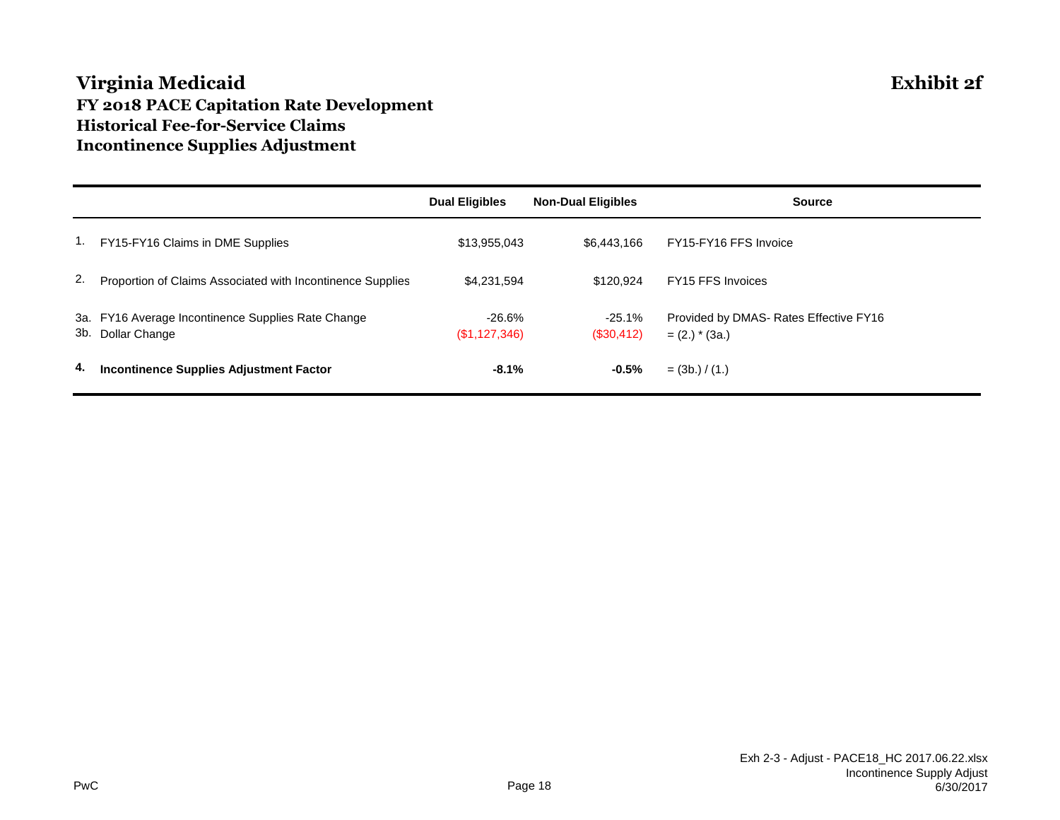# Virginia Medicaid

**Exhibit 2f**

## FY 2018 PACE Capitation Rate Development
## Historical Fee-for-Service Claims
## Incontinence Supplies Adjustment

| | | Dual Eligibles | Non-Dual Eligibles | Source |
|---|---|---|---|---|
| 1. | FY15-FY16 Claims in DME Supplies | $13,955,043 | $6,443,166 | FY15-FY16 FFS Invoice |
| 2. | Proportion of Claims Associated with Incontinence Supplies | $4,231,594 | $120,924 | FY15 FFS Invoices |
| 3a. | FY16 Average Incontinence Supplies Rate Change | -26.6% | -25.1% | Provided by DMAS- Rates Effective FY16 |
| 3b. | Dollar Change | ($1,127,346) | ($30,412) | = (2.) * (3a.) |
| **4.** | **Incontinence Supplies Adjustment Factor** | **-8.1%** | **-0.5%** | = (3b.) / (1.) |

PwC

Exh 2-3 - Adjust - PACE18_HC 2017.06.22.xlsx
Incontinence Supply Adjust
6/30/2017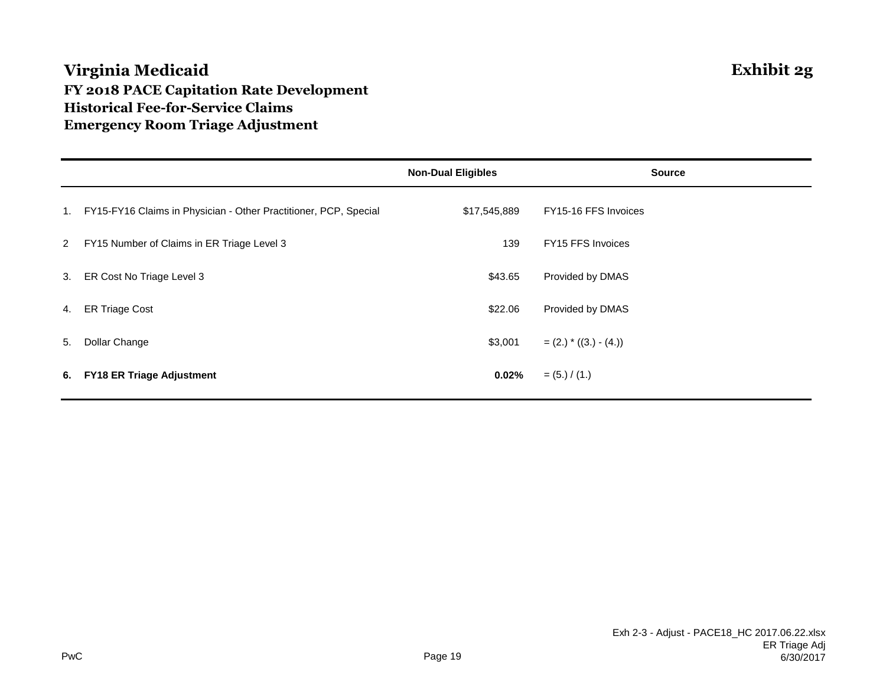# Virginia Medicaid

**Exhibit 2g**

## FY 2018 PACE Capitation Rate Development
## Historical Fee-for-Service Claims
## Emergency Room Triage Adjustment

| | | Non-Dual Eligibles | Source |
|---|---|---|---|
| 1. | FY15-FY16 Claims in Physician - Other Practitioner, PCP, Special | $17,545,889 | FY15-16 FFS Invoices |
| 2 | FY15 Number of Claims in ER Triage Level 3 | 139 | FY15 FFS Invoices |
| 3. | ER Cost No Triage Level 3 | $43.65 | Provided by DMAS |
| 4. | ER Triage Cost | $22.06 | Provided by DMAS |
| 5. | Dollar Change | $3,001 | = (2.) * ((3.) - (4.)) |
| **6.** | **FY18 ER Triage Adjustment** | **0.02%** | = (5.) / (1.) |

PwC

Exh 2-3 - Adjust - PACE18_HC 2017.06.22.xlsx
ER Triage Adj
6/30/2017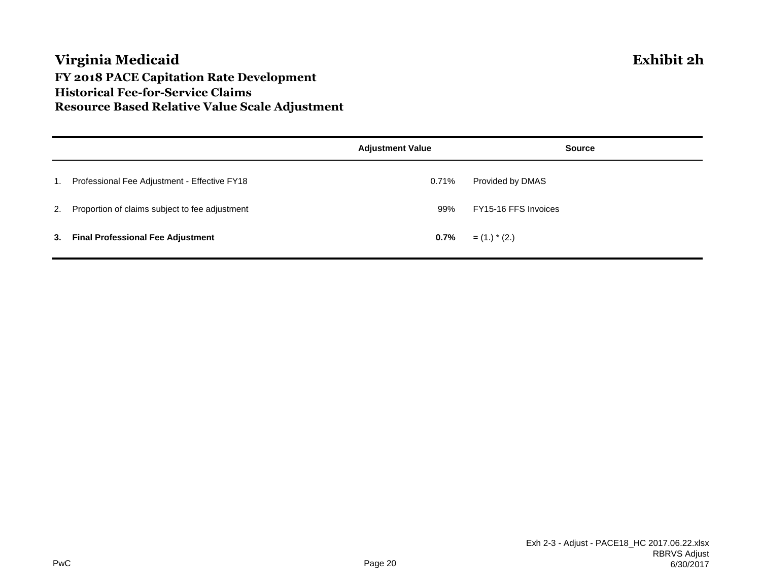# Virginia Medicaid

**Exhibit 2h**

## FY 2018 PACE Capitation Rate Development
## Historical Fee-for-Service Claims
## Resource Based Relative Value Scale Adjustment

| | | Adjustment Value | Source |
|---|---|---|---|
| 1. | Professional Fee Adjustment - Effective FY18 | 0.71% | Provided by DMAS |
| 2. | Proportion of claims subject to fee adjustment | 99% | FY15-16 FFS Invoices |
| **3.** | **Final Professional Fee Adjustment** | **0.7%** | = (1.) * (2.) |

PwC

Exh 2-3 - Adjust - PACE18_HC 2017.06.22.xlsx
RBRVS Adjust
6/30/2017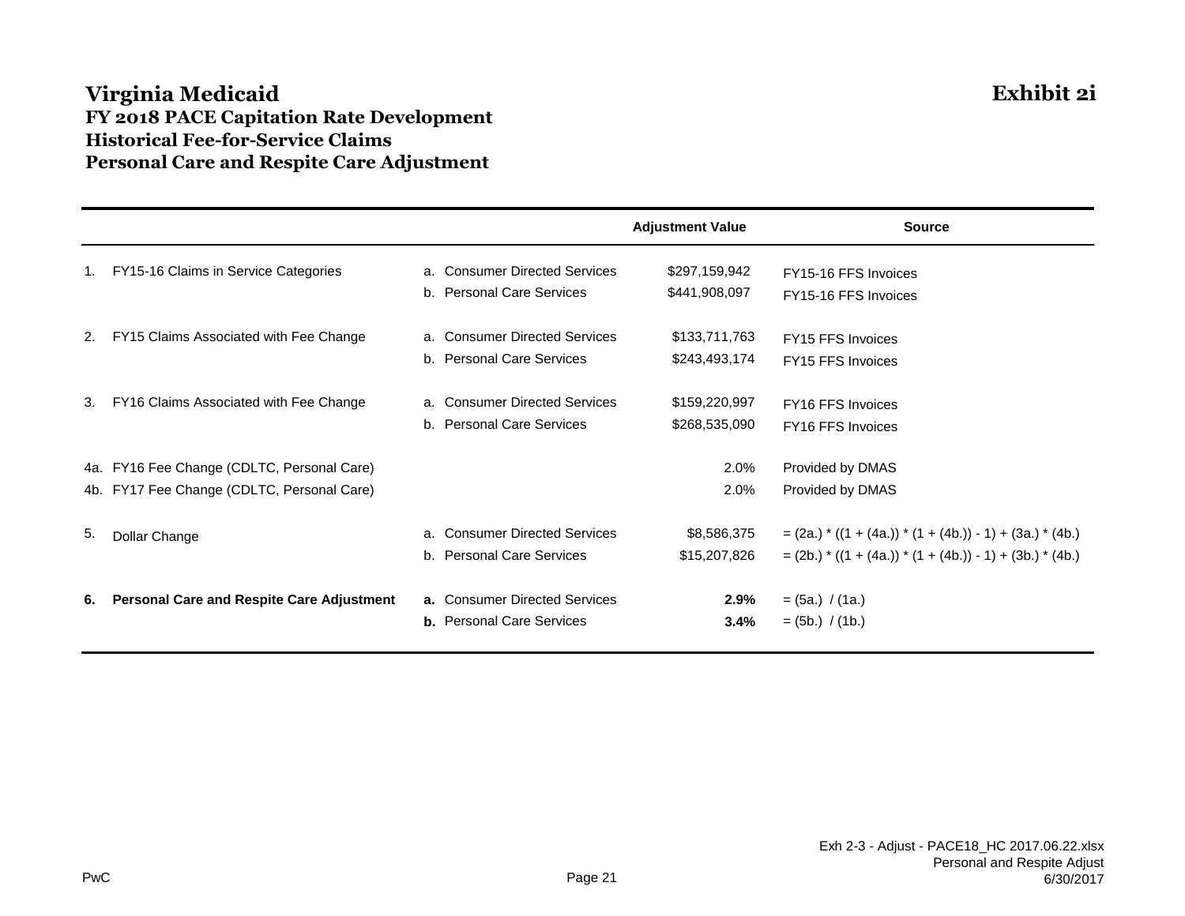# Virginia Medicaid

**Exhibit 2i**

## FY 2018 PACE Capitation Rate Development
## Historical Fee-for-Service Claims
## Personal Care and Respite Care Adjustment

| | | | Adjustment Value | Source |
|---|---|---|---|---|
| 1. | FY15-16 Claims in Service Categories | a. Consumer Directed Services | \$297,159,942 | FY15-16 FFS Invoices |
| | | b. Personal Care Services | \$441,908,097 | FY15-16 FFS Invoices |
| 2. | FY15 Claims Associated with Fee Change | a. Consumer Directed Services | \$133,711,763 | FY15 FFS Invoices |
| | | b. Personal Care Services | \$243,493,174 | FY15 FFS Invoices |
| 3. | FY16 Claims Associated with Fee Change | a. Consumer Directed Services | \$159,220,997 | FY16 FFS Invoices |
| | | b. Personal Care Services | \$268,535,090 | FY16 FFS Invoices |
| 4a. | FY16 Fee Change (CDLTC, Personal Care) | | 2.0% | Provided by DMAS |
| 4b. | FY17 Fee Change (CDLTC, Personal Care) | | 2.0% | Provided by DMAS |
| 5. | Dollar Change | a. Consumer Directed Services | \$8,586,375 | = (2a.) * ((1 + (4a.)) * (1 + (4b.)) - 1) + (3a.) * (4b.) |
| | | b. Personal Care Services | \$15,207,826 | = (2b.) * ((1 + (4a.)) * (1 + (4b.)) - 1) + (3b.) * (4b.) |
| **6.** | **Personal Care and Respite Care Adjustment** | **a.** Consumer Directed Services | **2.9%** | = (5a.) / (1a.) |
| | | **b.** Personal Care Services | **3.4%** | = (5b.) / (1b.) |

PwC

Exh 2-3 - Adjust - PACE18_HC 2017.06.22.xlsx
Personal and Respite Adjust
6/30/2017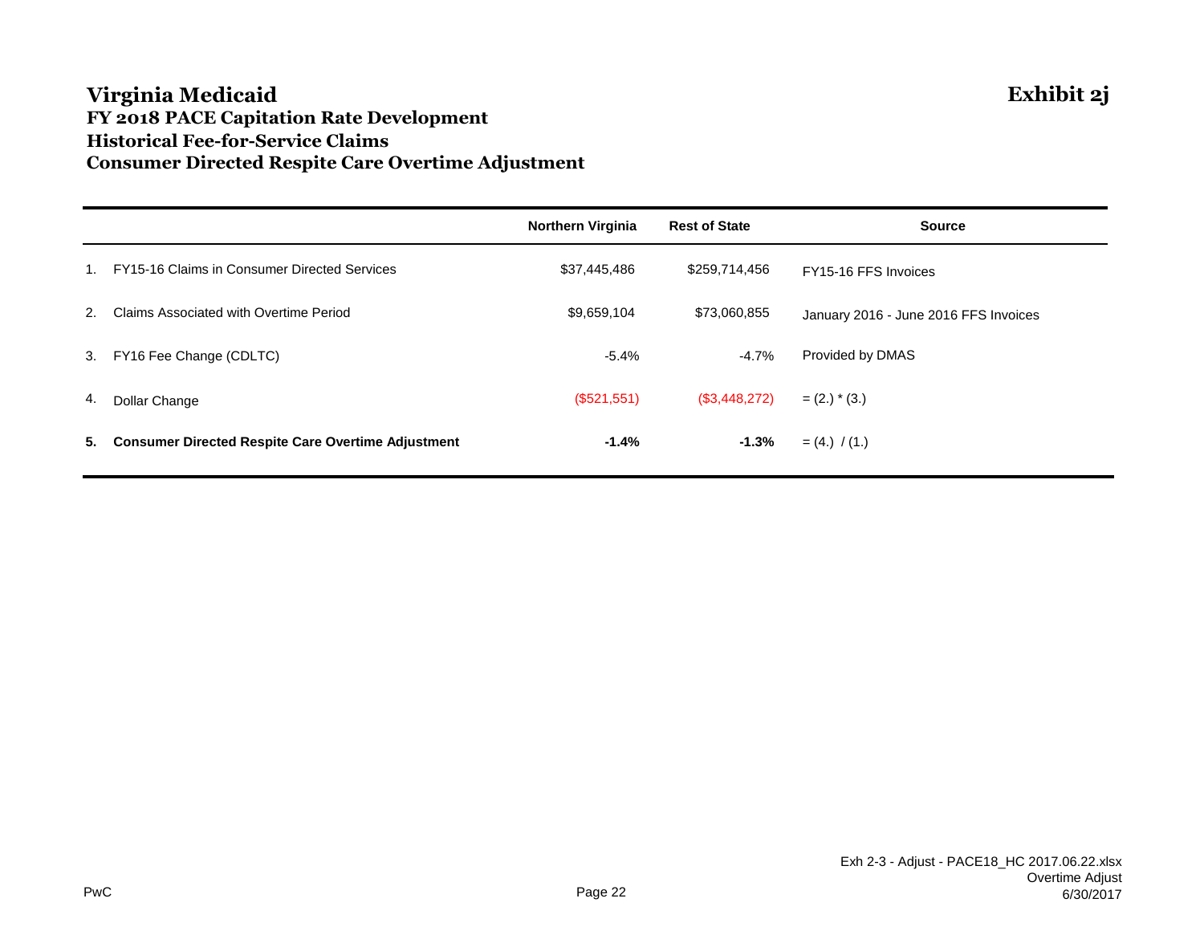# Virginia Medicaid

**Exhibit 2j**

## FY 2018 PACE Capitation Rate Development
## Historical Fee-for-Service Claims
## Consumer Directed Respite Care Overtime Adjustment

| | | Northern Virginia | Rest of State | Source |
|---|---|---|---|---|
| 1. | FY15-16 Claims in Consumer Directed Services | $37,445,486 | $259,714,456 | FY15-16 FFS Invoices |
| 2. | Claims Associated with Overtime Period | $9,659,104 | $73,060,855 | January 2016 - June 2016 FFS Invoices |
| 3. | FY16 Fee Change (CDLTC) | -5.4% | -4.7% | Provided by DMAS |
| 4. | Dollar Change | ($521,551) | ($3,448,272) | = (2.) * (3.) |
| **5.** | **Consumer Directed Respite Care Overtime Adjustment** | **-1.4%** | **-1.3%** | = (4.) / (1.) |

Exh 2-3 - Adjust - PACE18_HC 2017.06.22.xlsx
Overtime Adjust
6/30/2017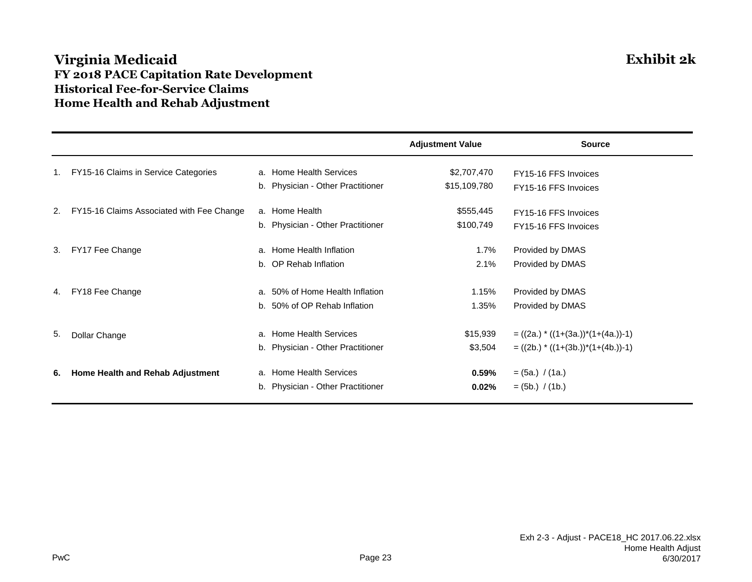# Virginia Medicaid

**Exhibit 2k**

## FY 2018 PACE Capitation Rate Development
## Historical Fee-for-Service Claims
## Home Health and Rehab Adjustment

| | | | Adjustment Value | Source |
|---|---|---|---|---|
| 1. | FY15-16 Claims in Service Categories | a. Home Health Services | $2,707,470 | FY15-16 FFS Invoices |
| | | b. Physician - Other Practitioner | $15,109,780 | FY15-16 FFS Invoices |
| 2. | FY15-16 Claims Associated with Fee Change | a. Home Health | $555,445 | FY15-16 FFS Invoices |
| | | b. Physician - Other Practitioner | $100,749 | FY15-16 FFS Invoices |
| 3. | FY17 Fee Change | a. Home Health Inflation | 1.7% | Provided by DMAS |
| | | b. OP Rehab Inflation | 2.1% | Provided by DMAS |
| 4. | FY18 Fee Change | a. 50% of Home Health Inflation | 1.15% | Provided by DMAS |
| | | b. 50% of OP Rehab Inflation | 1.35% | Provided by DMAS |
| 5. | Dollar Change | a. Home Health Services | $15,939 | = ((2a.) * ((1+(3a.))*(1+(4a.))-1) |
| | | b. Physician - Other Practitioner | $3,504 | = ((2b.) * ((1+(3b.))*(1+(4b.))-1) |
| **6.** | **Home Health and Rehab Adjustment** | a. Home Health Services | **0.59%** | = (5a.) / (1a.) |
| | | b. Physician - Other Practitioner | **0.02%** | = (5b.) / (1b.) |

PwC

Exh 2-3 - Adjust - PACE18_HC 2017.06.22.xlsx
Home Health Adjust
6/30/2017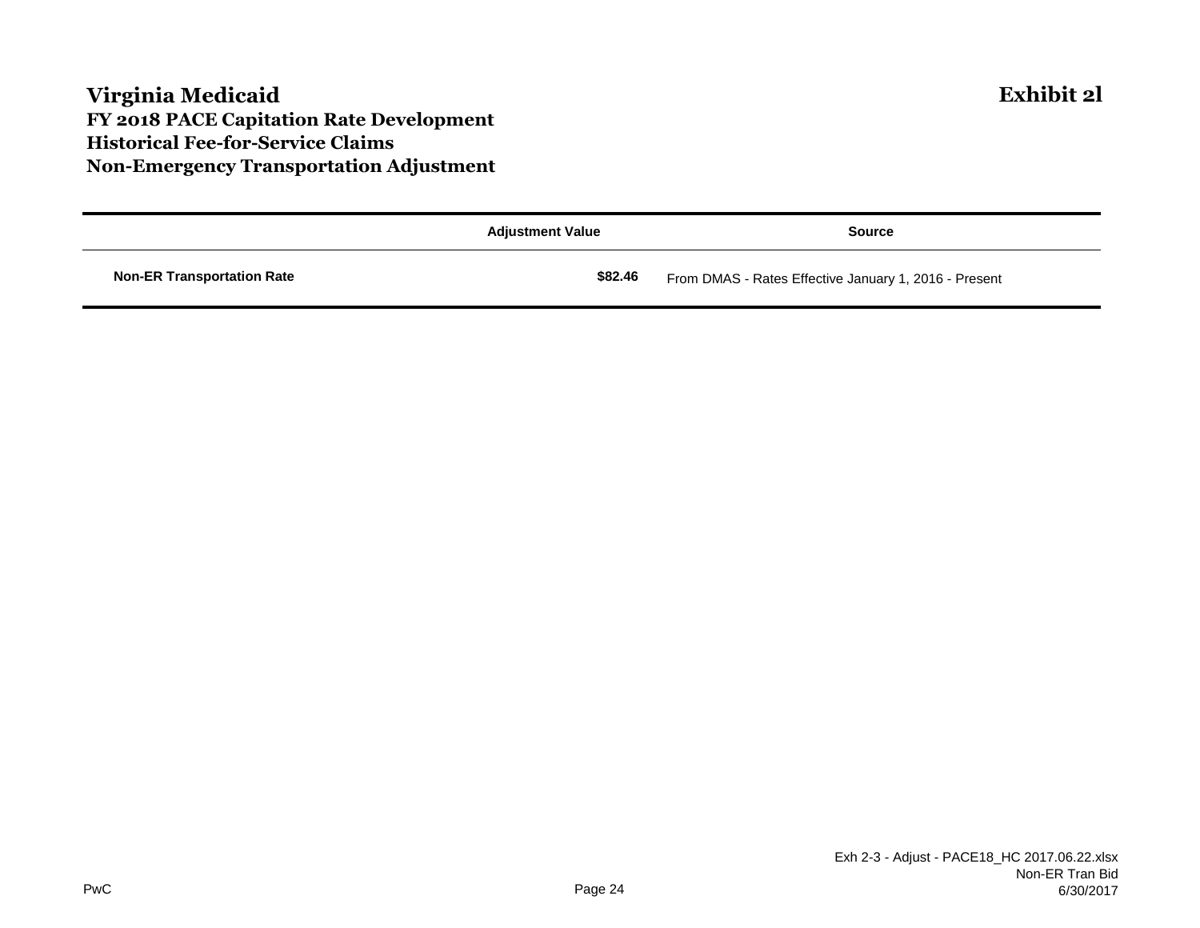# Virginia Medicaid

**Exhibit 2l**

## FY 2018 PACE Capitation Rate Development
## Historical Fee-for-Service Claims
## Non-Emergency Transportation Adjustment

| | Adjustment Value | Source |
|---|---|---|
| **Non-ER Transportation Rate** | **$82.46** | From DMAS - Rates Effective January 1, 2016 - Present |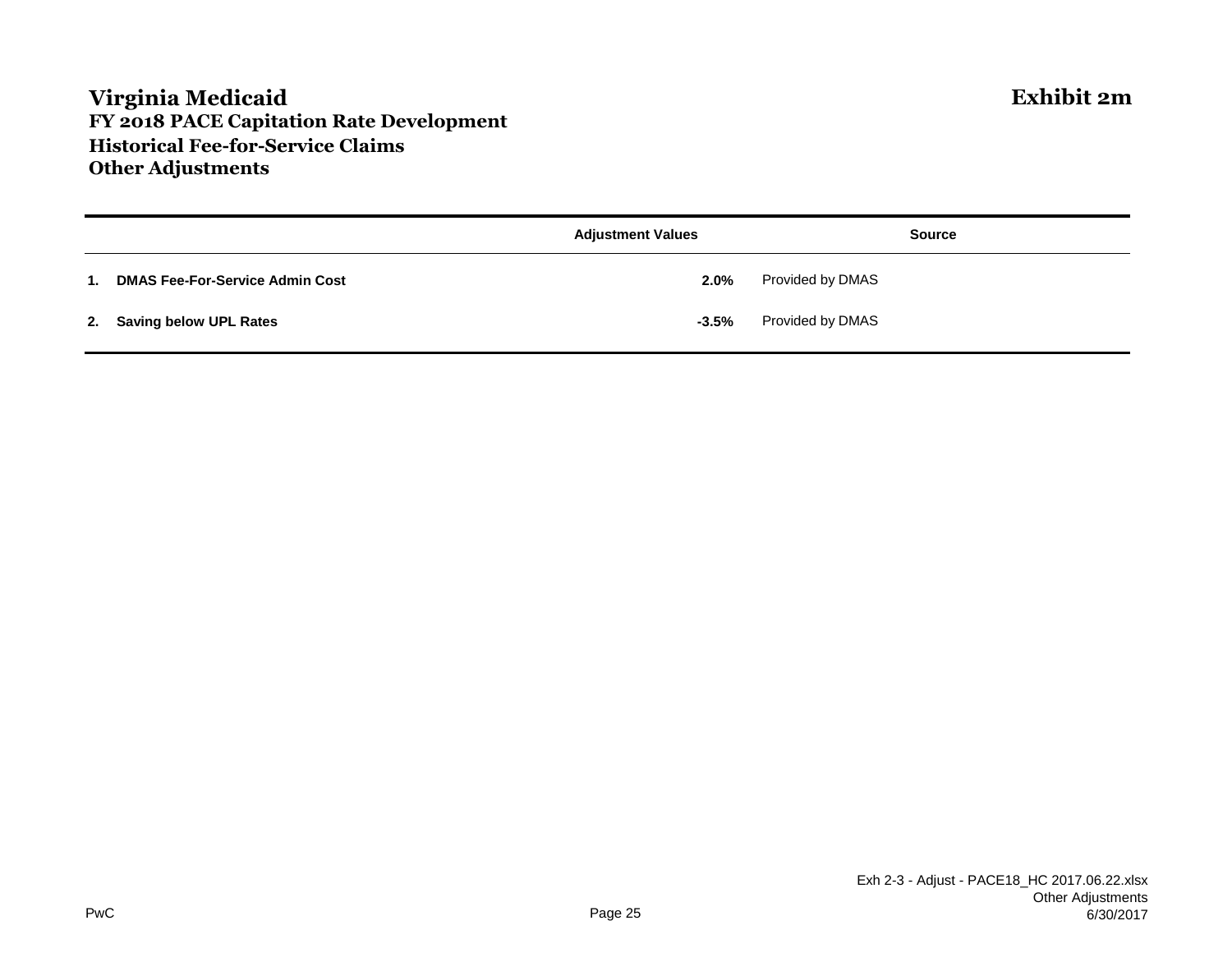# Virginia Medicaid

## FY 2018 PACE Capitation Rate Development
## Historical Fee-for-Service Claims
## Other Adjustments

**Exhibit 2m**

| | Adjustment Values | Source |
|---|---|---|
| **1. DMAS Fee-For-Service Admin Cost** | **2.0%** | Provided by DMAS |
| **2. Saving below UPL Rates** | **-3.5%** | Provided by DMAS |

PwC

Exh 2-3 - Adjust - PACE18_HC 2017.06.22.xlsx
Other Adjustments
6/30/2017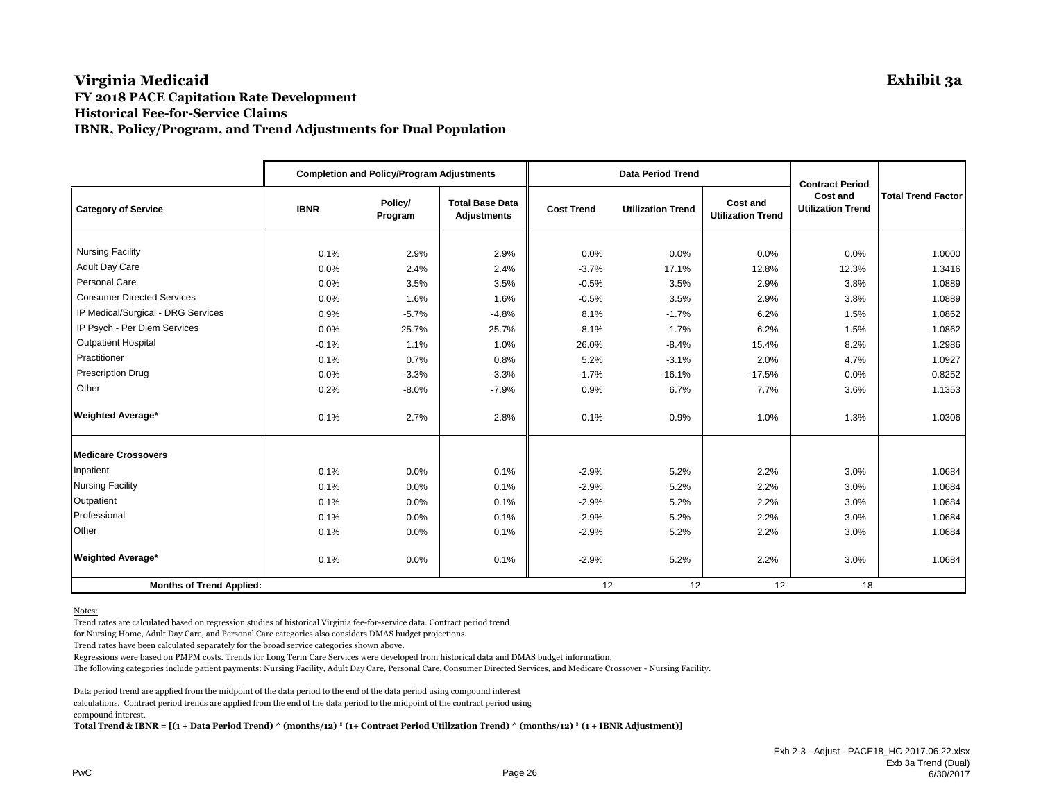# Virginia Medicaid

**Exhibit 3a**

## FY 2018 PACE Capitation Rate Development
## Historical Fee-for-Service Claims
## IBNR, Policy/Program, and Trend Adjustments for Dual Population

| | Completion and Policy/Program Adjustments | | | Data Period Trend | | | Contract Period | |
|---|---|---|---|---|---|---|---|---|
| Category of Service | IBNR | Policy/ Program | Total Base Data Adjustments | Cost Trend | Utilization Trend | Cost and Utilization Trend | Cost and Utilization Trend | Total Trend Factor |
| Nursing Facility | 0.1% | 2.9% | 2.9% | 0.0% | 0.0% | 0.0% | 0.0% | 1.0000 |
| Adult Day Care | 0.0% | 2.4% | 2.4% | -3.7% | 17.1% | 12.8% | 12.3% | 1.3416 |
| Personal Care | 0.0% | 3.5% | 3.5% | -0.5% | 3.5% | 2.9% | 3.8% | 1.0889 |
| Consumer Directed Services | 0.0% | 1.6% | 1.6% | -0.5% | 3.5% | 2.9% | 3.8% | 1.0889 |
| IP Medical/Surgical - DRG Services | 0.9% | -5.7% | -4.8% | 8.1% | -1.7% | 6.2% | 1.5% | 1.0862 |
| IP Psych - Per Diem Services | 0.0% | 25.7% | 25.7% | 8.1% | -1.7% | 6.2% | 1.5% | 1.0862 |
| Outpatient Hospital | -0.1% | 1.1% | 1.0% | 26.0% | -8.4% | 15.4% | 8.2% | 1.2986 |
| Practitioner | 0.1% | 0.7% | 0.8% | 5.2% | -3.1% | 2.0% | 4.7% | 1.0927 |
| Prescription Drug | 0.0% | -3.3% | -3.3% | -1.7% | -16.1% | -17.5% | 0.0% | 0.8252 |
| Other | 0.2% | -8.0% | -7.9% | 0.9% | 6.7% | 7.7% | 3.6% | 1.1353 |
| **Weighted Average*** | 0.1% | 2.7% | 2.8% | 0.1% | 0.9% | 1.0% | 1.3% | 1.0306 |
| **Medicare Crossovers** | | | | | | | | |
| Inpatient | 0.1% | 0.0% | 0.1% | -2.9% | 5.2% | 2.2% | 3.0% | 1.0684 |
| Nursing Facility | 0.1% | 0.0% | 0.1% | -2.9% | 5.2% | 2.2% | 3.0% | 1.0684 |
| Outpatient | 0.1% | 0.0% | 0.1% | -2.9% | 5.2% | 2.2% | 3.0% | 1.0684 |
| Professional | 0.1% | 0.0% | 0.1% | -2.9% | 5.2% | 2.2% | 3.0% | 1.0684 |
| Other | 0.1% | 0.0% | 0.1% | -2.9% | 5.2% | 2.2% | 3.0% | 1.0684 |
| **Weighted Average*** | 0.1% | 0.0% | 0.1% | -2.9% | 5.2% | 2.2% | 3.0% | 1.0684 |
| **Months of Trend Applied:** | | | | 12 | 12 | 12 | 18 | |

Notes:

Trend rates are calculated based on regression studies of historical Virginia fee-for-service data. Contract period trend for Nursing Home, Adult Day Care, and Personal Care categories also considers DMAS budget projections.

Trend rates have been calculated separately for the broad service categories shown above.

Regressions were based on PMPM costs. Trends for Long Term Care Services were developed from historical data and DMAS budget information.

The following categories include patient payments: Nursing Facility, Adult Day Care, Personal Care, Consumer Directed Services, and Medicare Crossover - Nursing Facility.

Data period trend are applied from the midpoint of the data period to the end of the data period using compound interest calculations. Contract period trends are applied from the end of the data period to the midpoint of the contract period using compound interest.

**Total Trend & IBNR = [(1 + Data Period Trend) ^ (months/12) * (1+ Contract Period Utilization Trend) ^ (months/12) * (1 + IBNR Adjustment)]**

Exh 2-3 - Adjust - PACE18_HC 2017.06.22.xlsx
Exb 3a Trend (Dual)
6/30/2017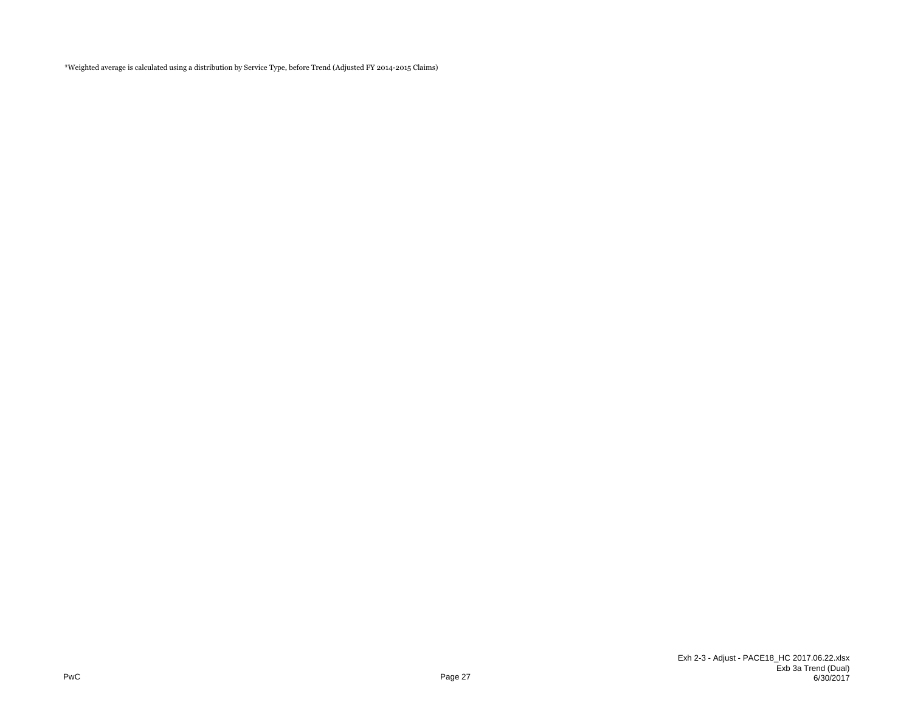*Weighted average is calculated using a distribution by Service Type, before Trend (Adjusted FY 2014-2015 Claims)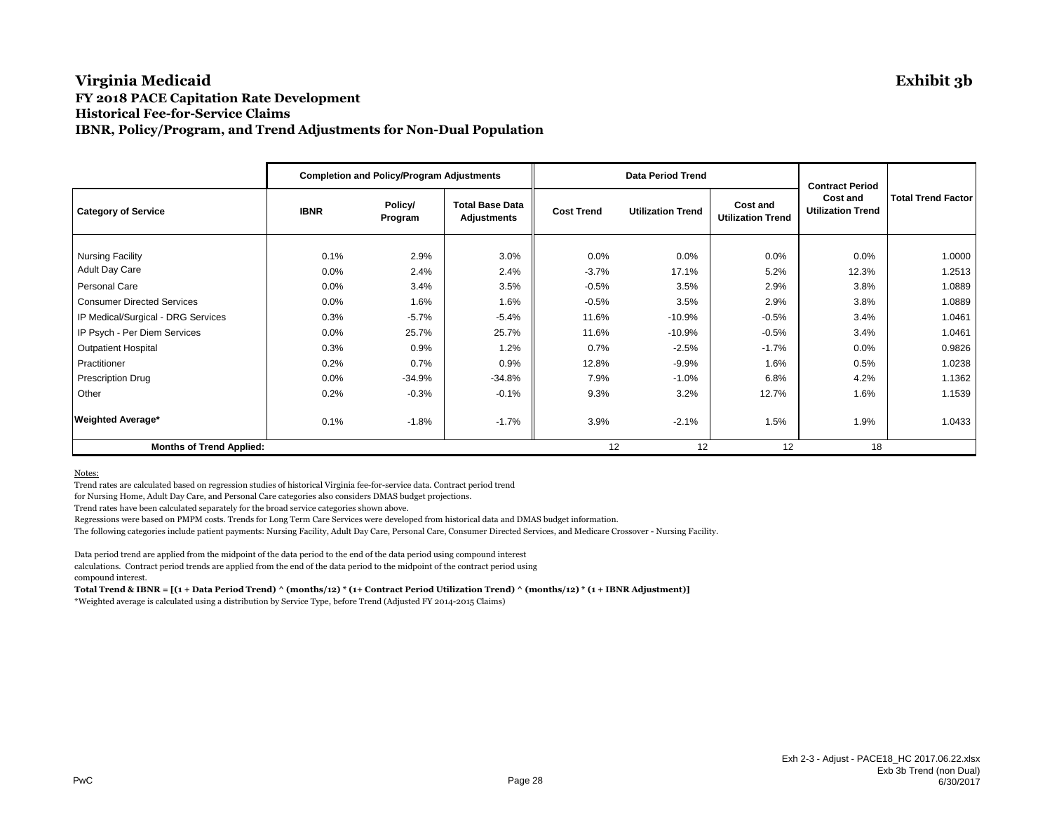# Virginia Medicaid

**Exhibit 3b**

### FY 2018 PACE Capitation Rate Development
### Historical Fee-for-Service Claims
### IBNR, Policy/Program, and Trend Adjustments for Non-Dual Population

| | Completion and Policy/Program Adjustments | | | Data Period Trend | | | Contract Period | |
|---|---|---|---|---|---|---|---|---|
| **Category of Service** | **IBNR** | **Policy/ Program** | **Total Base Data Adjustments** | **Cost Trend** | **Utilization Trend** | **Cost and Utilization Trend** | **Cost and Utilization Trend** | **Total Trend Factor** |
| Nursing Facility | 0.1% | 2.9% | 3.0% | 0.0% | 0.0% | 0.0% | 0.0% | 1.0000 |
| Adult Day Care | 0.0% | 2.4% | 2.4% | -3.7% | 17.1% | 5.2% | 12.3% | 1.2513 |
| Personal Care | 0.0% | 3.4% | 3.5% | -0.5% | 3.5% | 2.9% | 3.8% | 1.0889 |
| Consumer Directed Services | 0.0% | 1.6% | 1.6% | -0.5% | 3.5% | 2.9% | 3.8% | 1.0889 |
| IP Medical/Surgical - DRG Services | 0.3% | -5.7% | -5.4% | 11.6% | -10.9% | -0.5% | 3.4% | 1.0461 |
| IP Psych - Per Diem Services | 0.0% | 25.7% | 25.7% | 11.6% | -10.9% | -0.5% | 3.4% | 1.0461 |
| Outpatient Hospital | 0.3% | 0.9% | 1.2% | 0.7% | -2.5% | -1.7% | 0.0% | 0.9826 |
| Practitioner | 0.2% | 0.7% | 0.9% | 12.8% | -9.9% | 1.6% | 0.5% | 1.0238 |
| Prescription Drug | 0.0% | -34.9% | -34.8% | 7.9% | -1.0% | 6.8% | 4.2% | 1.1362 |
| Other | 0.2% | -0.3% | -0.1% | 9.3% | 3.2% | 12.7% | 1.6% | 1.1539 |
| **Weighted Average*** | 0.1% | -1.8% | -1.7% | 3.9% | -2.1% | 1.5% | 1.9% | 1.0433 |
| **Months of Trend Applied:** | | | | 12 | 12 | 12 | 18 | |

Notes:

Trend rates are calculated based on regression studies of historical Virginia fee-for-service data. Contract period trend for Nursing Home, Adult Day Care, and Personal Care categories also considers DMAS budget projections.

Trend rates have been calculated separately for the broad service categories shown above.

Regressions were based on PMPM costs. Trends for Long Term Care Services were developed from historical data and DMAS budget information.

The following categories include patient payments: Nursing Facility, Adult Day Care, Personal Care, Consumer Directed Services, and Medicare Crossover - Nursing Facility.

Data period trend are applied from the midpoint of the data period to the end of the data period using compound interest calculations. Contract period trends are applied from the end of the data period to the midpoint of the contract period using compound interest.

**Total Trend & IBNR = [(1 + Data Period Trend) ^ (months/12) * (1+ Contract Period Utilization Trend) ^ (months/12) * (1 + IBNR Adjustment)]**

*Weighted average is calculated using a distribution by Service Type, before Trend (Adjusted FY 2014-2015 Claims)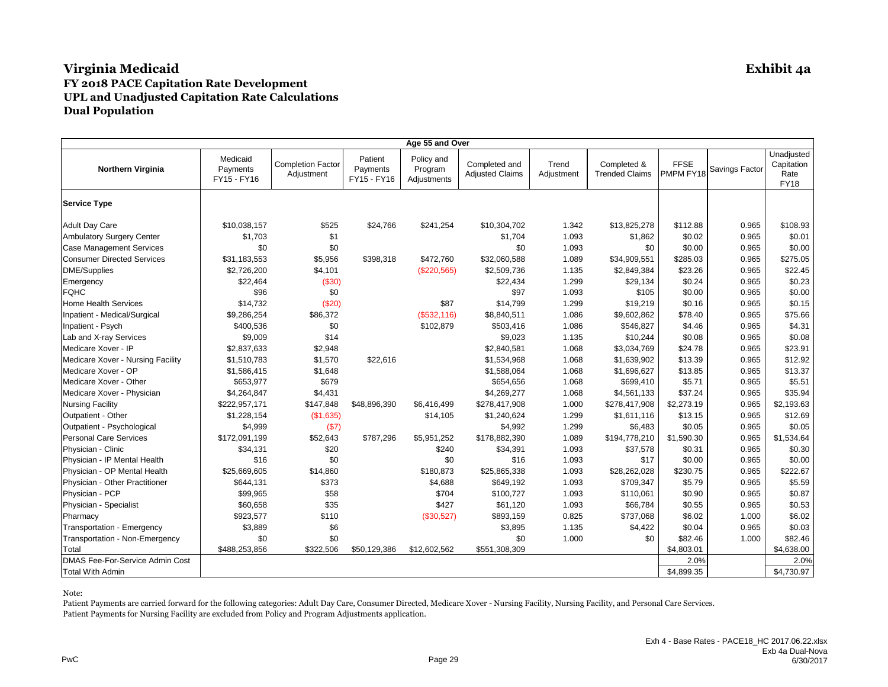# Virginia Medicaid

## Exhibit 4a

### FY 2018 PACE Capitation Rate Development
### UPL and Unadjusted Capitation Rate Calculations
### Dual Population

| Age 55 and Over | | | | | | | | | | | |
|---|---|---|---|---|---|---|---|---|---|---|---|
| **Northern Virginia** | Medicaid Payments FY15 - FY16 | Completion Factor Adjustment | Patient Payments FY15 - FY16 | Policy and Program Adjustments | Completed and Adjusted Claims | Trend Adjustment | Completed & Trended Claims | FFSE PMPM FY18 | Savings Factor | Unadjusted Capitation Rate FY18 |
| **Service Type** | | | | | | | | | | |
| Adult Day Care | $10,038,157 | $525 | $24,766 | $241,254 | $10,304,702 | 1.342 | $13,825,278 | $112.88 | 0.965 | $108.93 |
| Ambulatory Surgery Center | $1,703 | $1 | | | $1,704 | 1.093 | $1,862 | $0.02 | 0.965 | $0.01 |
| Case Management Services | $0 | $0 | | | $0 | 1.093 | $0 | $0.00 | 0.965 | $0.00 |
| Consumer Directed Services | $31,183,553 | $5,956 | $398,318 | $472,760 | $32,060,588 | 1.089 | $34,909,551 | $285.03 | 0.965 | $275.05 |
| DME/Supplies | $2,726,200 | $4,101 | | ($220,565) | $2,509,736 | 1.135 | $2,849,384 | $23.26 | 0.965 | $22.45 |
| Emergency | $22,464 | ($30) | | | $22,434 | 1.299 | $29,134 | $0.24 | 0.965 | $0.23 |
| FQHC | $96 | $0 | | | $97 | 1.093 | $105 | $0.00 | 0.965 | $0.00 |
| Home Health Services | $14,732 | ($20) | | $87 | $14,799 | 1.299 | $19,219 | $0.16 | 0.965 | $0.15 |
| Inpatient - Medical/Surgical | $9,286,254 | $86,372 | | ($532,116) | $8,840,511 | 1.086 | $9,602,862 | $78.40 | 0.965 | $75.66 |
| Inpatient - Psych | $400,536 | $0 | | $102,879 | $503,416 | 1.086 | $546,827 | $4.46 | 0.965 | $4.31 |
| Lab and X-ray Services | $9,009 | $14 | | | $9,023 | 1.135 | $10,244 | $0.08 | 0.965 | $0.08 |
| Medicare Xover - IP | $2,837,633 | $2,948 | | | $2,840,581 | 1.068 | $3,034,769 | $24.78 | 0.965 | $23.91 |
| Medicare Xover - Nursing Facility | $1,510,783 | $1,570 | $22,616 | | $1,534,968 | 1.068 | $1,639,902 | $13.39 | 0.965 | $12.92 |
| Medicare Xover - OP | $1,586,415 | $1,648 | | | $1,588,064 | 1.068 | $1,696,627 | $13.85 | 0.965 | $13.37 |
| Medicare Xover - Other | $653,977 | $679 | | | $654,656 | 1.068 | $699,410 | $5.71 | 0.965 | $5.51 |
| Medicare Xover - Physician | $4,264,847 | $4,431 | | | $4,269,277 | 1.068 | $4,561,133 | $37.24 | 0.965 | $35.94 |
| Nursing Facility | $222,957,171 | $147,848 | $48,896,390 | $6,416,499 | $278,417,908 | 1.000 | $278,417,908 | $2,273.19 | 0.965 | $2,193.63 |
| Outpatient - Other | $1,228,154 | ($1,635) | | $14,105 | $1,240,624 | 1.299 | $1,611,116 | $13.15 | 0.965 | $12.69 |
| Outpatient - Psychological | $4,999 | ($7) | | | $4,992 | 1.299 | $6,483 | $0.05 | 0.965 | $0.05 |
| Personal Care Services | $172,091,199 | $52,643 | $787,296 | $5,951,252 | $178,882,390 | 1.089 | $194,778,210 | $1,590.30 | 0.965 | $1,534.64 |
| Physician - Clinic | $34,131 | $20 | | $240 | $34,391 | 1.093 | $37,578 | $0.31 | 0.965 | $0.30 |
| Physician - IP Mental Health | $16 | $0 | | $0 | $16 | 1.093 | $17 | $0.00 | 0.965 | $0.00 |
| Physician - OP Mental Health | $25,669,605 | $14,860 | | $180,873 | $25,865,338 | 1.093 | $28,262,028 | $230.75 | 0.965 | $222.67 |
| Physician - Other Practitioner | $644,131 | $373 | | $4,688 | $649,192 | 1.093 | $709,347 | $5.79 | 0.965 | $5.59 |
| Physician - PCP | $99,965 | $58 | | $704 | $100,727 | 1.093 | $110,061 | $0.90 | 0.965 | $0.87 |
| Physician - Specialist | $60,658 | $35 | | $427 | $61,120 | 1.093 | $66,784 | $0.55 | 0.965 | $0.53 |
| Pharmacy | $923,577 | $110 | | ($30,527) | $893,159 | 0.825 | $737,068 | $6.02 | 1.000 | $6.02 |
| Transportation - Emergency | $3,889 | $6 | | | $3,895 | 1.135 | $4,422 | $0.04 | 0.965 | $0.03 |
| Transportation - Non-Emergency | $0 | $0 | | | $0 | 1.000 | $0 | $82.46 | 1.000 | $82.46 |
| Total | $488,253,856 | $322,506 | $50,129,386 | $12,602,562 | $551,308,309 | | | $4,803.01 | | $4,638.00 |
| DMAS Fee-For-Service Admin Cost | | | | | | | | 2.0% | | 2.0% |
| Total With Admin | | | | | | | | $4,899.35 | | $4,730.97 |

Note:

Patient Payments are carried forward for the following categories: Adult Day Care, Consumer Directed, Medicare Xover - Nursing Facility, Nursing Facility, and Personal Care Services.
Patient Payments for Nursing Facility are excluded from Policy and Program Adjustments application.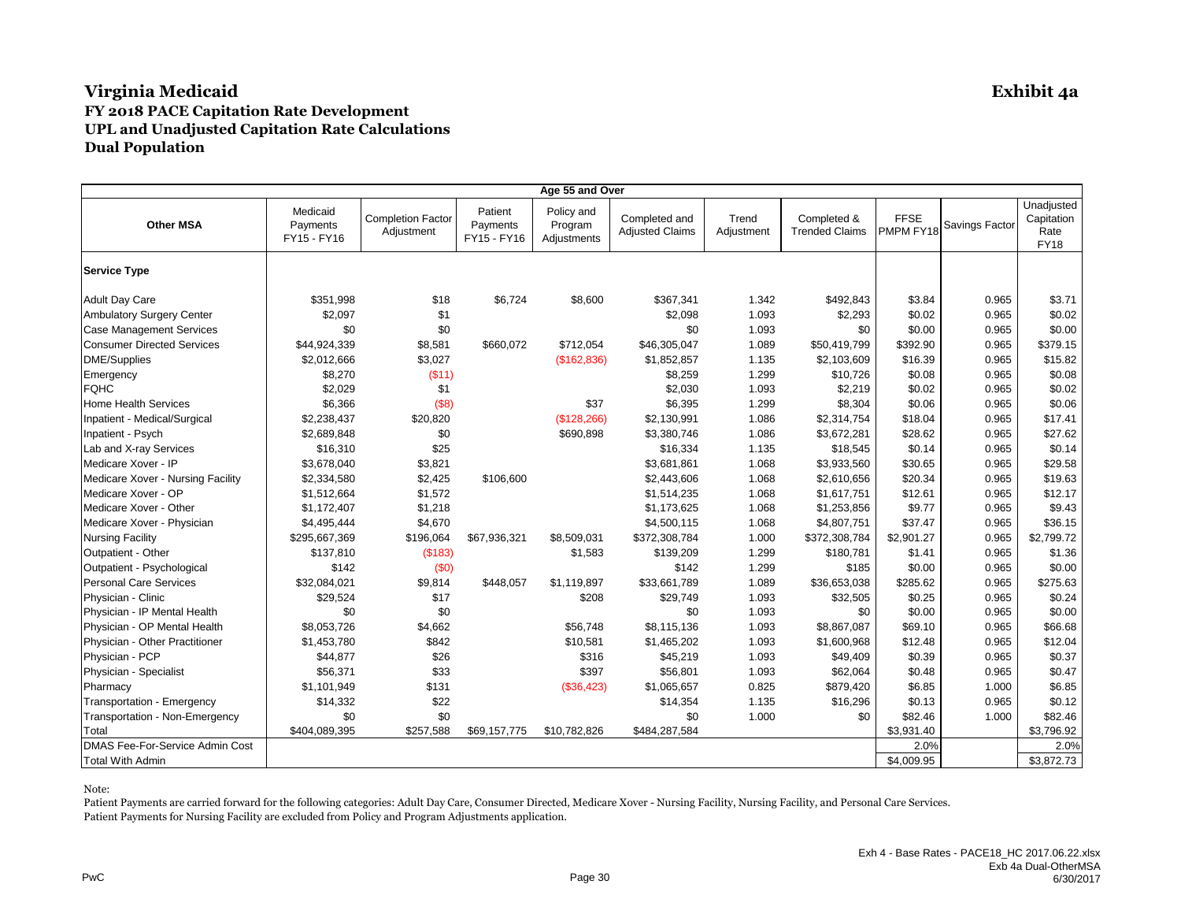# Virginia Medicaid

**Exhibit 4a**

## FY 2018 PACE Capitation Rate Development
## UPL and Unadjusted Capitation Rate Calculations
## Dual Population

| Age 55 and Over | | | | | | | | | | |
|---|---|---|---|---|---|---|---|---|---|---|
| **Other MSA** | Medicaid Payments FY15 - FY16 | Completion Factor Adjustment | Patient Payments FY15 - FY16 | Policy and Program Adjustments | Completed and Adjusted Claims | Trend Adjustment | Completed & Trended Claims | FFSE PMPM FY18 | Savings Factor | Unadjusted Capitation Rate FY18 |
| **Service Type** | | | | | | | | | | |
| Adult Day Care | $351,998 | $18 | $6,724 | $8,600 | $367,341 | 1.342 | $492,843 | $3.84 | 0.965 | $3.71 |
| Ambulatory Surgery Center | $2,097 | $1 | | | $2,098 | 1.093 | $2,293 | $0.02 | 0.965 | $0.02 |
| Case Management Services | $0 | $0 | | | $0 | 1.093 | $0 | $0.00 | 0.965 | $0.00 |
| Consumer Directed Services | $44,924,339 | $8,581 | $660,072 | $712,054 | $46,305,047 | 1.089 | $50,419,799 | $392.90 | 0.965 | $379.15 |
| DME/Supplies | $2,012,666 | $3,027 | | ($162,836) | $1,852,857 | 1.135 | $2,103,609 | $16.39 | 0.965 | $15.82 |
| Emergency | $8,270 | ($11) | | | $8,259 | 1.299 | $10,726 | $0.08 | 0.965 | $0.08 |
| FQHC | $2,029 | $1 | | | $2,030 | 1.093 | $2,219 | $0.02 | 0.965 | $0.02 |
| Home Health Services | $6,366 | ($8) | | $37 | $6,395 | 1.299 | $8,304 | $0.06 | 0.965 | $0.06 |
| Inpatient - Medical/Surgical | $2,238,437 | $20,820 | | ($128,266) | $2,130,991 | 1.086 | $2,314,754 | $18.04 | 0.965 | $17.41 |
| Inpatient - Psych | $2,689,848 | $0 | | $690,898 | $3,380,746 | 1.086 | $3,672,281 | $28.62 | 0.965 | $27.62 |
| Lab and X-ray Services | $16,310 | $25 | | | $16,334 | 1.135 | $18,545 | $0.14 | 0.965 | $0.14 |
| Medicare Xover - IP | $3,678,040 | $3,821 | | | $3,681,861 | 1.068 | $3,933,560 | $30.65 | 0.965 | $29.58 |
| Medicare Xover - Nursing Facility | $2,334,580 | $2,425 | $106,600 | | $2,443,606 | 1.068 | $2,610,656 | $20.34 | 0.965 | $19.63 |
| Medicare Xover - OP | $1,512,664 | $1,572 | | | $1,514,235 | 1.068 | $1,617,751 | $12.61 | 0.965 | $12.17 |
| Medicare Xover - Other | $1,172,407 | $1,218 | | | $1,173,625 | 1.068 | $1,253,856 | $9.77 | 0.965 | $9.43 |
| Medicare Xover - Physician | $4,495,444 | $4,670 | | | $4,500,115 | 1.068 | $4,807,751 | $37.47 | 0.965 | $36.15 |
| Nursing Facility | $295,667,369 | $196,064 | $67,936,321 | $8,509,031 | $372,308,784 | 1.000 | $372,308,784 | $2,901.27 | 0.965 | $2,799.72 |
| Outpatient - Other | $137,810 | ($183) | | $1,583 | $139,209 | 1.299 | $180,781 | $1.41 | 0.965 | $1.36 |
| Outpatient - Psychological | $142 | ($0) | | | $142 | 1.299 | $185 | $0.00 | 0.965 | $0.00 |
| Personal Care Services | $32,084,021 | $9,814 | $448,057 | $1,119,897 | $33,661,789 | 1.089 | $36,653,038 | $285.62 | 0.965 | $275.63 |
| Physician - Clinic | $29,524 | $17 | | $208 | $29,749 | 1.093 | $32,505 | $0.25 | 0.965 | $0.24 |
| Physician - IP Mental Health | $0 | $0 | | | $0 | 1.093 | $0 | $0.00 | 0.965 | $0.00 |
| Physician - OP Mental Health | $8,053,726 | $4,662 | | $56,748 | $8,115,136 | 1.093 | $8,867,087 | $69.10 | 0.965 | $66.68 |
| Physician - Other Practitioner | $1,453,780 | $842 | | $10,581 | $1,465,202 | 1.093 | $1,600,968 | $12.48 | 0.965 | $12.04 |
| Physician - PCP | $44,877 | $26 | | $316 | $45,219 | 1.093 | $49,409 | $0.39 | 0.965 | $0.37 |
| Physician - Specialist | $56,371 | $33 | | $397 | $56,801 | 1.093 | $62,064 | $0.48 | 0.965 | $0.47 |
| Pharmacy | $1,101,949 | $131 | | ($36,423) | $1,065,657 | 0.825 | $879,420 | $6.85 | 1.000 | $6.85 |
| Transportation - Emergency | $14,332 | $22 | | | $14,354 | 1.135 | $16,296 | $0.13 | 0.965 | $0.12 |
| Transportation - Non-Emergency | $0 | $0 | | | $0 | 1.000 | $0 | $82.46 | 1.000 | $82.46 |
| Total | $404,089,395 | $257,588 | $69,157,775 | $10,782,826 | $484,287,584 | | | $3,931.40 | | $3,796.92 |
| DMAS Fee-For-Service Admin Cost | | | | | | | | 2.0% | | 2.0% |
| Total With Admin | | | | | | | | $4,009.95 | | $3,872.73 |

Note:

Patient Payments are carried forward for the following categories: Adult Day Care, Consumer Directed, Medicare Xover - Nursing Facility, Nursing Facility, and Personal Care Services.
Patient Payments for Nursing Facility are excluded from Policy and Program Adjustments application.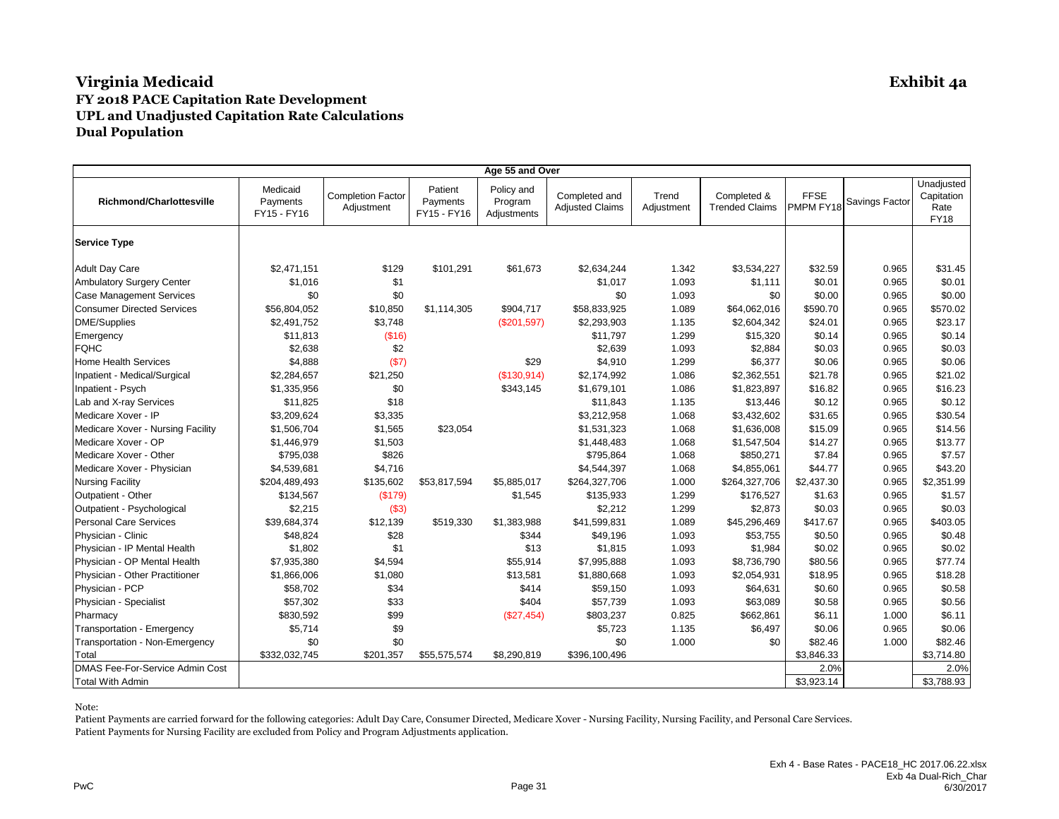# Virginia Medicaid

**Exhibit 4a**

## FY 2018 PACE Capitation Rate Development
## UPL and Unadjusted Capitation Rate Calculations
## Dual Population

| Age 55 and Over | | | | | | | | | | | |
|---|---|---|---|---|---|---|---|---|---|---|---|
| Richmond/Charlottesville | Medicaid Payments FY15 - FY16 | Completion Factor Adjustment | Patient Payments FY15 - FY16 | Policy and Program Adjustments | Completed and Adjusted Claims | Trend Adjustment | Completed & Trended Claims | FFSE PMPM FY18 | Savings Factor | Unadjusted Capitation Rate FY18 |
| **Service Type** | | | | | | | | | | |
| Adult Day Care | $2,471,151 | $129 | $101,291 | $61,673 | $2,634,244 | 1.342 | $3,534,227 | $32.59 | 0.965 | $31.45 |
| Ambulatory Surgery Center | $1,016 | $1 | | | $1,017 | 1.093 | $1,111 | $0.01 | 0.965 | $0.01 |
| Case Management Services | $0 | $0 | | | $0 | 1.093 | $0 | $0.00 | 0.965 | $0.00 |
| Consumer Directed Services | $56,804,052 | $10,850 | $1,114,305 | $904,717 | $58,833,925 | 1.089 | $64,062,016 | $590.70 | 0.965 | $570.02 |
| DME/Supplies | $2,491,752 | $3,748 | | ($201,597) | $2,293,903 | 1.135 | $2,604,342 | $24.01 | 0.965 | $23.17 |
| Emergency | $11,813 | ($16) | | | $11,797 | 1.299 | $15,320 | $0.14 | 0.965 | $0.14 |
| FQHC | $2,638 | $2 | | | $2,639 | 1.093 | $2,884 | $0.03 | 0.965 | $0.03 |
| Home Health Services | $4,888 | ($7) | | $29 | $4,910 | 1.299 | $6,377 | $0.06 | 0.965 | $0.06 |
| Inpatient - Medical/Surgical | $2,284,657 | $21,250 | | ($130,914) | $2,174,992 | 1.086 | $2,362,551 | $21.78 | 0.965 | $21.02 |
| Inpatient - Psych | $1,335,956 | $0 | | $343,145 | $1,679,101 | 1.086 | $1,823,897 | $16.82 | 0.965 | $16.23 |
| Lab and X-ray Services | $11,825 | $18 | | | $11,843 | 1.135 | $13,446 | $0.12 | 0.965 | $0.12 |
| Medicare Xover - IP | $3,209,624 | $3,335 | | | $3,212,958 | 1.068 | $3,432,602 | $31.65 | 0.965 | $30.54 |
| Medicare Xover - Nursing Facility | $1,506,704 | $1,565 | $23,054 | | $1,531,323 | 1.068 | $1,636,008 | $15.09 | 0.965 | $14.56 |
| Medicare Xover - OP | $1,446,979 | $1,503 | | | $1,448,483 | 1.068 | $1,547,504 | $14.27 | 0.965 | $13.77 |
| Medicare Xover - Other | $795,038 | $826 | | | $795,864 | 1.068 | $850,271 | $7.84 | 0.965 | $7.57 |
| Medicare Xover - Physician | $4,539,681 | $4,716 | | | $4,544,397 | 1.068 | $4,855,061 | $44.77 | 0.965 | $43.20 |
| Nursing Facility | $204,489,493 | $135,602 | $53,817,594 | $5,885,017 | $264,327,706 | 1.000 | $264,327,706 | $2,437.30 | 0.965 | $2,351.99 |
| Outpatient - Other | $134,567 | ($179) | | $1,545 | $135,933 | 1.299 | $176,527 | $1.63 | 0.965 | $1.57 |
| Outpatient - Psychological | $2,215 | ($3) | | | $2,212 | 1.299 | $2,873 | $0.03 | 0.965 | $0.03 |
| Personal Care Services | $39,684,374 | $12,139 | $519,330 | $1,383,988 | $41,599,831 | 1.089 | $45,296,469 | $417.67 | 0.965 | $403.05 |
| Physician - Clinic | $48,824 | $28 | | $344 | $49,196 | 1.093 | $53,755 | $0.50 | 0.965 | $0.48 |
| Physician - IP Mental Health | $1,802 | $1 | | $13 | $1,815 | 1.093 | $1,984 | $0.02 | 0.965 | $0.02 |
| Physician - OP Mental Health | $7,935,380 | $4,594 | | $55,914 | $7,995,888 | 1.093 | $8,736,790 | $80.56 | 0.965 | $77.74 |
| Physician - Other Practitioner | $1,866,006 | $1,080 | | $13,581 | $1,880,668 | 1.093 | $2,054,931 | $18.95 | 0.965 | $18.28 |
| Physician - PCP | $58,702 | $34 | | $414 | $59,150 | 1.093 | $64,631 | $0.60 | 0.965 | $0.58 |
| Physician - Specialist | $57,302 | $33 | | $404 | $57,739 | 1.093 | $63,089 | $0.58 | 0.965 | $0.56 |
| Pharmacy | $830,592 | $99 | | ($27,454) | $803,237 | 0.825 | $662,861 | $6.11 | 1.000 | $6.11 |
| Transportation - Emergency | $5,714 | $9 | | | $5,723 | 1.135 | $6,497 | $0.06 | 0.965 | $0.06 |
| Transportation - Non-Emergency | $0 | $0 | | | $0 | 1.000 | $0 | $82.46 | 1.000 | $82.46 |
| Total | $332,032,745 | $201,357 | $55,575,574 | $8,290,819 | $396,100,496 | | | $3,846.33 | | $3,714.80 |
| DMAS Fee-For-Service Admin Cost | | | | | | | | 2.0% | | 2.0% |
| Total With Admin | | | | | | | | $3,923.14 | | $3,788.93 |

Note:

Patient Payments are carried forward for the following categories: Adult Day Care, Consumer Directed, Medicare Xover - Nursing Facility, Nursing Facility, and Personal Care Services.
Patient Payments for Nursing Facility are excluded from Policy and Program Adjustments application.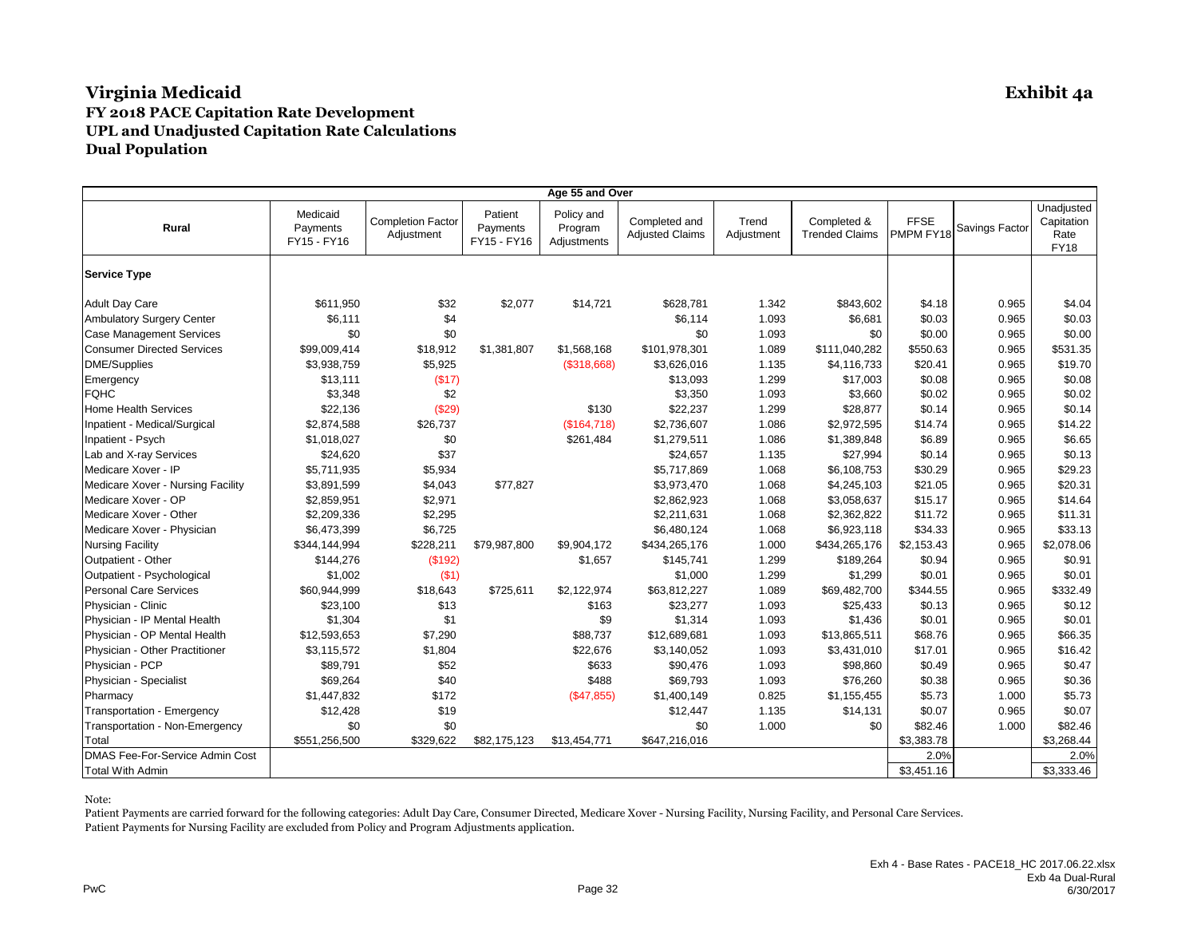# Virginia Medicaid

**Exhibit 4a**

## FY 2018 PACE Capitation Rate Development
## UPL and Unadjusted Capitation Rate Calculations
## Dual Population

| Age 55 and Over | | | | | | | | | | |
|---|---|---|---|---|---|---|---|---|---|---|
| **Rural** | Medicaid Payments FY15 - FY16 | Completion Factor Adjustment | Patient Payments FY15 - FY16 | Policy and Program Adjustments | Completed and Adjusted Claims | Trend Adjustment | Completed & Trended Claims | FFSE PMPM FY18 | Savings Factor | Unadjusted Capitation Rate FY18 |
| **Service Type** | | | | | | | | | | |
| Adult Day Care | $611,950 | $32 | $2,077 | $14,721 | $628,781 | 1.342 | $843,602 | $4.18 | 0.965 | $4.04 |
| Ambulatory Surgery Center | $6,111 | $4 | | | $6,114 | 1.093 | $6,681 | $0.03 | 0.965 | $0.03 |
| Case Management Services | $0 | $0 | | | $0 | 1.093 | $0 | $0.00 | 0.965 | $0.00 |
| Consumer Directed Services | $99,009,414 | $18,912 | $1,381,807 | $1,568,168 | $101,978,301 | 1.089 | $111,040,282 | $550.63 | 0.965 | $531.35 |
| DME/Supplies | $3,938,759 | $5,925 | | ($318,668) | $3,626,016 | 1.135 | $4,116,733 | $20.41 | 0.965 | $19.70 |
| Emergency | $13,111 | ($17) | | | $13,093 | 1.299 | $17,003 | $0.08 | 0.965 | $0.08 |
| FQHC | $3,348 | $2 | | | $3,350 | 1.093 | $3,660 | $0.02 | 0.965 | $0.02 |
| Home Health Services | $22,136 | ($29) | | $130 | $22,237 | 1.299 | $28,877 | $0.14 | 0.965 | $0.14 |
| Inpatient - Medical/Surgical | $2,874,588 | $26,737 | | ($164,718) | $2,736,607 | 1.086 | $2,972,595 | $14.74 | 0.965 | $14.22 |
| Inpatient - Psych | $1,018,027 | $0 | | $261,484 | $1,279,511 | 1.086 | $1,389,848 | $6.89 | 0.965 | $6.65 |
| Lab and X-ray Services | $24,620 | $37 | | | $24,657 | 1.135 | $27,994 | $0.14 | 0.965 | $0.13 |
| Medicare Xover - IP | $5,711,935 | $5,934 | | | $5,717,869 | 1.068 | $6,108,753 | $30.29 | 0.965 | $29.23 |
| Medicare Xover - Nursing Facility | $3,891,599 | $4,043 | $77,827 | | $3,973,470 | 1.068 | $4,245,103 | $21.05 | 0.965 | $20.31 |
| Medicare Xover - OP | $2,859,951 | $2,971 | | | $2,862,923 | 1.068 | $3,058,637 | $15.17 | 0.965 | $14.64 |
| Medicare Xover - Other | $2,209,336 | $2,295 | | | $2,211,631 | 1.068 | $2,362,822 | $11.72 | 0.965 | $11.31 |
| Medicare Xover - Physician | $6,473,399 | $6,725 | | | $6,480,124 | 1.068 | $6,923,118 | $34.33 | 0.965 | $33.13 |
| Nursing Facility | $344,144,994 | $228,211 | $79,987,800 | $9,904,172 | $434,265,176 | 1.000 | $434,265,176 | $2,153.43 | 0.965 | $2,078.06 |
| Outpatient - Other | $144,276 | ($192) | | $1,657 | $145,741 | 1.299 | $189,264 | $0.94 | 0.965 | $0.91 |
| Outpatient - Psychological | $1,002 | ($1) | | | $1,000 | 1.299 | $1,299 | $0.01 | 0.965 | $0.01 |
| Personal Care Services | $60,944,999 | $18,643 | $725,611 | $2,122,974 | $63,812,227 | 1.089 | $69,482,700 | $344.55 | 0.965 | $332.49 |
| Physician - Clinic | $23,100 | $13 | | $163 | $23,277 | 1.093 | $25,433 | $0.13 | 0.965 | $0.12 |
| Physician - IP Mental Health | $1,304 | $1 | | $9 | $1,314 | 1.093 | $1,436 | $0.01 | 0.965 | $0.01 |
| Physician - OP Mental Health | $12,593,653 | $7,290 | | $88,737 | $12,689,681 | 1.093 | $13,865,511 | $68.76 | 0.965 | $66.35 |
| Physician - Other Practitioner | $3,115,572 | $1,804 | | $22,676 | $3,140,052 | 1.093 | $3,431,010 | $17.01 | 0.965 | $16.42 |
| Physician - PCP | $89,791 | $52 | | $633 | $90,476 | 1.093 | $98,860 | $0.49 | 0.965 | $0.47 |
| Physician - Specialist | $69,264 | $40 | | $488 | $69,793 | 1.093 | $76,260 | $0.38 | 0.965 | $0.36 |
| Pharmacy | $1,447,832 | $172 | | ($47,855) | $1,400,149 | 0.825 | $1,155,455 | $5.73 | 1.000 | $5.73 |
| Transportation - Emergency | $12,428 | $19 | | | $12,447 | 1.135 | $14,131 | $0.07 | 0.965 | $0.07 |
| Transportation - Non-Emergency | $0 | $0 | | | $0 | 1.000 | $0 | $82.46 | 1.000 | $82.46 |
| Total | $551,256,500 | $329,622 | $82,175,123 | $13,454,771 | $647,216,016 | | | $3,383.78 | | $3,268.44 |
| DMAS Fee-For-Service Admin Cost | | | | | | | | 2.0% | | 2.0% |
| Total With Admin | | | | | | | | $3,451.16 | | $3,333.46 |

Note:

Patient Payments are carried forward for the following categories: Adult Day Care, Consumer Directed, Medicare Xover - Nursing Facility, Nursing Facility, and Personal Care Services.
Patient Payments for Nursing Facility are excluded from Policy and Program Adjustments application.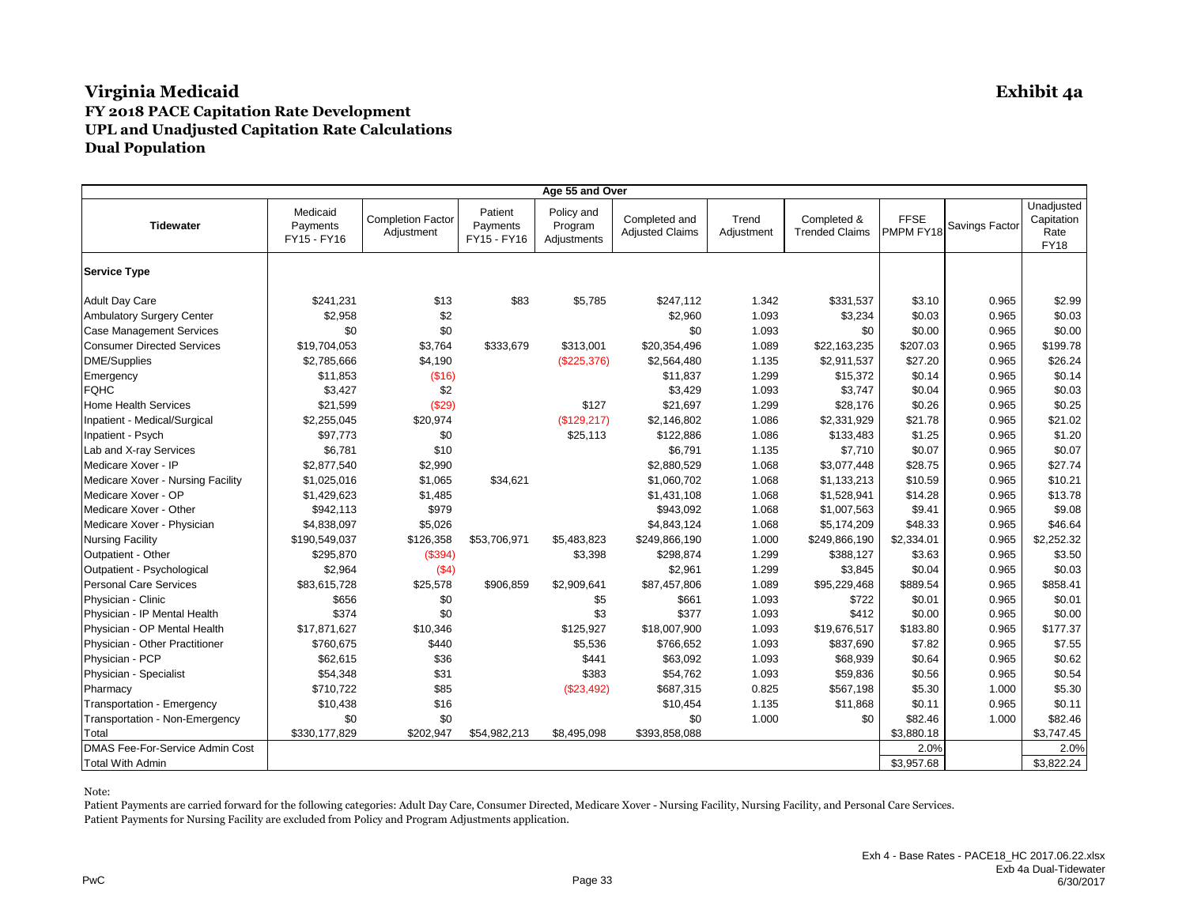# Virginia Medicaid

**Exhibit 4a**

## FY 2018 PACE Capitation Rate Development
## UPL and Unadjusted Capitation Rate Calculations
## Dual Population

| Age 55 and Over | | | | | | | | | | |
|---|---|---|---|---|---|---|---|---|---|---|
| **Tidewater** | Medicaid Payments FY15 - FY16 | Completion Factor Adjustment | Patient Payments FY15 - FY16 | Policy and Program Adjustments | Completed and Adjusted Claims | Trend Adjustment | Completed & Trended Claims | FFSE PMPM FY18 | Savings Factor | Unadjusted Capitation Rate FY18 |
| **Service Type** | | | | | | | | | | |
| Adult Day Care | $241,231 | $13 | $83 | $5,785 | $247,112 | 1.342 | $331,537 | $3.10 | 0.965 | $2.99 |
| Ambulatory Surgery Center | $2,958 | $2 | | | $2,960 | 1.093 | $3,234 | $0.03 | 0.965 | $0.03 |
| Case Management Services | $0 | $0 | | | $0 | 1.093 | $0 | $0.00 | 0.965 | $0.00 |
| Consumer Directed Services | $19,704,053 | $3,764 | $333,679 | $313,001 | $20,354,496 | 1.089 | $22,163,235 | $207.03 | 0.965 | $199.78 |
| DME/Supplies | $2,785,666 | $4,190 | | ($225,376) | $2,564,480 | 1.135 | $2,911,537 | $27.20 | 0.965 | $26.24 |
| Emergency | $11,853 | ($16) | | | $11,837 | 1.299 | $15,372 | $0.14 | 0.965 | $0.14 |
| FQHC | $3,427 | $2 | | | $3,429 | 1.093 | $3,747 | $0.04 | 0.965 | $0.03 |
| Home Health Services | $21,599 | ($29) | | $127 | $21,697 | 1.299 | $28,176 | $0.26 | 0.965 | $0.25 |
| Inpatient - Medical/Surgical | $2,255,045 | $20,974 | | ($129,217) | $2,146,802 | 1.086 | $2,331,929 | $21.78 | 0.965 | $21.02 |
| Inpatient - Psych | $97,773 | $0 | | $25,113 | $122,886 | 1.086 | $133,483 | $1.25 | 0.965 | $1.20 |
| Lab and X-ray Services | $6,781 | $10 | | | $6,791 | 1.135 | $7,710 | $0.07 | 0.965 | $0.07 |
| Medicare Xover - IP | $2,877,540 | $2,990 | | | $2,880,529 | 1.068 | $3,077,448 | $28.75 | 0.965 | $27.74 |
| Medicare Xover - Nursing Facility | $1,025,016 | $1,065 | $34,621 | | $1,060,702 | 1.068 | $1,133,213 | $10.59 | 0.965 | $10.21 |
| Medicare Xover - OP | $1,429,623 | $1,485 | | | $1,431,108 | 1.068 | $1,528,941 | $14.28 | 0.965 | $13.78 |
| Medicare Xover - Other | $942,113 | $979 | | | $943,092 | 1.068 | $1,007,563 | $9.41 | 0.965 | $9.08 |
| Medicare Xover - Physician | $4,838,097 | $5,026 | | | $4,843,124 | 1.068 | $5,174,209 | $48.33 | 0.965 | $46.64 |
| Nursing Facility | $190,549,037 | $126,358 | $53,706,971 | $5,483,823 | $249,866,190 | 1.000 | $249,866,190 | $2,334.01 | 0.965 | $2,252.32 |
| Outpatient - Other | $295,870 | ($394) | | $3,398 | $298,874 | 1.299 | $388,127 | $3.63 | 0.965 | $3.50 |
| Outpatient - Psychological | $2,964 | ($4) | | | $2,961 | 1.299 | $3,845 | $0.04 | 0.965 | $0.03 |
| Personal Care Services | $83,615,728 | $25,578 | $906,859 | $2,909,641 | $87,457,806 | 1.089 | $95,229,468 | $889.54 | 0.965 | $858.41 |
| Physician - Clinic | $656 | $0 | | $5 | $661 | 1.093 | $722 | $0.01 | 0.965 | $0.01 |
| Physician - IP Mental Health | $374 | $0 | | $3 | $377 | 1.093 | $412 | $0.00 | 0.965 | $0.00 |
| Physician - OP Mental Health | $17,871,627 | $10,346 | | $125,927 | $18,007,900 | 1.093 | $19,676,517 | $183.80 | 0.965 | $177.37 |
| Physician - Other Practitioner | $760,675 | $440 | | $5,536 | $766,652 | 1.093 | $837,690 | $7.82 | 0.965 | $7.55 |
| Physician - PCP | $62,615 | $36 | | $441 | $63,092 | 1.093 | $68,939 | $0.64 | 0.965 | $0.62 |
| Physician - Specialist | $54,348 | $31 | | $383 | $54,762 | 1.093 | $59,836 | $0.56 | 0.965 | $0.54 |
| Pharmacy | $710,722 | $85 | | ($23,492) | $687,315 | 0.825 | $567,198 | $5.30 | 1.000 | $5.30 |
| Transportation - Emergency | $10,438 | $16 | | | $10,454 | 1.135 | $11,868 | $0.11 | 0.965 | $0.11 |
| Transportation - Non-Emergency | $0 | $0 | | | $0 | 1.000 | $0 | $82.46 | 1.000 | $82.46 |
| Total | $330,177,829 | $202,947 | $54,982,213 | $8,495,098 | $393,858,088 | | | $3,880.18 | | $3,747.45 |
| DMAS Fee-For-Service Admin Cost | | | | | | | | 2.0% | | 2.0% |
| Total With Admin | | | | | | | | $3,957.68 | | $3,822.24 |

Note:

Patient Payments are carried forward for the following categories: Adult Day Care, Consumer Directed, Medicare Xover - Nursing Facility, Nursing Facility, and Personal Care Services.
Patient Payments for Nursing Facility are excluded from Policy and Program Adjustments application.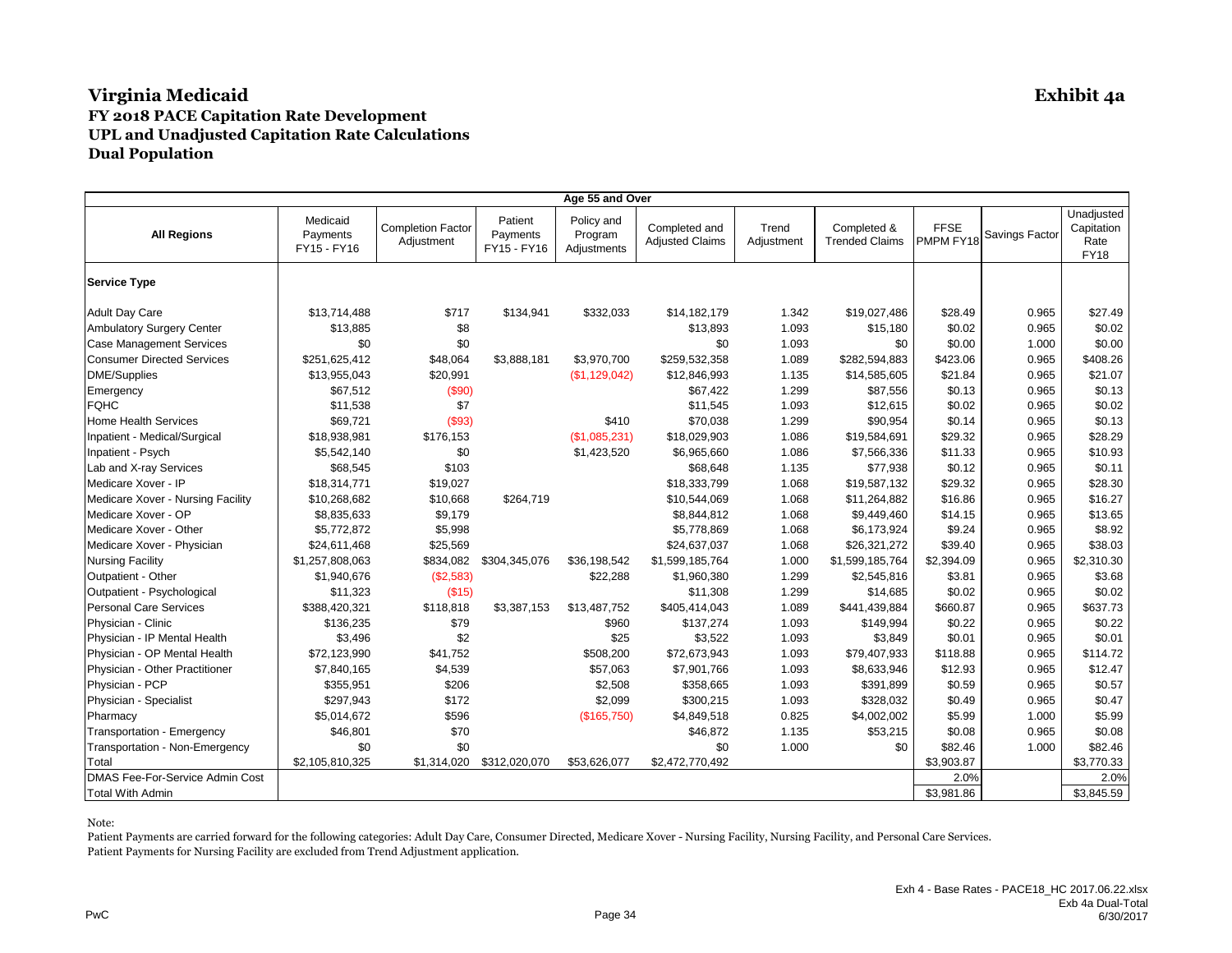# Virginia Medicaid

**Exhibit 4a**

## FY 2018 PACE Capitation Rate Development
## UPL and Unadjusted Capitation Rate Calculations
## Dual Population

| Age 55 and Over | | | | | | | | | | | |
|---|---|---|---|---|---|---|---|---|---|---|---|
| **All Regions** | Medicaid Payments FY15 - FY16 | Completion Factor Adjustment | Patient Payments FY15 - FY16 | Policy and Program Adjustments | Completed and Adjusted Claims | Trend Adjustment | Completed & Trended Claims | FFSE PMPM FY18 | Savings Factor | Unadjusted Capitation Rate FY18 |
| **Service Type** | | | | | | | | | | |
| Adult Day Care | $13,714,488 | $717 | $134,941 | $332,033 | $14,182,179 | 1.342 | $19,027,486 | $28.49 | 0.965 | $27.49 |
| Ambulatory Surgery Center | $13,885 | $8 | | | $13,893 | 1.093 | $15,180 | $0.02 | 0.965 | $0.02 |
| Case Management Services | $0 | $0 | | | $0 | 1.093 | $0 | $0.00 | 1.000 | $0.00 |
| Consumer Directed Services | $251,625,412 | $48,064 | $3,888,181 | $3,970,700 | $259,532,358 | 1.089 | $282,594,883 | $423.06 | 0.965 | $408.26 |
| DME/Supplies | $13,955,043 | $20,991 | | ($1,129,042) | $12,846,993 | 1.135 | $14,585,605 | $21.84 | 0.965 | $21.07 |
| Emergency | $67,512 | ($90) | | | $67,422 | 1.299 | $87,556 | $0.13 | 0.965 | $0.13 |
| FQHC | $11,538 | $7 | | | $11,545 | 1.093 | $12,615 | $0.02 | 0.965 | $0.02 |
| Home Health Services | $69,721 | ($93) | | $410 | $70,038 | 1.299 | $90,954 | $0.14 | 0.965 | $0.13 |
| Inpatient - Medical/Surgical | $18,938,981 | $176,153 | | ($1,085,231) | $18,029,903 | 1.086 | $19,584,691 | $29.32 | 0.965 | $28.29 |
| Inpatient - Psych | $5,542,140 | $0 | | $1,423,520 | $6,965,660 | 1.086 | $7,566,336 | $11.33 | 0.965 | $10.93 |
| Lab and X-ray Services | $68,545 | $103 | | | $68,648 | 1.135 | $77,938 | $0.12 | 0.965 | $0.11 |
| Medicare Xover - IP | $18,314,771 | $19,027 | | | $18,333,799 | 1.068 | $19,587,132 | $29.32 | 0.965 | $28.30 |
| Medicare Xover - Nursing Facility | $10,268,682 | $10,668 | $264,719 | | $10,544,069 | 1.068 | $11,264,882 | $16.86 | 0.965 | $16.27 |
| Medicare Xover - OP | $8,835,633 | $9,179 | | | $8,844,812 | 1.068 | $9,449,460 | $14.15 | 0.965 | $13.65 |
| Medicare Xover - Other | $5,772,872 | $5,998 | | | $5,778,869 | 1.068 | $6,173,924 | $9.24 | 0.965 | $8.92 |
| Medicare Xover - Physician | $24,611,468 | $25,569 | | | $24,637,037 | 1.068 | $26,321,272 | $39.40 | 0.965 | $38.03 |
| Nursing Facility | $1,257,808,063 | $834,082 | $304,345,076 | $36,198,542 | $1,599,185,764 | 1.000 | $1,599,185,764 | $2,394.09 | 0.965 | $2,310.30 |
| Outpatient - Other | $1,940,676 | ($2,583) | | $22,288 | $1,960,380 | 1.299 | $2,545,816 | $3.81 | 0.965 | $3.68 |
| Outpatient - Psychological | $11,323 | ($15) | | | $11,308 | 1.299 | $14,685 | $0.02 | 0.965 | $0.02 |
| Personal Care Services | $388,420,321 | $118,818 | $3,387,153 | $13,487,752 | $405,414,043 | 1.089 | $441,439,884 | $660.87 | 0.965 | $637.73 |
| Physician - Clinic | $136,235 | $79 | | $960 | $137,274 | 1.093 | $149,994 | $0.22 | 0.965 | $0.22 |
| Physician - IP Mental Health | $3,496 | $2 | | $25 | $3,522 | 1.093 | $3,849 | $0.01 | 0.965 | $0.01 |
| Physician - OP Mental Health | $72,123,990 | $41,752 | | $508,200 | $72,673,943 | 1.093 | $79,407,933 | $118.88 | 0.965 | $114.72 |
| Physician - Other Practitioner | $7,840,165 | $4,539 | | $57,063 | $7,901,766 | 1.093 | $8,633,946 | $12.93 | 0.965 | $12.47 |
| Physician - PCP | $355,951 | $206 | | $2,508 | $358,665 | 1.093 | $391,899 | $0.59 | 0.965 | $0.57 |
| Physician - Specialist | $297,943 | $172 | | $2,099 | $300,215 | 1.093 | $328,032 | $0.49 | 0.965 | $0.47 |
| Pharmacy | $5,014,672 | $596 | | ($165,750) | $4,849,518 | 0.825 | $4,002,002 | $5.99 | 1.000 | $5.99 |
| Transportation - Emergency | $46,801 | $70 | | | $46,872 | 1.135 | $53,215 | $0.08 | 0.965 | $0.08 |
| Transportation - Non-Emergency | $0 | $0 | | | $0 | 1.000 | $0 | $82.46 | 1.000 | $82.46 |
| Total | $2,105,810,325 | $1,314,020 | $312,020,070 | $53,626,077 | $2,472,770,492 | | | $3,903.87 | | $3,770.33 |
| DMAS Fee-For-Service Admin Cost | | | | | | | | 2.0% | | 2.0% |
| Total With Admin | | | | | | | | $3,981.86 | | $3,845.59 |

Note:

Patient Payments are carried forward for the following categories: Adult Day Care, Consumer Directed, Medicare Xover - Nursing Facility, Nursing Facility, and Personal Care Services.
Patient Payments for Nursing Facility are excluded from Trend Adjustment application.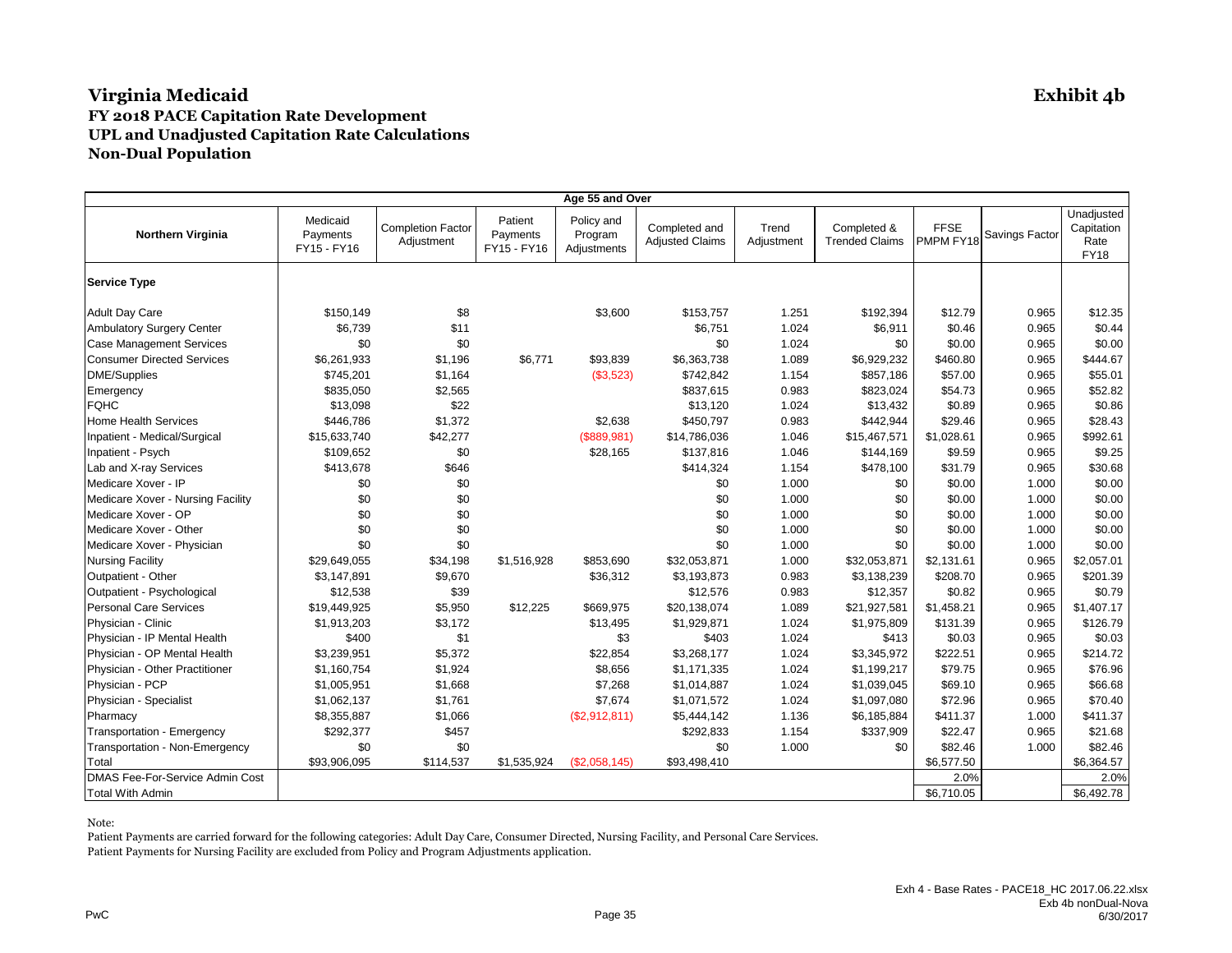# Virginia Medicaid

**Exhibit 4b**

## FY 2018 PACE Capitation Rate Development
## UPL and Unadjusted Capitation Rate Calculations
## Non-Dual Population

| Age 55 and Over | | | | | | | | | | | |
|---|---|---|---|---|---|---|---|---|---|---|---|
| **Northern Virginia** | Medicaid Payments FY15 - FY16 | Completion Factor Adjustment | Patient Payments FY15 - FY16 | Policy and Program Adjustments | Completed and Adjusted Claims | Trend Adjustment | Completed & Trended Claims | FFSE PMPM FY18 | Savings Factor | Unadjusted Capitation Rate FY18 |
| **Service Type** | | | | | | | | | | |
| Adult Day Care | $150,149 | $8 | | $3,600 | $153,757 | 1.251 | $192,394 | $12.79 | 0.965 | $12.35 |
| Ambulatory Surgery Center | $6,739 | $11 | | | $6,751 | 1.024 | $6,911 | $0.46 | 0.965 | $0.44 |
| Case Management Services | $0 | $0 | | | $0 | 1.024 | $0 | $0.00 | 0.965 | $0.00 |
| Consumer Directed Services | $6,261,933 | $1,196 | $6,771 | $93,839 | $6,363,738 | 1.089 | $6,929,232 | $460.80 | 0.965 | $444.67 |
| DME/Supplies | $745,201 | $1,164 | | ($3,523) | $742,842 | 1.154 | $857,186 | $57.00 | 0.965 | $55.01 |
| Emergency | $835,050 | $2,565 | | | $837,615 | 0.983 | $823,024 | $54.73 | 0.965 | $52.82 |
| FQHC | $13,098 | $22 | | | $13,120 | 1.024 | $13,432 | $0.89 | 0.965 | $0.86 |
| Home Health Services | $446,786 | $1,372 | | $2,638 | $450,797 | 0.983 | $442,944 | $29.46 | 0.965 | $28.43 |
| Inpatient - Medical/Surgical | $15,633,740 | $42,277 | | ($889,981) | $14,786,036 | 1.046 | $15,467,571 | $1,028.61 | 0.965 | $992.61 |
| Inpatient - Psych | $109,652 | $0 | | $28,165 | $137,816 | 1.046 | $144,169 | $9.59 | 0.965 | $9.25 |
| Lab and X-ray Services | $413,678 | $646 | | | $414,324 | 1.154 | $478,100 | $31.79 | 0.965 | $30.68 |
| Medicare Xover - IP | $0 | $0 | | | $0 | 1.000 | $0 | $0.00 | 1.000 | $0.00 |
| Medicare Xover - Nursing Facility | $0 | $0 | | | $0 | 1.000 | $0 | $0.00 | 1.000 | $0.00 |
| Medicare Xover - OP | $0 | $0 | | | $0 | 1.000 | $0 | $0.00 | 1.000 | $0.00 |
| Medicare Xover - Other | $0 | $0 | | | $0 | 1.000 | $0 | $0.00 | 1.000 | $0.00 |
| Medicare Xover - Physician | $0 | $0 | | | $0 | 1.000 | $0 | $0.00 | 1.000 | $0.00 |
| Nursing Facility | $29,649,055 | $34,198 | $1,516,928 | $853,690 | $32,053,871 | 1.000 | $32,053,871 | $2,131.61 | 0.965 | $2,057.01 |
| Outpatient - Other | $3,147,891 | $9,670 | | $36,312 | $3,193,873 | 0.983 | $3,138,239 | $208.70 | 0.965 | $201.39 |
| Outpatient - Psychological | $12,538 | $39 | | | $12,576 | 0.983 | $12,357 | $0.82 | 0.965 | $0.79 |
| Personal Care Services | $19,449,925 | $5,950 | $12,225 | $669,975 | $20,138,074 | 1.089 | $21,927,581 | $1,458.21 | 0.965 | $1,407.17 |
| Physician - Clinic | $1,913,203 | $3,172 | | $13,495 | $1,929,871 | 1.024 | $1,975,809 | $131.39 | 0.965 | $126.79 |
| Physician - IP Mental Health | $400 | $1 | | $3 | $403 | 1.024 | $413 | $0.03 | 0.965 | $0.03 |
| Physician - OP Mental Health | $3,239,951 | $5,372 | | $22,854 | $3,268,177 | 1.024 | $3,345,972 | $222.51 | 0.965 | $214.72 |
| Physician - Other Practitioner | $1,160,754 | $1,924 | | $8,656 | $1,171,335 | 1.024 | $1,199,217 | $79.75 | 0.965 | $76.96 |
| Physician - PCP | $1,005,951 | $1,668 | | $7,268 | $1,014,887 | 1.024 | $1,039,045 | $69.10 | 0.965 | $66.68 |
| Physician - Specialist | $1,062,137 | $1,761 | | $7,674 | $1,071,572 | 1.024 | $1,097,080 | $72.96 | 0.965 | $70.40 |
| Pharmacy | $8,355,887 | $1,066 | | ($2,912,811) | $5,444,142 | 1.136 | $6,185,884 | $411.37 | 1.000 | $411.37 |
| Transportation - Emergency | $292,377 | $457 | | | $292,833 | 1.154 | $337,909 | $22.47 | 0.965 | $21.68 |
| Transportation - Non-Emergency | $0 | $0 | | | $0 | 1.000 | $0 | $82.46 | 1.000 | $82.46 |
| Total | $93,906,095 | $114,537 | $1,535,924 | ($2,058,145) | $93,498,410 | | | $6,577.50 | | $6,364.57 |
| DMAS Fee-For-Service Admin Cost | | | | | | | | 2.0% | | 2.0% |
| Total With Admin | | | | | | | | $6,710.05 | | $6,492.78 |

Note:

Patient Payments are carried forward for the following categories: Adult Day Care, Consumer Directed, Nursing Facility, and Personal Care Services.

Patient Payments for Nursing Facility are excluded from Policy and Program Adjustments application.

PwC

Exh 4 - Base Rates - PACE18_HC 2017.06.22.xlsx
Exb 4b nonDual-Nova
6/30/2017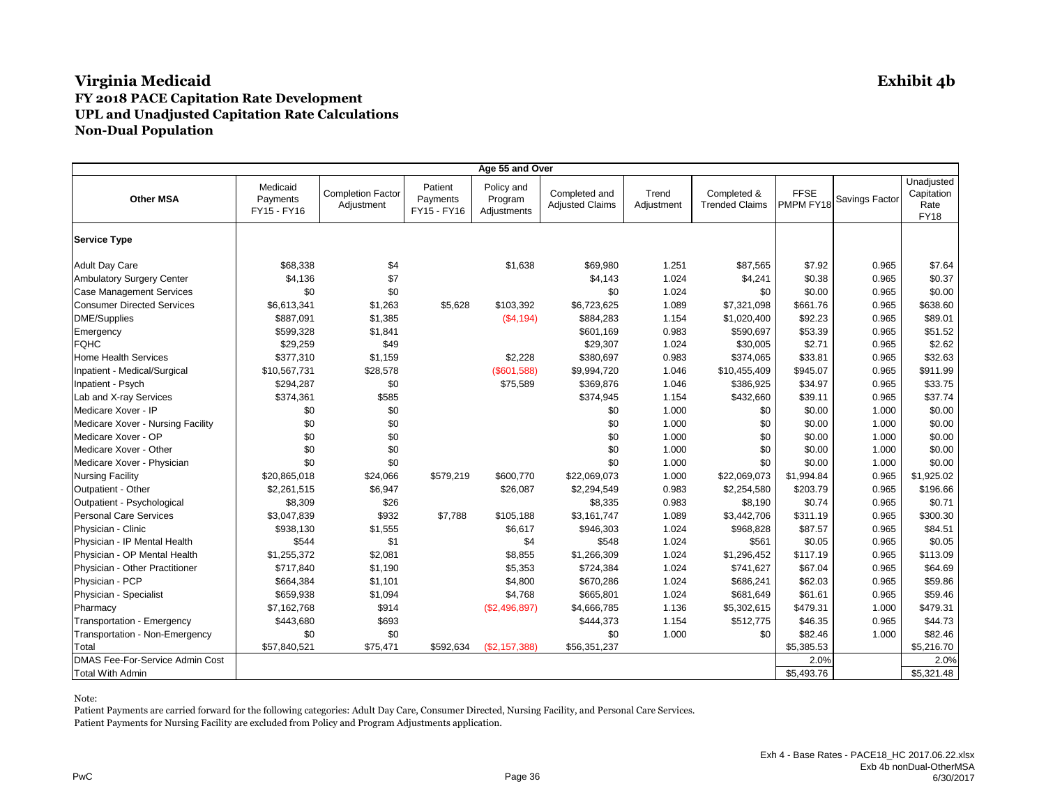# Virginia Medicaid

## Exhibit 4b

### FY 2018 PACE Capitation Rate Development
### UPL and Unadjusted Capitation Rate Calculations
### Non-Dual Population

| Age 55 and Over | | | | | | | | | | | |
|---|---|---|---|---|---|---|---|---|---|---|---|
| **Other MSA** | Medicaid Payments FY15 - FY16 | Completion Factor Adjustment | Patient Payments FY15 - FY16 | Policy and Program Adjustments | Completed and Adjusted Claims | Trend Adjustment | Completed & Trended Claims | FFSE PMPM FY18 | Savings Factor | Unadjusted Capitation Rate FY18 |
| **Service Type** | | | | | | | | | | |
| Adult Day Care | $68,338 | $4 | | $1,638 | $69,980 | 1.251 | $87,565 | $7.92 | 0.965 | $7.64 |
| Ambulatory Surgery Center | $4,136 | $7 | | | $4,143 | 1.024 | $4,241 | $0.38 | 0.965 | $0.37 |
| Case Management Services | $0 | $0 | | | $0 | 1.024 | $0 | $0.00 | 0.965 | $0.00 |
| Consumer Directed Services | $6,613,341 | $1,263 | $5,628 | $103,392 | $6,723,625 | 1.089 | $7,321,098 | $661.76 | 0.965 | $638.60 |
| DME/Supplies | $887,091 | $1,385 | | ($4,194) | $884,283 | 1.154 | $1,020,400 | $92.23 | 0.965 | $89.01 |
| Emergency | $599,328 | $1,841 | | | $601,169 | 0.983 | $590,697 | $53.39 | 0.965 | $51.52 |
| FQHC | $29,259 | $49 | | | $29,307 | 1.024 | $30,005 | $2.71 | 0.965 | $2.62 |
| Home Health Services | $377,310 | $1,159 | | $2,228 | $380,697 | 0.983 | $374,065 | $33.81 | 0.965 | $32.63 |
| Inpatient - Medical/Surgical | $10,567,731 | $28,578 | | ($601,588) | $9,994,720 | 1.046 | $10,455,409 | $945.07 | 0.965 | $911.99 |
| Inpatient - Psych | $294,287 | $0 | | $75,589 | $369,876 | 1.046 | $386,925 | $34.97 | 0.965 | $33.75 |
| Lab and X-ray Services | $374,361 | $585 | | | $374,945 | 1.154 | $432,660 | $39.11 | 0.965 | $37.74 |
| Medicare Xover - IP | $0 | $0 | | | $0 | 1.000 | $0 | $0.00 | 1.000 | $0.00 |
| Medicare Xover - Nursing Facility | $0 | $0 | | | $0 | 1.000 | $0 | $0.00 | 1.000 | $0.00 |
| Medicare Xover - OP | $0 | $0 | | | $0 | 1.000 | $0 | $0.00 | 1.000 | $0.00 |
| Medicare Xover - Other | $0 | $0 | | | $0 | 1.000 | $0 | $0.00 | 1.000 | $0.00 |
| Medicare Xover - Physician | $0 | $0 | | | $0 | 1.000 | $0 | $0.00 | 1.000 | $0.00 |
| Nursing Facility | $20,865,018 | $24,066 | $579,219 | $600,770 | $22,069,073 | 1.000 | $22,069,073 | $1,994.84 | 0.965 | $1,925.02 |
| Outpatient - Other | $2,261,515 | $6,947 | | $26,087 | $2,294,549 | 0.983 | $2,254,580 | $203.79 | 0.965 | $196.66 |
| Outpatient - Psychological | $8,309 | $26 | | | $8,335 | 0.983 | $8,190 | $0.74 | 0.965 | $0.71 |
| Personal Care Services | $3,047,839 | $932 | $7,788 | $105,188 | $3,161,747 | 1.089 | $3,442,706 | $311.19 | 0.965 | $300.30 |
| Physician - Clinic | $938,130 | $1,555 | | $6,617 | $946,303 | 1.024 | $968,828 | $87.57 | 0.965 | $84.51 |
| Physician - IP Mental Health | $544 | $1 | | $4 | $548 | 1.024 | $561 | $0.05 | 0.965 | $0.05 |
| Physician - OP Mental Health | $1,255,372 | $2,081 | | $8,855 | $1,266,309 | 1.024 | $1,296,452 | $117.19 | 0.965 | $113.09 |
| Physician - Other Practitioner | $717,840 | $1,190 | | $5,353 | $724,384 | 1.024 | $741,627 | $67.04 | 0.965 | $64.69 |
| Physician - PCP | $664,384 | $1,101 | | $4,800 | $670,286 | 1.024 | $686,241 | $62.03 | 0.965 | $59.86 |
| Physician - Specialist | $659,938 | $1,094 | | $4,768 | $665,801 | 1.024 | $681,649 | $61.61 | 0.965 | $59.46 |
| Pharmacy | $7,162,768 | $914 | | ($2,496,897) | $4,666,785 | 1.136 | $5,302,615 | $479.31 | 1.000 | $479.31 |
| Transportation - Emergency | $443,680 | $693 | | | $444,373 | 1.154 | $512,775 | $46.35 | 0.965 | $44.73 |
| Transportation - Non-Emergency | $0 | $0 | | | $0 | 1.000 | $0 | $82.46 | 1.000 | $82.46 |
| Total | $57,840,521 | $75,471 | $592,634 | ($2,157,388) | $56,351,237 | | | $5,385.53 | | $5,216.70 |
| DMAS Fee-For-Service Admin Cost | | | | | | | | 2.0% | | 2.0% |
| Total With Admin | | | | | | | | $5,493.76 | | $5,321.48 |

Note:

Patient Payments are carried forward for the following categories: Adult Day Care, Consumer Directed, Nursing Facility, and Personal Care Services.

Patient Payments for Nursing Facility are excluded from Policy and Program Adjustments application.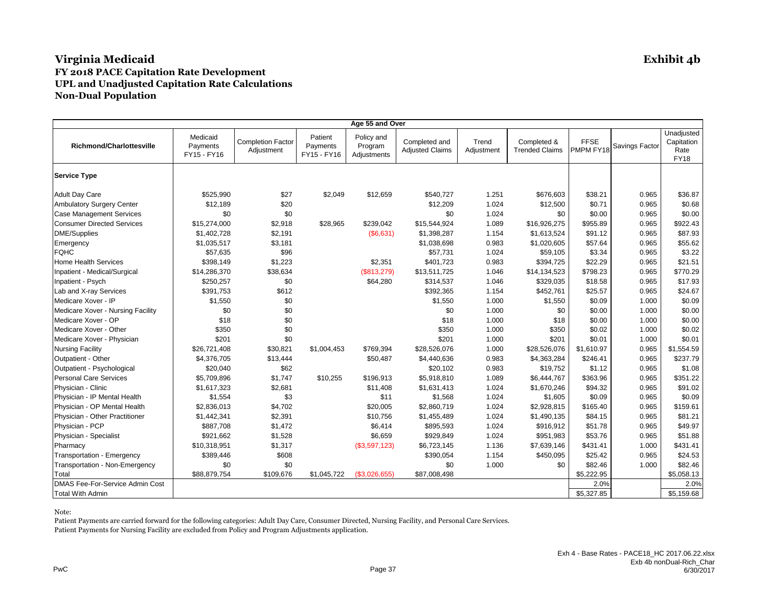# Virginia Medicaid

**Exhibit 4b**

## FY 2018 PACE Capitation Rate Development
## UPL and Unadjusted Capitation Rate Calculations
## Non-Dual Population

| Age 55 and Over | | | | | | | | | | |
|---|---|---|---|---|---|---|---|---|---|---|
| **Richmond/Charlottesville** | Medicaid Payments FY15 - FY16 | Completion Factor Adjustment | Patient Payments FY15 - FY16 | Policy and Program Adjustments | Completed and Adjusted Claims | Trend Adjustment | Completed & Trended Claims | FFSE PMPM FY18 | Savings Factor | Unadjusted Capitation Rate FY18 |
| **Service Type** | | | | | | | | | | |
| Adult Day Care | $525,990 | $27 | $2,049 | $12,659 | $540,727 | 1.251 | $676,603 | $38.21 | 0.965 | $36.87 |
| Ambulatory Surgery Center | $12,189 | $20 | | | $12,209 | 1.024 | $12,500 | $0.71 | 0.965 | $0.68 |
| Case Management Services | $0 | $0 | | | $0 | 1.024 | $0 | $0.00 | 0.965 | $0.00 |
| Consumer Directed Services | $15,274,000 | $2,918 | $28,965 | $239,042 | $15,544,924 | 1.089 | $16,926,275 | $955.89 | 0.965 | $922.43 |
| DME/Supplies | $1,402,728 | $2,191 | | ($6,631) | $1,398,287 | 1.154 | $1,613,524 | $91.12 | 0.965 | $87.93 |
| Emergency | $1,035,517 | $3,181 | | | $1,038,698 | 0.983 | $1,020,605 | $57.64 | 0.965 | $55.62 |
| FQHC | $57,635 | $96 | | | $57,731 | 1.024 | $59,105 | $3.34 | 0.965 | $3.22 |
| Home Health Services | $398,149 | $1,223 | | $2,351 | $401,723 | 0.983 | $394,725 | $22.29 | 0.965 | $21.51 |
| Inpatient - Medical/Surgical | $14,286,370 | $38,634 | | ($813,279) | $13,511,725 | 1.046 | $14,134,523 | $798.23 | 0.965 | $770.29 |
| Inpatient - Psych | $250,257 | $0 | | $64,280 | $314,537 | 1.046 | $329,035 | $18.58 | 0.965 | $17.93 |
| Lab and X-ray Services | $391,753 | $612 | | | $392,365 | 1.154 | $452,761 | $25.57 | 0.965 | $24.67 |
| Medicare Xover - IP | $1,550 | $0 | | | $1,550 | 1.000 | $1,550 | $0.09 | 1.000 | $0.09 |
| Medicare Xover - Nursing Facility | $0 | $0 | | | $0 | 1.000 | $0 | $0.00 | 1.000 | $0.00 |
| Medicare Xover - OP | $18 | $0 | | | $18 | 1.000 | $18 | $0.00 | 1.000 | $0.00 |
| Medicare Xover - Other | $350 | $0 | | | $350 | 1.000 | $350 | $0.02 | 1.000 | $0.02 |
| Medicare Xover - Physician | $201 | $0 | | | $201 | 1.000 | $201 | $0.01 | 1.000 | $0.01 |
| Nursing Facility | $26,721,408 | $30,821 | $1,004,453 | $769,394 | $28,526,076 | 1.000 | $28,526,076 | $1,610.97 | 0.965 | $1,554.59 |
| Outpatient - Other | $4,376,705 | $13,444 | | $50,487 | $4,440,636 | 0.983 | $4,363,284 | $246.41 | 0.965 | $237.79 |
| Outpatient - Psychological | $20,040 | $62 | | | $20,102 | 0.983 | $19,752 | $1.12 | 0.965 | $1.08 |
| Personal Care Services | $5,709,896 | $1,747 | $10,255 | $196,913 | $5,918,810 | 1.089 | $6,444,767 | $363.96 | 0.965 | $351.22 |
| Physician - Clinic | $1,617,323 | $2,681 | | $11,408 | $1,631,413 | 1.024 | $1,670,246 | $94.32 | 0.965 | $91.02 |
| Physician - IP Mental Health | $1,554 | $3 | | $11 | $1,568 | 1.024 | $1,605 | $0.09 | 0.965 | $0.09 |
| Physician - OP Mental Health | $2,836,013 | $4,702 | | $20,005 | $2,860,719 | 1.024 | $2,928,815 | $165.40 | 0.965 | $159.61 |
| Physician - Other Practitioner | $1,442,341 | $2,391 | | $10,756 | $1,455,489 | 1.024 | $1,490,135 | $84.15 | 0.965 | $81.21 |
| Physician - PCP | $887,708 | $1,472 | | $6,414 | $895,593 | 1.024 | $916,912 | $51.78 | 0.965 | $49.97 |
| Physician - Specialist | $921,662 | $1,528 | | $6,659 | $929,849 | 1.024 | $951,983 | $53.76 | 0.965 | $51.88 |
| Pharmacy | $10,318,951 | $1,317 | | ($3,597,123) | $6,723,145 | 1.136 | $7,639,146 | $431.41 | 1.000 | $431.41 |
| Transportation - Emergency | $389,446 | $608 | | | $390,054 | 1.154 | $450,095 | $25.42 | 0.965 | $24.53 |
| Transportation - Non-Emergency | $0 | $0 | | | $0 | 1.000 | $0 | $82.46 | 1.000 | $82.46 |
| Total | $88,879,754 | $109,676 | $1,045,722 | ($3,026,655) | $87,008,498 | | | $5,222.95 | | $5,058.13 |
| DMAS Fee-For-Service Admin Cost | | | | | | | | 2.0% | | 2.0% |
| Total With Admin | | | | | | | | $5,327.85 | | $5,159.68 |

Note:

Patient Payments are carried forward for the following categories: Adult Day Care, Consumer Directed, Nursing Facility, and Personal Care Services.

Patient Payments for Nursing Facility are excluded from Policy and Program Adjustments application.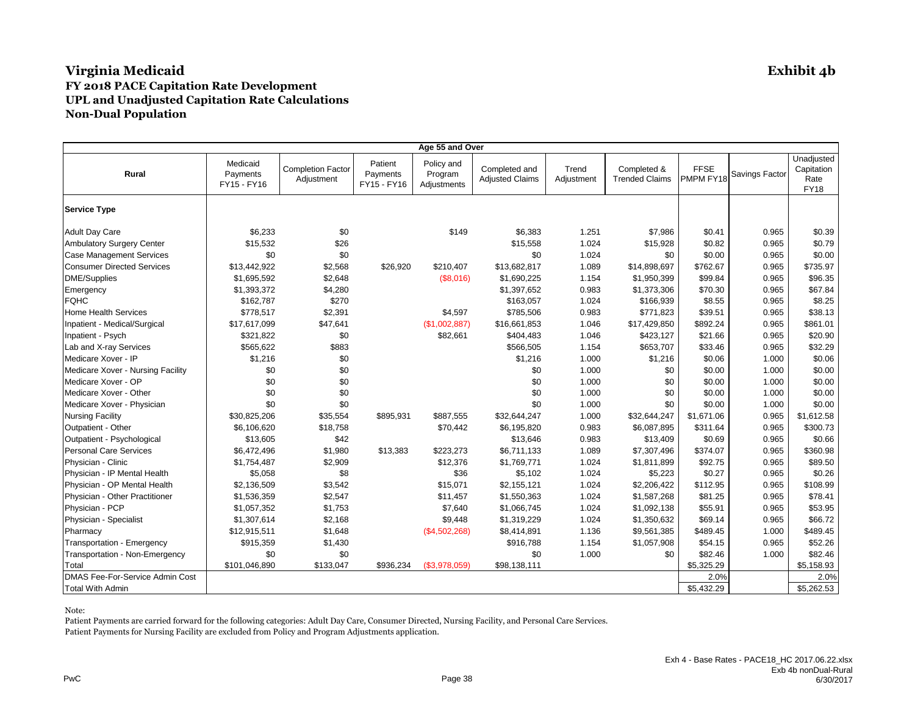# Virginia Medicaid

**Exhibit 4b**

## FY 2018 PACE Capitation Rate Development
## UPL and Unadjusted Capitation Rate Calculations
## Non-Dual Population

| Age 55 and Over | | | | | | | | | | | |
|---|---|---|---|---|---|---|---|---|---|---|---|
| **Rural** | Medicaid Payments FY15 - FY16 | Completion Factor Adjustment | Patient Payments FY15 - FY16 | Policy and Program Adjustments | Completed and Adjusted Claims | Trend Adjustment | Completed & Trended Claims | FFSE PMPM FY18 | Savings Factor | Unadjusted Capitation Rate FY18 |
| **Service Type** | | | | | | | | | | |
| Adult Day Care | $6,233 | $0 | | $149 | $6,383 | 1.251 | $7,986 | $0.41 | 0.965 | $0.39 |
| Ambulatory Surgery Center | $15,532 | $26 | | | $15,558 | 1.024 | $15,928 | $0.82 | 0.965 | $0.79 |
| Case Management Services | $0 | $0 | | | $0 | 1.024 | $0 | $0.00 | 0.965 | $0.00 |
| Consumer Directed Services | $13,442,922 | $2,568 | $26,920 | $210,407 | $13,682,817 | 1.089 | $14,898,697 | $762.67 | 0.965 | $735.97 |
| DME/Supplies | $1,695,592 | $2,648 | | ($8,016) | $1,690,225 | 1.154 | $1,950,399 | $99.84 | 0.965 | $96.35 |
| Emergency | $1,393,372 | $4,280 | | | $1,397,652 | 0.983 | $1,373,306 | $70.30 | 0.965 | $67.84 |
| FQHC | $162,787 | $270 | | | $163,057 | 1.024 | $166,939 | $8.55 | 0.965 | $8.25 |
| Home Health Services | $778,517 | $2,391 | | $4,597 | $785,506 | 0.983 | $771,823 | $39.51 | 0.965 | $38.13 |
| Inpatient - Medical/Surgical | $17,617,099 | $47,641 | | ($1,002,887) | $16,661,853 | 1.046 | $17,429,850 | $892.24 | 0.965 | $861.01 |
| Inpatient - Psych | $321,822 | $0 | | $82,661 | $404,483 | 1.046 | $423,127 | $21.66 | 0.965 | $20.90 |
| Lab and X-ray Services | $565,622 | $883 | | | $566,505 | 1.154 | $653,707 | $33.46 | 0.965 | $32.29 |
| Medicare Xover - IP | $1,216 | $0 | | | $1,216 | 1.000 | $1,216 | $0.06 | 1.000 | $0.06 |
| Medicare Xover - Nursing Facility | $0 | $0 | | | $0 | 1.000 | $0 | $0.00 | 1.000 | $0.00 |
| Medicare Xover - OP | $0 | $0 | | | $0 | 1.000 | $0 | $0.00 | 1.000 | $0.00 |
| Medicare Xover - Other | $0 | $0 | | | $0 | 1.000 | $0 | $0.00 | 1.000 | $0.00 |
| Medicare Xover - Physician | $0 | $0 | | | $0 | 1.000 | $0 | $0.00 | 1.000 | $0.00 |
| Nursing Facility | $30,825,206 | $35,554 | $895,931 | $887,555 | $32,644,247 | 1.000 | $32,644,247 | $1,671.06 | 0.965 | $1,612.58 |
| Outpatient - Other | $6,106,620 | $18,758 | | $70,442 | $6,195,820 | 0.983 | $6,087,895 | $311.64 | 0.965 | $300.73 |
| Outpatient - Psychological | $13,605 | $42 | | | $13,646 | 0.983 | $13,409 | $0.69 | 0.965 | $0.66 |
| Personal Care Services | $6,472,496 | $1,980 | $13,383 | $223,273 | $6,711,133 | 1.089 | $7,307,496 | $374.07 | 0.965 | $360.98 |
| Physician - Clinic | $1,754,487 | $2,909 | | $12,376 | $1,769,771 | 1.024 | $1,811,899 | $92.75 | 0.965 | $89.50 |
| Physician - IP Mental Health | $5,058 | $8 | | $36 | $5,102 | 1.024 | $5,223 | $0.27 | 0.965 | $0.26 |
| Physician - OP Mental Health | $2,136,509 | $3,542 | | $15,071 | $2,155,121 | 1.024 | $2,206,422 | $112.95 | 0.965 | $108.99 |
| Physician - Other Practitioner | $1,536,359 | $2,547 | | $11,457 | $1,550,363 | 1.024 | $1,587,268 | $81.25 | 0.965 | $78.41 |
| Physician - PCP | $1,057,352 | $1,753 | | $7,640 | $1,066,745 | 1.024 | $1,092,138 | $55.91 | 0.965 | $53.95 |
| Physician - Specialist | $1,307,614 | $2,168 | | $9,448 | $1,319,229 | 1.024 | $1,350,632 | $69.14 | 0.965 | $66.72 |
| Pharmacy | $12,915,511 | $1,648 | | ($4,502,268) | $8,414,891 | 1.136 | $9,561,385 | $489.45 | 1.000 | $489.45 |
| Transportation - Emergency | $915,359 | $1,430 | | | $916,788 | 1.154 | $1,057,908 | $54.15 | 0.965 | $52.26 |
| Transportation - Non-Emergency | $0 | $0 | | | $0 | 1.000 | $0 | $82.46 | 1.000 | $82.46 |
| Total | $101,046,890 | $133,047 | $936,234 | ($3,978,059) | $98,138,111 | | | $5,325.29 | | $5,158.93 |
| DMAS Fee-For-Service Admin Cost | | | | | | | | 2.0% | | 2.0% |
| Total With Admin | | | | | | | | $5,432.29 | | $5,262.53 |

Note:

Patient Payments are carried forward for the following categories: Adult Day Care, Consumer Directed, Nursing Facility, and Personal Care Services.

Patient Payments for Nursing Facility are excluded from Policy and Program Adjustments application.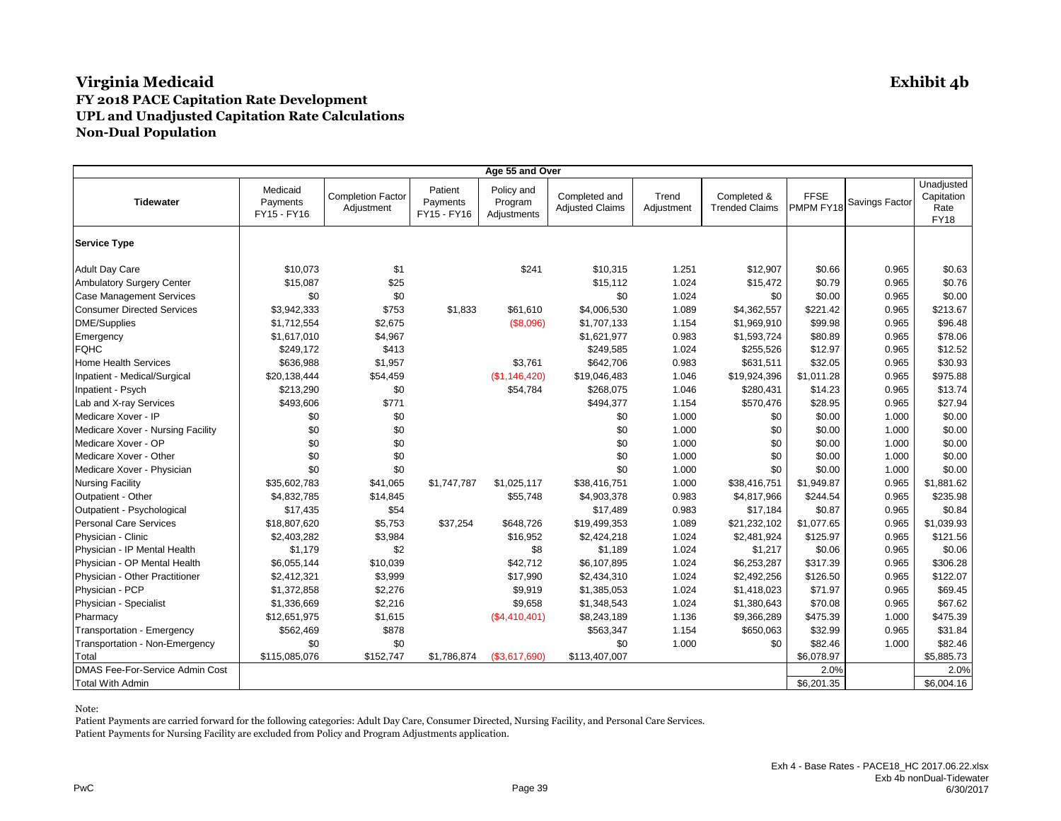# Virginia Medicaid

**Exhibit 4b**

## FY 2018 PACE Capitation Rate Development
## UPL and Unadjusted Capitation Rate Calculations
## Non-Dual Population

| Age 55 and Over | | | | | | | | | | | |
|---|---|---|---|---|---|---|---|---|---|---|---|
| **Tidewater** | Medicaid Payments FY15 - FY16 | Completion Factor Adjustment | Patient Payments FY15 - FY16 | Policy and Program Adjustments | Completed and Adjusted Claims | Trend Adjustment | Completed & Trended Claims | FFSE PMPM FY18 | Savings Factor | Unadjusted Capitation Rate FY18 |
| **Service Type** | | | | | | | | | | |
| Adult Day Care | $10,073 | $1 | | $241 | $10,315 | 1.251 | $12,907 | $0.66 | 0.965 | $0.63 |
| Ambulatory Surgery Center | $15,087 | $25 | | | $15,112 | 1.024 | $15,472 | $0.79 | 0.965 | $0.76 |
| Case Management Services | $0 | $0 | | | $0 | 1.024 | $0 | $0.00 | 0.965 | $0.00 |
| Consumer Directed Services | $3,942,333 | $753 | $1,833 | $61,610 | $4,006,530 | 1.089 | $4,362,557 | $221.42 | 0.965 | $213.67 |
| DME/Supplies | $1,712,554 | $2,675 | | ($8,096) | $1,707,133 | 1.154 | $1,969,910 | $99.98 | 0.965 | $96.48 |
| Emergency | $1,617,010 | $4,967 | | | $1,621,977 | 0.983 | $1,593,724 | $80.89 | 0.965 | $78.06 |
| FQHC | $249,172 | $413 | | | $249,585 | 1.024 | $255,526 | $12.97 | 0.965 | $12.52 |
| Home Health Services | $636,988 | $1,957 | | $3,761 | $642,706 | 0.983 | $631,511 | $32.05 | 0.965 | $30.93 |
| Inpatient - Medical/Surgical | $20,138,444 | $54,459 | | ($1,146,420) | $19,046,483 | 1.046 | $19,924,396 | $1,011.28 | 0.965 | $975.88 |
| Inpatient - Psych | $213,290 | $0 | | $54,784 | $268,075 | 1.046 | $280,431 | $14.23 | 0.965 | $13.74 |
| Lab and X-ray Services | $493,606 | $771 | | | $494,377 | 1.154 | $570,476 | $28.95 | 0.965 | $27.94 |
| Medicare Xover - IP | $0 | $0 | | | $0 | 1.000 | $0 | $0.00 | 1.000 | $0.00 |
| Medicare Xover - Nursing Facility | $0 | $0 | | | $0 | 1.000 | $0 | $0.00 | 1.000 | $0.00 |
| Medicare Xover - OP | $0 | $0 | | | $0 | 1.000 | $0 | $0.00 | 1.000 | $0.00 |
| Medicare Xover - Other | $0 | $0 | | | $0 | 1.000 | $0 | $0.00 | 1.000 | $0.00 |
| Medicare Xover - Physician | $0 | $0 | | | $0 | 1.000 | $0 | $0.00 | 1.000 | $0.00 |
| Nursing Facility | $35,602,783 | $41,065 | $1,747,787 | $1,025,117 | $38,416,751 | 1.000 | $38,416,751 | $1,949.87 | 0.965 | $1,881.62 |
| Outpatient - Other | $4,832,785 | $14,845 | | $55,748 | $4,903,378 | 0.983 | $4,817,966 | $244.54 | 0.965 | $235.98 |
| Outpatient - Psychological | $17,435 | $54 | | | $17,489 | 0.983 | $17,184 | $0.87 | 0.965 | $0.84 |
| Personal Care Services | $18,807,620 | $5,753 | $37,254 | $648,726 | $19,499,353 | 1.089 | $21,232,102 | $1,077.65 | 0.965 | $1,039.93 |
| Physician - Clinic | $2,403,282 | $3,984 | | $16,952 | $2,424,218 | 1.024 | $2,481,924 | $125.97 | 0.965 | $121.56 |
| Physician - IP Mental Health | $1,179 | $2 | | $8 | $1,189 | 1.024 | $1,217 | $0.06 | 0.965 | $0.06 |
| Physician - OP Mental Health | $6,055,144 | $10,039 | | $42,712 | $6,107,895 | 1.024 | $6,253,287 | $317.39 | 0.965 | $306.28 |
| Physician - Other Practitioner | $2,412,321 | $3,999 | | $17,990 | $2,434,310 | 1.024 | $2,492,256 | $126.50 | 0.965 | $122.07 |
| Physician - PCP | $1,372,858 | $2,276 | | $9,919 | $1,385,053 | 1.024 | $1,418,023 | $71.97 | 0.965 | $69.45 |
| Physician - Specialist | $1,336,669 | $2,216 | | $9,658 | $1,348,543 | 1.024 | $1,380,643 | $70.08 | 0.965 | $67.62 |
| Pharmacy | $12,651,975 | $1,615 | | ($4,410,401) | $8,243,189 | 1.136 | $9,366,289 | $475.39 | 1.000 | $475.39 |
| Transportation - Emergency | $562,469 | $878 | | | $563,347 | 1.154 | $650,063 | $32.99 | 0.965 | $31.84 |
| Transportation - Non-Emergency | $0 | $0 | | | $0 | 1.000 | $0 | $82.46 | 1.000 | $82.46 |
| Total | $115,085,076 | $152,747 | $1,786,874 | ($3,617,690) | $113,407,007 | | | $6,078.97 | | $5,885.73 |
| DMAS Fee-For-Service Admin Cost | | | | | | | | 2.0% | | 2.0% |
| Total With Admin | | | | | | | | $6,201.35 | | $6,004.16 |

Note:

Patient Payments are carried forward for the following categories: Adult Day Care, Consumer Directed, Nursing Facility, and Personal Care Services.

Patient Payments for Nursing Facility are excluded from Policy and Program Adjustments application.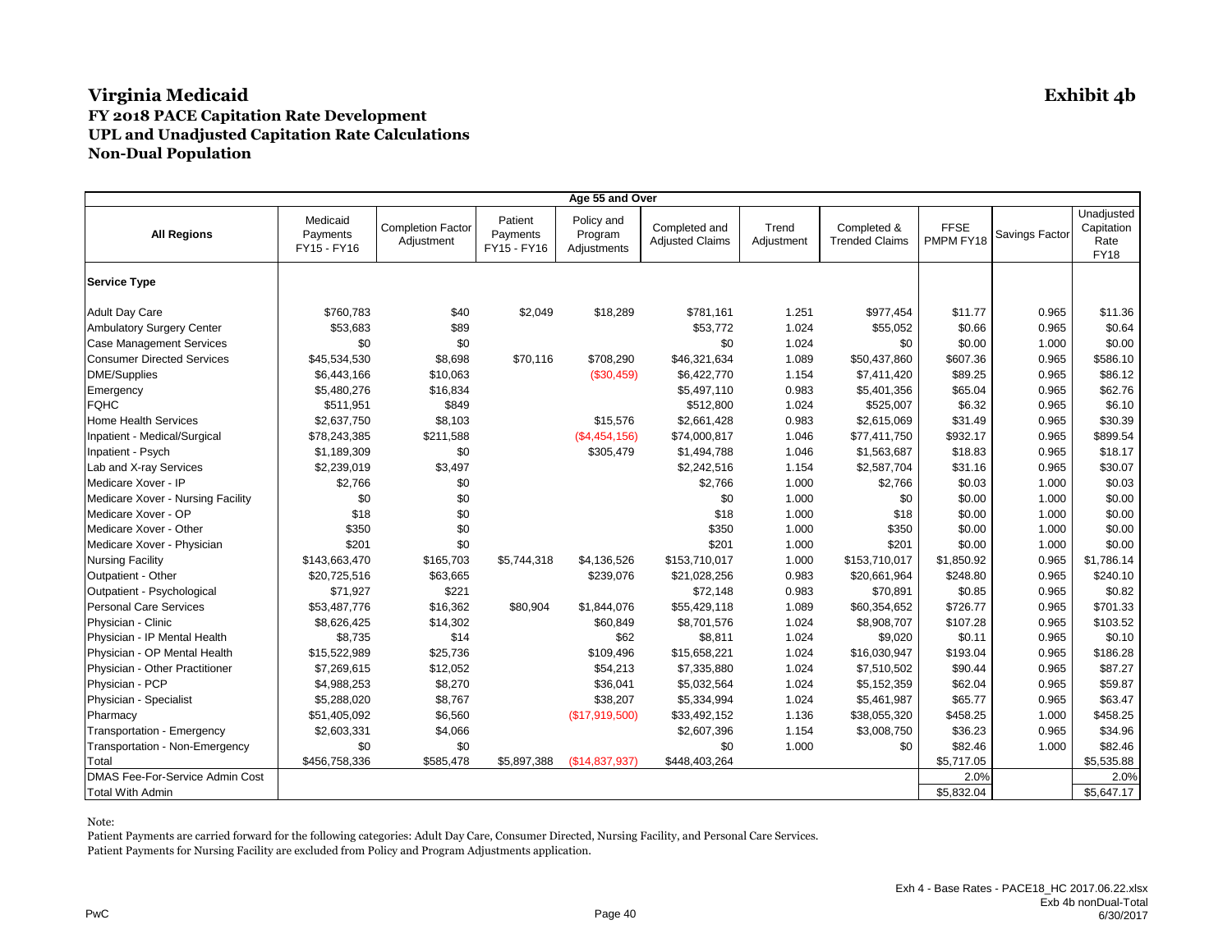# Virginia Medicaid

**Exhibit 4b**

## FY 2018 PACE Capitation Rate Development
## UPL and Unadjusted Capitation Rate Calculations
## Non-Dual Population

| Age 55 and Over | | | | | | | | | | |
|---|---|---|---|---|---|---|---|---|---|---|
| **All Regions** | Medicaid Payments FY15 - FY16 | Completion Factor Adjustment | Patient Payments FY15 - FY16 | Policy and Program Adjustments | Completed and Adjusted Claims | Trend Adjustment | Completed & Trended Claims | FFSE PMPM FY18 | Savings Factor | Unadjusted Capitation Rate FY18 |
| **Service Type** | | | | | | | | | | |
| Adult Day Care | $760,783 | $40 | $2,049 | $18,289 | $781,161 | 1.251 | $977,454 | $11.77 | 0.965 | $11.36 |
| Ambulatory Surgery Center | $53,683 | $89 | | | $53,772 | 1.024 | $55,052 | $0.66 | 0.965 | $0.64 |
| Case Management Services | $0 | $0 | | | $0 | 1.024 | $0 | $0.00 | 1.000 | $0.00 |
| Consumer Directed Services | $45,534,530 | $8,698 | $70,116 | $708,290 | $46,321,634 | 1.089 | $50,437,860 | $607.36 | 0.965 | $586.10 |
| DME/Supplies | $6,443,166 | $10,063 | | ($30,459) | $6,422,770 | 1.154 | $7,411,420 | $89.25 | 0.965 | $86.12 |
| Emergency | $5,480,276 | $16,834 | | | $5,497,110 | 0.983 | $5,401,356 | $65.04 | 0.965 | $62.76 |
| FQHC | $511,951 | $849 | | | $512,800 | 1.024 | $525,007 | $6.32 | 0.965 | $6.10 |
| Home Health Services | $2,637,750 | $8,103 | | $15,576 | $2,661,428 | 0.983 | $2,615,069 | $31.49 | 0.965 | $30.39 |
| Inpatient - Medical/Surgical | $78,243,385 | $211,588 | | ($4,454,156) | $74,000,817 | 1.046 | $77,411,750 | $932.17 | 0.965 | $899.54 |
| Inpatient - Psych | $1,189,309 | $0 | | $305,479 | $1,494,788 | 1.046 | $1,563,687 | $18.83 | 0.965 | $18.17 |
| Lab and X-ray Services | $2,239,019 | $3,497 | | | $2,242,516 | 1.154 | $2,587,704 | $31.16 | 0.965 | $30.07 |
| Medicare Xover - IP | $2,766 | $0 | | | $2,766 | 1.000 | $2,766 | $0.03 | 1.000 | $0.03 |
| Medicare Xover - Nursing Facility | $0 | $0 | | | $0 | 1.000 | $0 | $0.00 | 1.000 | $0.00 |
| Medicare Xover - OP | $18 | $0 | | | $18 | 1.000 | $18 | $0.00 | 1.000 | $0.00 |
| Medicare Xover - Other | $350 | $0 | | | $350 | 1.000 | $350 | $0.00 | 1.000 | $0.00 |
| Medicare Xover - Physician | $201 | $0 | | | $201 | 1.000 | $201 | $0.00 | 1.000 | $0.00 |
| Nursing Facility | $143,663,470 | $165,703 | $5,744,318 | $4,136,526 | $153,710,017 | 1.000 | $153,710,017 | $1,850.92 | 0.965 | $1,786.14 |
| Outpatient - Other | $20,725,516 | $63,665 | | $239,076 | $21,028,256 | 0.983 | $20,661,964 | $248.80 | 0.965 | $240.10 |
| Outpatient - Psychological | $71,927 | $221 | | | $72,148 | 0.983 | $70,891 | $0.85 | 0.965 | $0.82 |
| Personal Care Services | $53,487,776 | $16,362 | $80,904 | $1,844,076 | $55,429,118 | 1.089 | $60,354,652 | $726.77 | 0.965 | $701.33 |
| Physician - Clinic | $8,626,425 | $14,302 | | $60,849 | $8,701,576 | 1.024 | $8,908,707 | $107.28 | 0.965 | $103.52 |
| Physician - IP Mental Health | $8,735 | $14 | | $62 | $8,811 | 1.024 | $9,020 | $0.11 | 0.965 | $0.10 |
| Physician - OP Mental Health | $15,522,989 | $25,736 | | $109,496 | $15,658,221 | 1.024 | $16,030,947 | $193.04 | 0.965 | $186.28 |
| Physician - Other Practitioner | $7,269,615 | $12,052 | | $54,213 | $7,335,880 | 1.024 | $7,510,502 | $90.44 | 0.965 | $87.27 |
| Physician - PCP | $4,988,253 | $8,270 | | $36,041 | $5,032,564 | 1.024 | $5,152,359 | $62.04 | 0.965 | $59.87 |
| Physician - Specialist | $5,288,020 | $8,767 | | $38,207 | $5,334,994 | 1.024 | $5,461,987 | $65.77 | 0.965 | $63.47 |
| Pharmacy | $51,405,092 | $6,560 | | ($17,919,500) | $33,492,152 | 1.136 | $38,055,320 | $458.25 | 1.000 | $458.25 |
| Transportation - Emergency | $2,603,331 | $4,066 | | | $2,607,396 | 1.154 | $3,008,750 | $36.23 | 0.965 | $34.96 |
| Transportation - Non-Emergency | $0 | $0 | | | $0 | 1.000 | $0 | $82.46 | 1.000 | $82.46 |
| Total | $456,758,336 | $585,478 | $5,897,388 | ($14,837,937) | $448,403,264 | | | $5,717.05 | | $5,535.88 |
| DMAS Fee-For-Service Admin Cost | | | | | | | | 2.0% | | 2.0% |
| Total With Admin | | | | | | | | $5,832.04 | | $5,647.17 |

Note:

Patient Payments are carried forward for the following categories: Adult Day Care, Consumer Directed, Nursing Facility, and Personal Care Services.

Patient Payments for Nursing Facility are excluded from Policy and Program Adjustments application.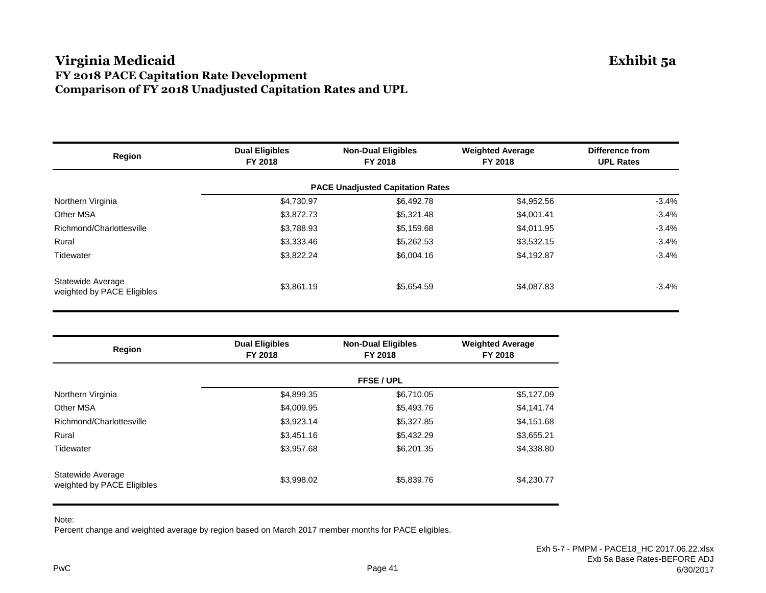# Virginia Medicaid

**Exhibit 5a**

## FY 2018 PACE Capitation Rate Development
## Comparison of FY 2018 Unadjusted Capitation Rates and UPL

| Region | Dual Eligibles FY 2018 | Non-Dual Eligibles FY 2018 | Weighted Average FY 2018 | Difference from UPL Rates |
|---|---|---|---|---|
| | **PACE Unadjusted Capitation Rates** | | | |
| Northern Virginia | $4,730.97 | $6,492.78 | $4,952.56 | -3.4% |
| Other MSA | $3,872.73 | $5,321.48 | $4,001.41 | -3.4% |
| Richmond/Charlottesville | $3,788.93 | $5,159.68 | $4,011.95 | -3.4% |
| Rural | $3,333.46 | $5,262.53 | $3,532.15 | -3.4% |
| Tidewater | $3,822.24 | $6,004.16 | $4,192.87 | -3.4% |
| Statewide Average weighted by PACE Eligibles | $3,861.19 | $5,654.59 | $4,087.83 | -3.4% |

| Region | Dual Eligibles FY 2018 | Non-Dual Eligibles FY 2018 | Weighted Average FY 2018 |
|---|---|---|---|
| | **FFSE / UPL** | | |
| Northern Virginia | $4,899.35 | $6,710.05 | $5,127.09 |
| Other MSA | $4,009.95 | $5,493.76 | $4,141.74 |
| Richmond/Charlottesville | $3,923.14 | $5,327.85 | $4,151.68 |
| Rural | $3,451.16 | $5,432.29 | $3,655.21 |
| Tidewater | $3,957.68 | $6,201.35 | $4,338.80 |
| Statewide Average weighted by PACE Eligibles | $3,998.02 | $5,839.76 | $4,230.77 |

Note:
Percent change and weighted average by region based on March 2017 member months for PACE eligibles.

Exh 5-7 - PMPM - PACE18_HC 2017.06.22.xlsx
Exb 5a Base Rates-BEFORE ADJ
6/30/2017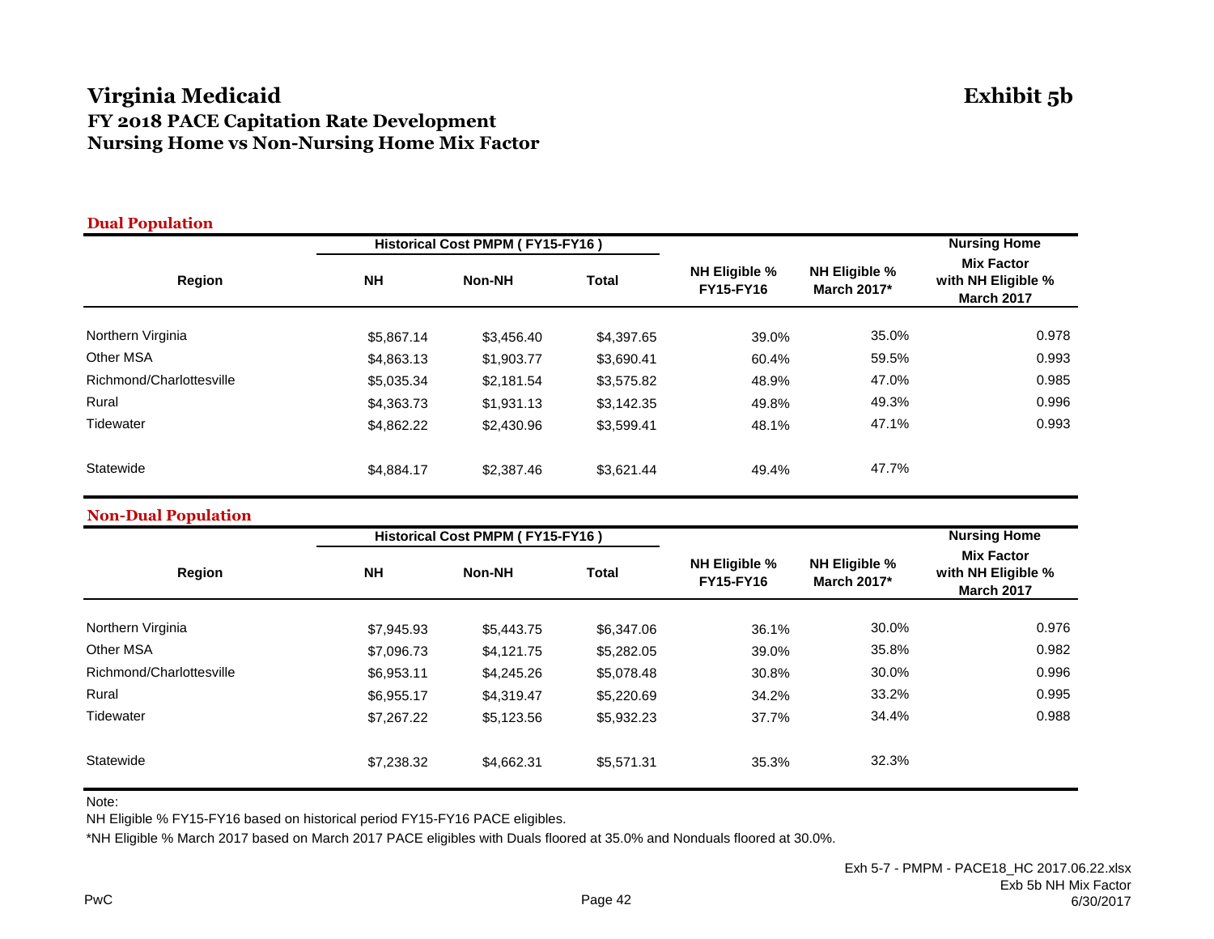# Virginia Medicaid

**Exhibit 5b**

## FY 2018 PACE Capitation Rate Development
## Nursing Home vs Non-Nursing Home Mix Factor

### Dual Population

| Region | Historical Cost PMPM ( FY15-FY16 ) NH | Non-NH | Total | NH Eligible % FY15-FY16 | NH Eligible % March 2017* | Nursing Home Mix Factor with NH Eligible % March 2017 |
|---|---|---|---|---|---|---|
| Northern Virginia | $5,867.14 | $3,456.40 | $4,397.65 | 39.0% | 35.0% | 0.978 |
| Other MSA | $4,863.13 | $1,903.77 | $3,690.41 | 60.4% | 59.5% | 0.993 |
| Richmond/Charlottesville | $5,035.34 | $2,181.54 | $3,575.82 | 48.9% | 47.0% | 0.985 |
| Rural | $4,363.73 | $1,931.13 | $3,142.35 | 49.8% | 49.3% | 0.996 |
| Tidewater | $4,862.22 | $2,430.96 | $3,599.41 | 48.1% | 47.1% | 0.993 |
| Statewide | $4,884.17 | $2,387.46 | $3,621.44 | 49.4% | 47.7% | |

### Non-Dual Population

| Region | Historical Cost PMPM ( FY15-FY16 ) NH | Non-NH | Total | NH Eligible % FY15-FY16 | NH Eligible % March 2017* | Nursing Home Mix Factor with NH Eligible % March 2017 |
|---|---|---|---|---|---|---|
| Northern Virginia | $7,945.93 | $5,443.75 | $6,347.06 | 36.1% | 30.0% | 0.976 |
| Other MSA | $7,096.73 | $4,121.75 | $5,282.05 | 39.0% | 35.8% | 0.982 |
| Richmond/Charlottesville | $6,953.11 | $4,245.26 | $5,078.48 | 30.8% | 30.0% | 0.996 |
| Rural | $6,955.17 | $4,319.47 | $5,220.69 | 34.2% | 33.2% | 0.995 |
| Tidewater | $7,267.22 | $5,123.56 | $5,932.23 | 37.7% | 34.4% | 0.988 |
| Statewide | $7,238.32 | $4,662.31 | $5,571.31 | 35.3% | 32.3% | |

Note:

NH Eligible % FY15-FY16 based on historical period FY15-FY16 PACE eligibles.

*NH Eligible % March 2017 based on March 2017 PACE eligibles with Duals floored at 35.0% and Nonduals floored at 30.0%.

Exh 5-7 - PMPM - PACE18_HC 2017.06.22.xlsx
Exb 5b NH Mix Factor
6/30/2017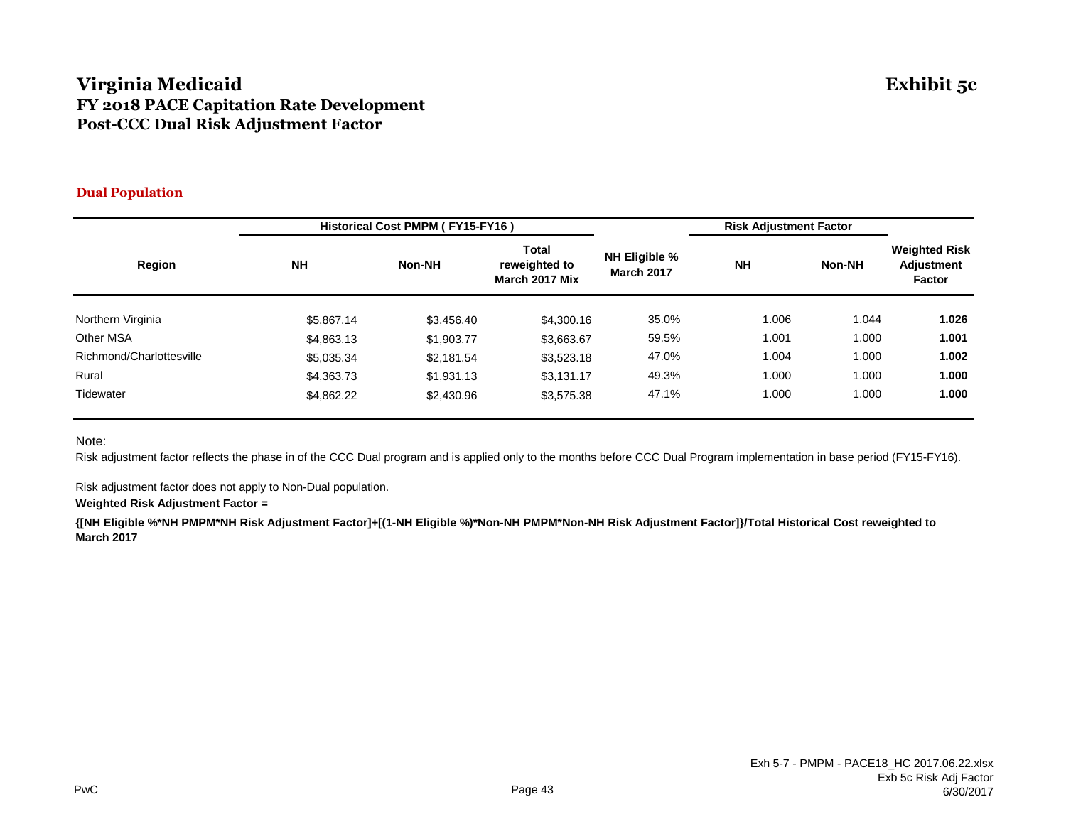# Virginia Medicaid

**Exhibit 5c**

## FY 2018 PACE Capitation Rate Development
## Post-CCC Dual Risk Adjustment Factor

### Dual Population

| Region | Historical Cost PMPM ( FY15-FY16 ) | | | NH Eligible % March 2017 | Risk Adjustment Factor | | Weighted Risk Adjustment Factor |
|---|---|---|---|---|---|---|---|
| | NH | Non-NH | Total reweighted to March 2017 Mix | | NH | Non-NH | |
| Northern Virginia | $5,867.14 | $3,456.40 | $4,300.16 | 35.0% | 1.006 | 1.044 | **1.026** |
| Other MSA | $4,863.13 | $1,903.77 | $3,663.67 | 59.5% | 1.001 | 1.000 | **1.001** |
| Richmond/Charlottesville | $5,035.34 | $2,181.54 | $3,523.18 | 47.0% | 1.004 | 1.000 | **1.002** |
| Rural | $4,363.73 | $1,931.13 | $3,131.17 | 49.3% | 1.000 | 1.000 | **1.000** |
| Tidewater | $4,862.22 | $2,430.96 | $3,575.38 | 47.1% | 1.000 | 1.000 | **1.000** |

Note:

Risk adjustment factor reflects the phase in of the CCC Dual program and is applied only to the months before CCC Dual Program implementation in base period (FY15-FY16).

Risk adjustment factor does not apply to Non-Dual population.

**Weighted Risk Adjustment Factor =**

**{[NH Eligible %*NH PMPM*NH Risk Adjustment Factor]+[(1-NH Eligible %)*Non-NH PMPM*Non-NH Risk Adjustment Factor]}/Total Historical Cost reweighted to March 2017**

Exh 5-7 - PMPM - PACE18_HC 2017.06.22.xlsx
Exb 5c Risk Adj Factor
6/30/2017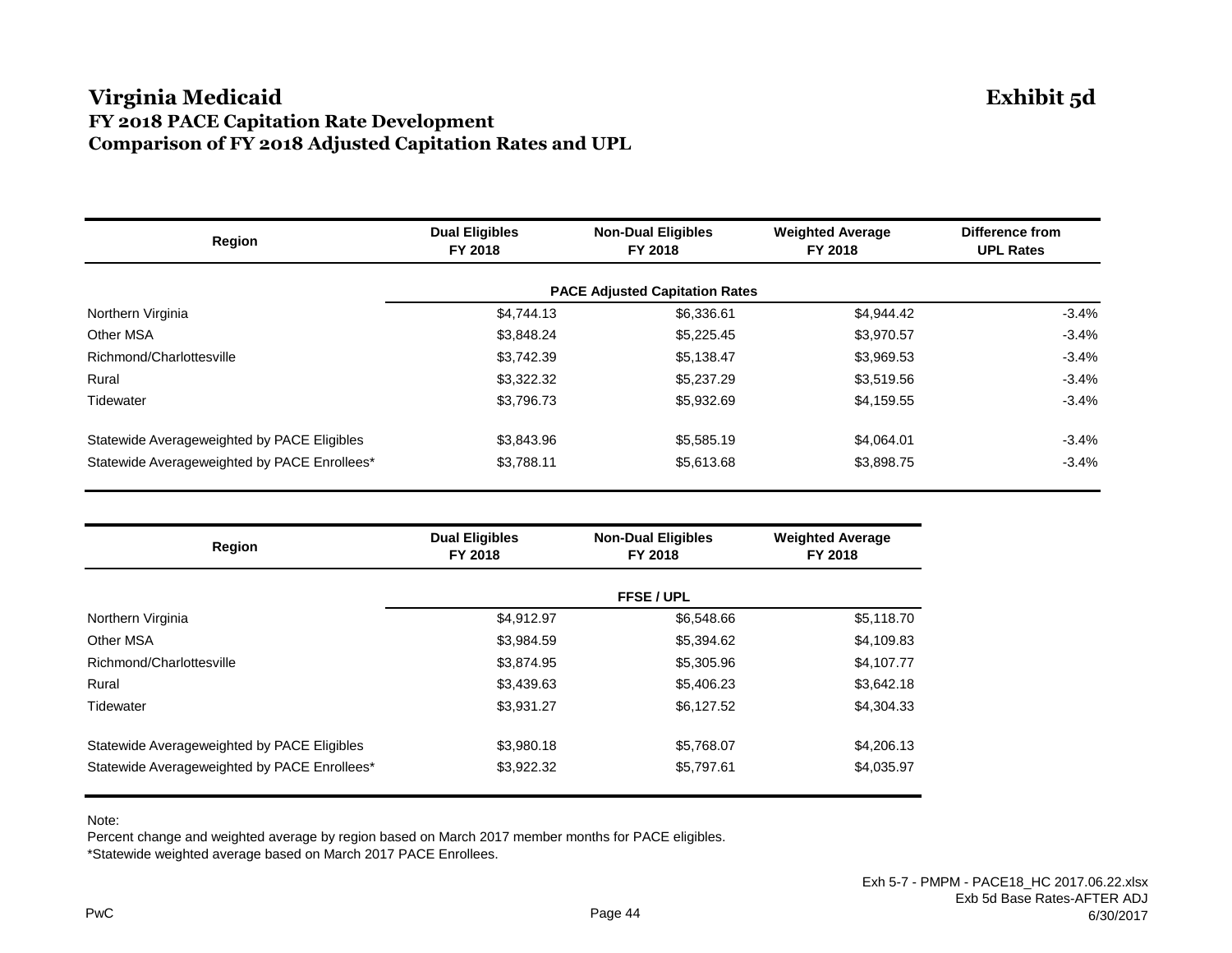# Virginia Medicaid

**Exhibit 5d**

## FY 2018 PACE Capitation Rate Development
## Comparison of FY 2018 Adjusted Capitation Rates and UPL

| Region | Dual Eligibles FY 2018 | Non-Dual Eligibles FY 2018 | Weighted Average FY 2018 | Difference from UPL Rates |
|---|---|---|---|---|
| | | **PACE Adjusted Capitation Rates** | | |
| Northern Virginia | $4,744.13 | $6,336.61 | $4,944.42 | -3.4% |
| Other MSA | $3,848.24 | $5,225.45 | $3,970.57 | -3.4% |
| Richmond/Charlottesville | $3,742.39 | $5,138.47 | $3,969.53 | -3.4% |
| Rural | $3,322.32 | $5,237.29 | $3,519.56 | -3.4% |
| Tidewater | $3,796.73 | $5,932.69 | $4,159.55 | -3.4% |
| Statewide Averageweighted by PACE Eligibles | $3,843.96 | $5,585.19 | $4,064.01 | -3.4% |
| Statewide Averageweighted by PACE Enrollees* | $3,788.11 | $5,613.68 | $3,898.75 | -3.4% |

| Region | Dual Eligibles FY 2018 | Non-Dual Eligibles FY 2018 | Weighted Average FY 2018 |
|---|---|---|---|
| | | **FFSE / UPL** | |
| Northern Virginia | $4,912.97 | $6,548.66 | $5,118.70 |
| Other MSA | $3,984.59 | $5,394.62 | $4,109.83 |
| Richmond/Charlottesville | $3,874.95 | $5,305.96 | $4,107.77 |
| Rural | $3,439.63 | $5,406.23 | $3,642.18 |
| Tidewater | $3,931.27 | $6,127.52 | $4,304.33 |
| Statewide Averageweighted by PACE Eligibles | $3,980.18 | $5,768.07 | $4,206.13 |
| Statewide Averageweighted by PACE Enrollees* | $3,922.32 | $5,797.61 | $4,035.97 |

Note:
Percent change and weighted average by region based on March 2017 member months for PACE eligibles.
*Statewide weighted average based on March 2017 PACE Enrollees.

Exh 5-7 - PMPM - PACE18_HC 2017.06.22.xlsx
Exb 5d Base Rates-AFTER ADJ
6/30/2017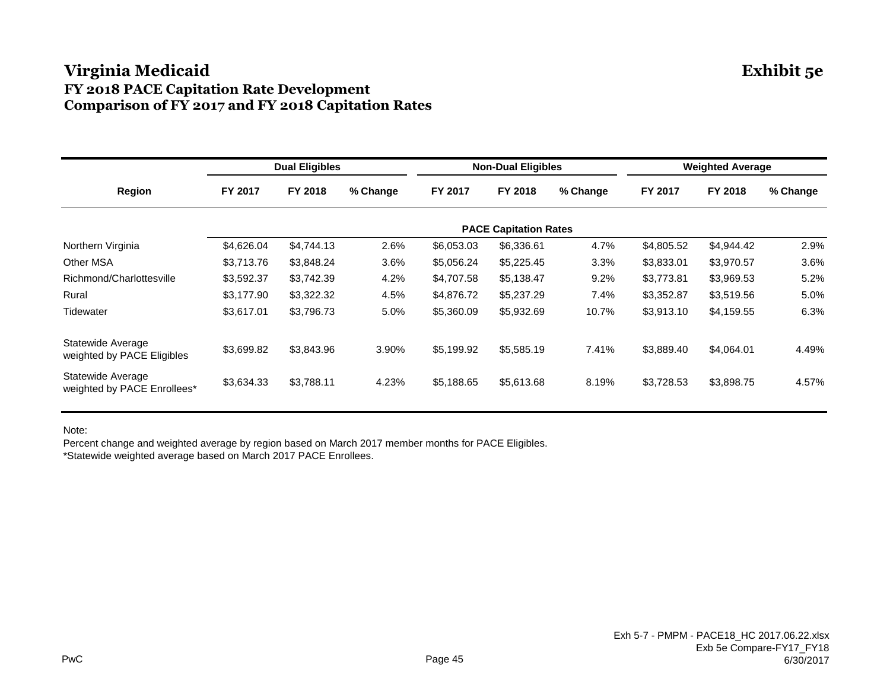# Virginia Medicaid

**Exhibit 5e**

## FY 2018 PACE Capitation Rate Development
## Comparison of FY 2017 and FY 2018 Capitation Rates

| Region | Dual Eligibles | | | Non-Dual Eligibles | | | Weighted Average | | |
|---|---|---|---|---|---|---|---|---|---|
| | FY 2017 | FY 2018 | % Change | FY 2017 | FY 2018 | % Change | FY 2017 | FY 2018 | % Change |
| | | | | | **PACE Capitation Rates** | | | | |
| Northern Virginia | $4,626.04 | $4,744.13 | 2.6% | $6,053.03 | $6,336.61 | 4.7% | $4,805.52 | $4,944.42 | 2.9% |
| Other MSA | $3,713.76 | $3,848.24 | 3.6% | $5,056.24 | $5,225.45 | 3.3% | $3,833.01 | $3,970.57 | 3.6% |
| Richmond/Charlottesville | $3,592.37 | $3,742.39 | 4.2% | $4,707.58 | $5,138.47 | 9.2% | $3,773.81 | $3,969.53 | 5.2% |
| Rural | $3,177.90 | $3,322.32 | 4.5% | $4,876.72 | $5,237.29 | 7.4% | $3,352.87 | $3,519.56 | 5.0% |
| Tidewater | $3,617.01 | $3,796.73 | 5.0% | $5,360.09 | $5,932.69 | 10.7% | $3,913.10 | $4,159.55 | 6.3% |
| Statewide Average weighted by PACE Eligibles | $3,699.82 | $3,843.96 | 3.90% | $5,199.92 | $5,585.19 | 7.41% | $3,889.40 | $4,064.01 | 4.49% |
| Statewide Average weighted by PACE Enrollees* | $3,634.33 | $3,788.11 | 4.23% | $5,188.65 | $5,613.68 | 8.19% | $3,728.53 | $3,898.75 | 4.57% |

Note:
Percent change and weighted average by region based on March 2017 member months for PACE Eligibles.
*Statewide weighted average based on March 2017 PACE Enrollees.

PwC

Exh 5-7 - PMPM - PACE18_HC 2017.06.22.xlsx
Exb 5e Compare-FY17_FY18
6/30/2017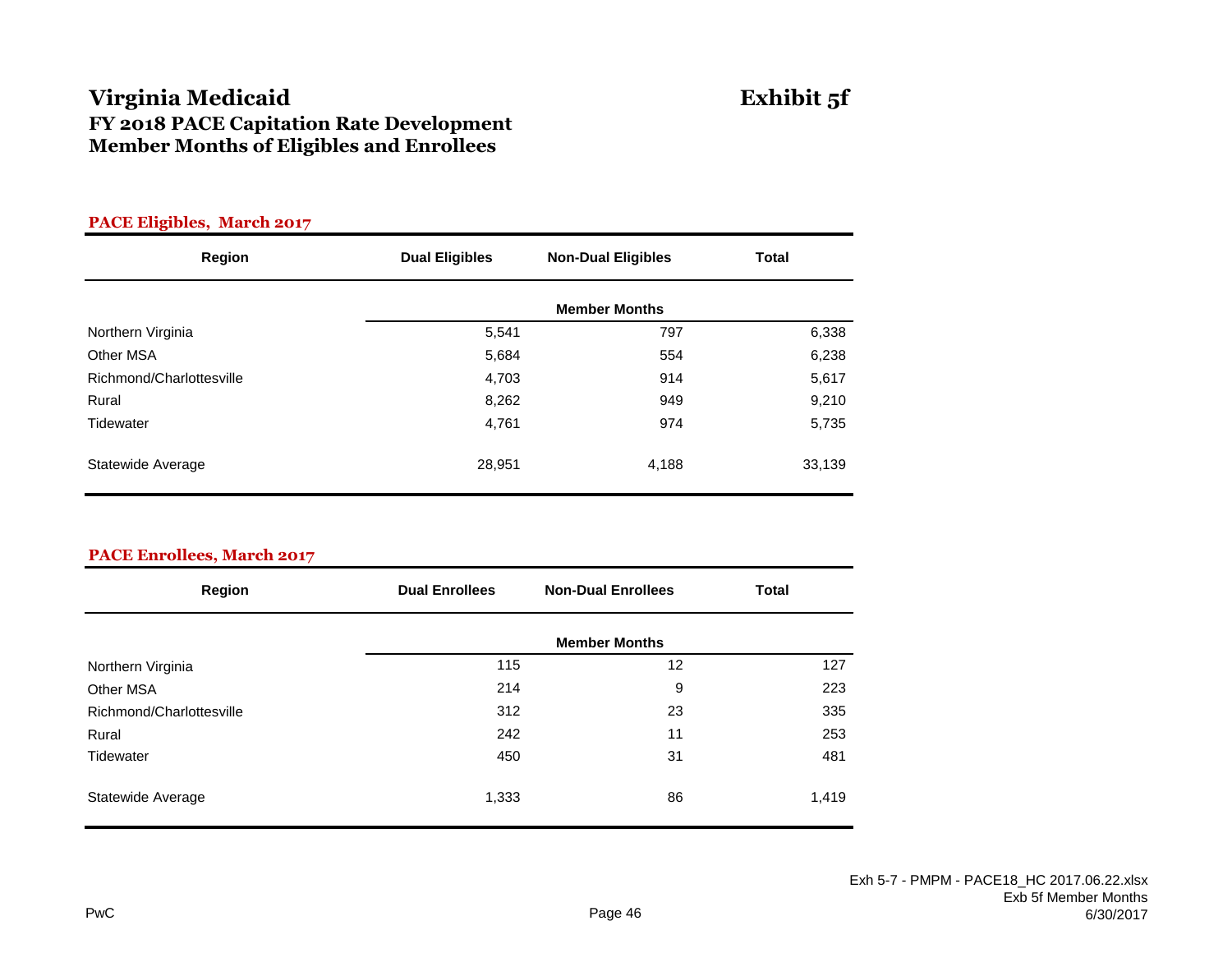# Virginia Medicaid

## Exhibit 5f

### FY 2018 PACE Capitation Rate Development
### Member Months of Eligibles and Enrollees

**PACE Eligibles, March 2017**

| Region | Dual Eligibles | Non-Dual Eligibles | Total |
|---|---|---|---|
| | | Member Months | |
| Northern Virginia | 5,541 | 797 | 6,338 |
| Other MSA | 5,684 | 554 | 6,238 |
| Richmond/Charlottesville | 4,703 | 914 | 5,617 |
| Rural | 8,262 | 949 | 9,210 |
| Tidewater | 4,761 | 974 | 5,735 |
| Statewide Average | 28,951 | 4,188 | 33,139 |

**PACE Enrollees, March 2017**

| Region | Dual Enrollees | Non-Dual Enrollees | Total |
|---|---|---|---|
| | | Member Months | |
| Northern Virginia | 115 | 12 | 127 |
| Other MSA | 214 | 9 | 223 |
| Richmond/Charlottesville | 312 | 23 | 335 |
| Rural | 242 | 11 | 253 |
| Tidewater | 450 | 31 | 481 |
| Statewide Average | 1,333 | 86 | 1,419 |

PwC

Exh 5-7 - PMPM - PACE18_HC 2017.06.22.xlsx
Exb 5f Member Months
6/30/2017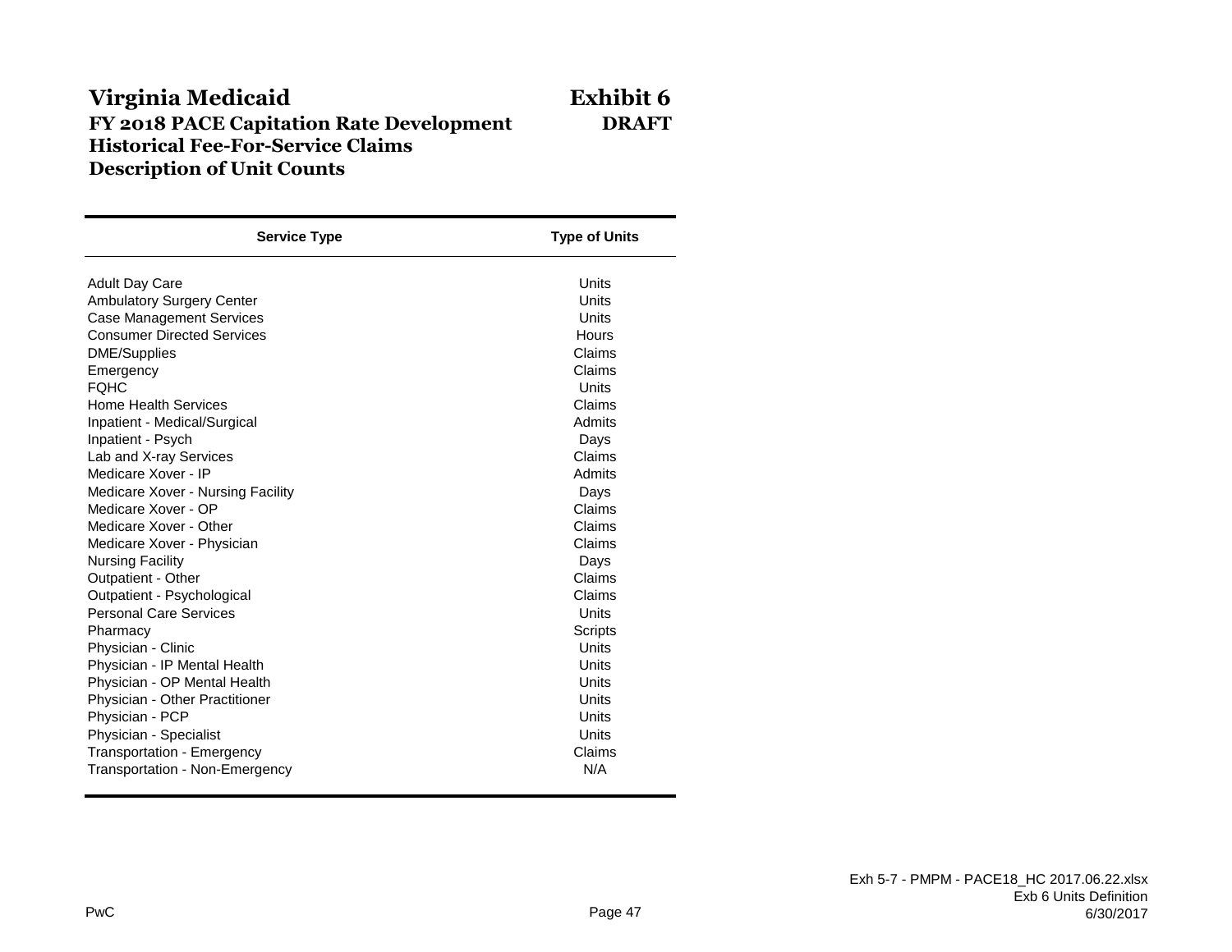# Virginia Medicaid

**Exhibit 6**

**DRAFT**

## FY 2018 PACE Capitation Rate Development
## Historical Fee-For-Service Claims
## Description of Unit Counts

| Service Type | Type of Units |
|---|---|
| Adult Day Care | Units |
| Ambulatory Surgery Center | Units |
| Case Management Services | Units |
| Consumer Directed Services | Hours |
| DME/Supplies | Claims |
| Emergency | Claims |
| FQHC | Units |
| Home Health Services | Claims |
| Inpatient - Medical/Surgical | Admits |
| Inpatient - Psych | Days |
| Lab and X-ray Services | Claims |
| Medicare Xover - IP | Admits |
| Medicare Xover - Nursing Facility | Days |
| Medicare Xover - OP | Claims |
| Medicare Xover - Other | Claims |
| Medicare Xover - Physician | Claims |
| Nursing Facility | Days |
| Outpatient - Other | Claims |
| Outpatient - Psychological | Claims |
| Personal Care Services | Units |
| Pharmacy | Scripts |
| Physician - Clinic | Units |
| Physician - IP Mental Health | Units |
| Physician - OP Mental Health | Units |
| Physician - Other Practitioner | Units |
| Physician - PCP | Units |
| Physician - Specialist | Units |
| Transportation - Emergency | Claims |
| Transportation - Non-Emergency | N/A |

Exh 5-7 - PMPM - PACE18_HC 2017.06.22.xlsx
Exb 6 Units Definition
6/30/2017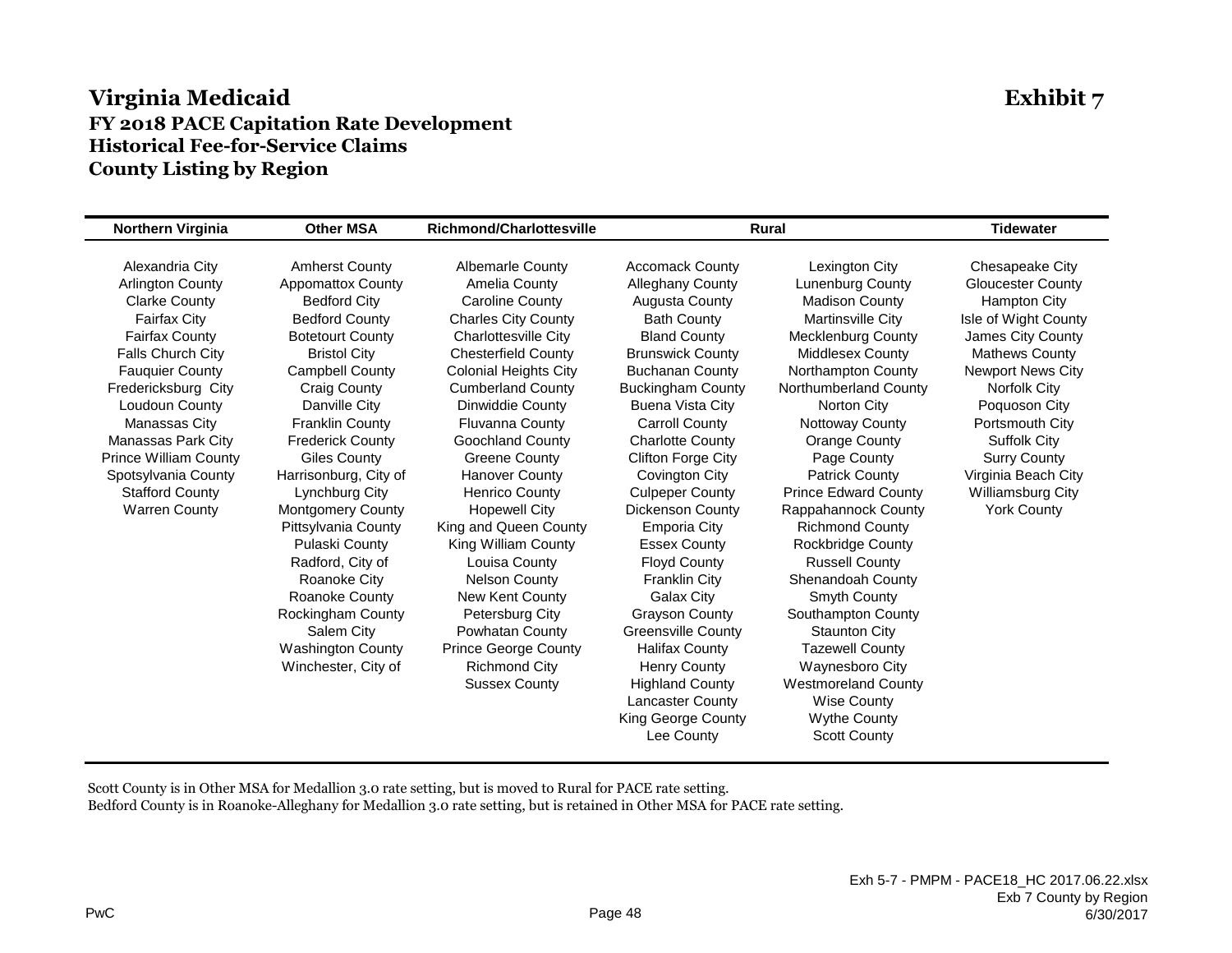# Virginia Medicaid

**Exhibit 7**

## FY 2018 PACE Capitation Rate Development
## Historical Fee-for-Service Claims
## County Listing by Region

| Northern Virginia | Other MSA | Richmond/Charlottesville | Rural | | Tidewater |
|---|---|---|---|---|---|
| Alexandria City | Amherst County | Albemarle County | Accomack County | Lexington City | Chesapeake City |
| Arlington County | Appomattox County | Amelia County | Alleghany County | Lunenburg County | Gloucester County |
| Clarke County | Bedford City | Caroline County | Augusta County | Madison County | Hampton City |
| Fairfax City | Bedford County | Charles City County | Bath County | Martinsville City | Isle of Wight County |
| Fairfax County | Botetourt County | Charlottesville City | Bland County | Mecklenburg County | James City County |
| Falls Church City | Bristol City | Chesterfield County | Brunswick County | Middlesex County | Mathews County |
| Fauquier County | Campbell County | Colonial Heights City | Buchanan County | Northampton County | Newport News City |
| Fredericksburg City | Craig County | Cumberland County | Buckingham County | Northumberland County | Norfolk City |
| Loudoun County | Danville City | Dinwiddie County | Buena Vista City | Norton City | Poquoson City |
| Manassas City | Franklin County | Fluvanna County | Carroll County | Nottoway County | Portsmouth City |
| Manassas Park City | Frederick County | Goochland County | Charlotte County | Orange County | Suffolk City |
| Prince William County | Giles County | Greene County | Clifton Forge City | Page County | Surry County |
| Spotsylvania County | Harrisonburg, City of | Hanover County | Covington City | Patrick County | Virginia Beach City |
| Stafford County | Lynchburg City | Henrico County | Culpeper County | Prince Edward County | Williamsburg City |
| Warren County | Montgomery County | Hopewell City | Dickenson County | Rappahannock County | York County |
| | Pittsylvania County | King and Queen County | Emporia City | Richmond County | |
| | Pulaski County | King William County | Essex County | Rockbridge County | |
| | Radford, City of | Louisa County | Floyd County | Russell County | |
| | Roanoke City | Nelson County | Franklin City | Shenandoah County | |
| | Roanoke County | New Kent County | Galax City | Smyth County | |
| | Rockingham County | Petersburg City | Grayson County | Southampton County | |
| | Salem City | Powhatan County | Greensville County | Staunton City | |
| | Washington County | Prince George County | Halifax County | Tazewell County | |
| | Winchester, City of | Richmond City | Henry County | Waynesboro City | |
| | | Sussex County | Highland County | Westmoreland County | |
| | | | Lancaster County | Wise County | |
| | | | King George County | Wythe County | |
| | | | Lee County | Scott County | |

Scott County is in Other MSA for Medallion 3.0 rate setting, but is moved to Rural for PACE rate setting.
Bedford County is in Roanoke-Alleghany for Medallion 3.0 rate setting, but is retained in Other MSA for PACE rate setting.

PwC

Exh 5-7 - PMPM - PACE18_HC 2017.06.22.xlsx
Exb 7 County by Region
6/30/2017